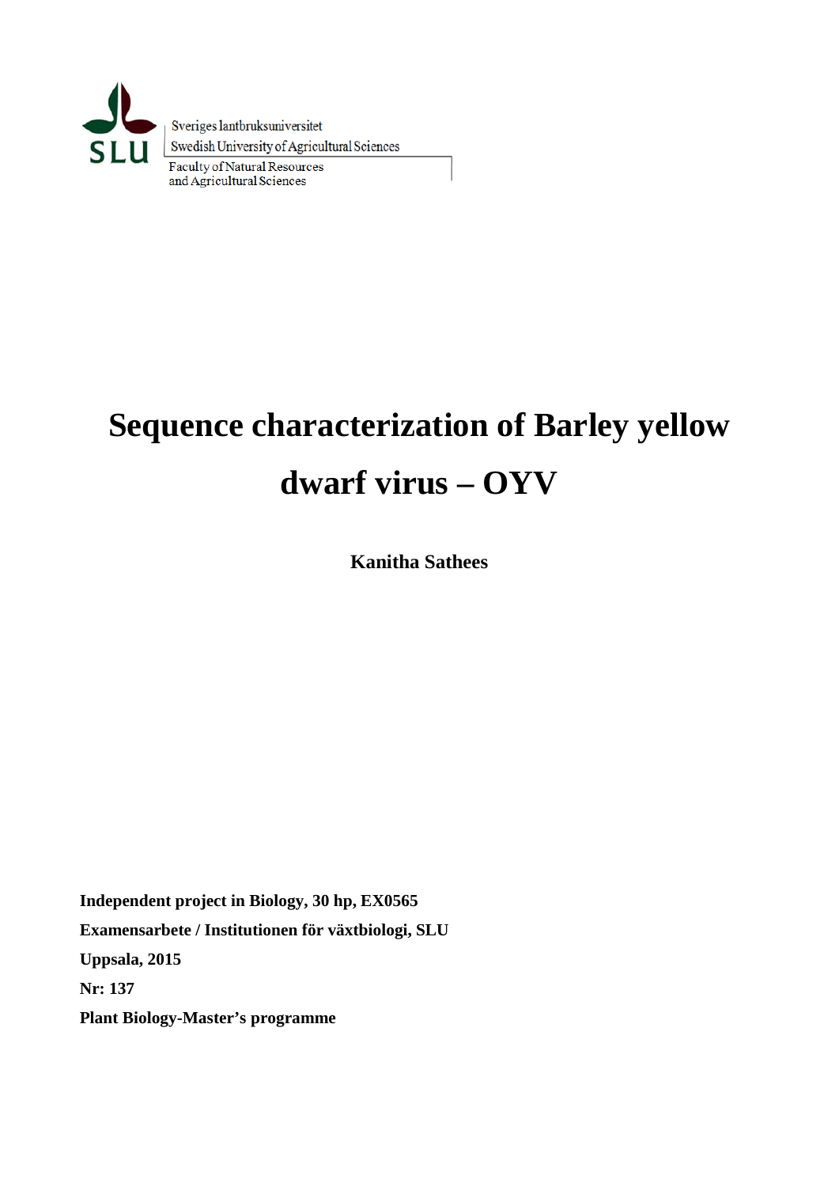Sveriges lantbruksuniversitet
Swedish University of Agricultural Sciences
Faculty of Natural Resources
and Agricultural Sciences

# Sequence characterization of Barley yellow dwarf virus – OYV

**Kanitha Sathees**

**Independent project in Biology, 30 hp, EX0565**
**Examensarbete / Institutionen för växtbiologi, SLU**
**Uppsala, 2015**
**Nr: 137**
**Plant Biology-Master's programme**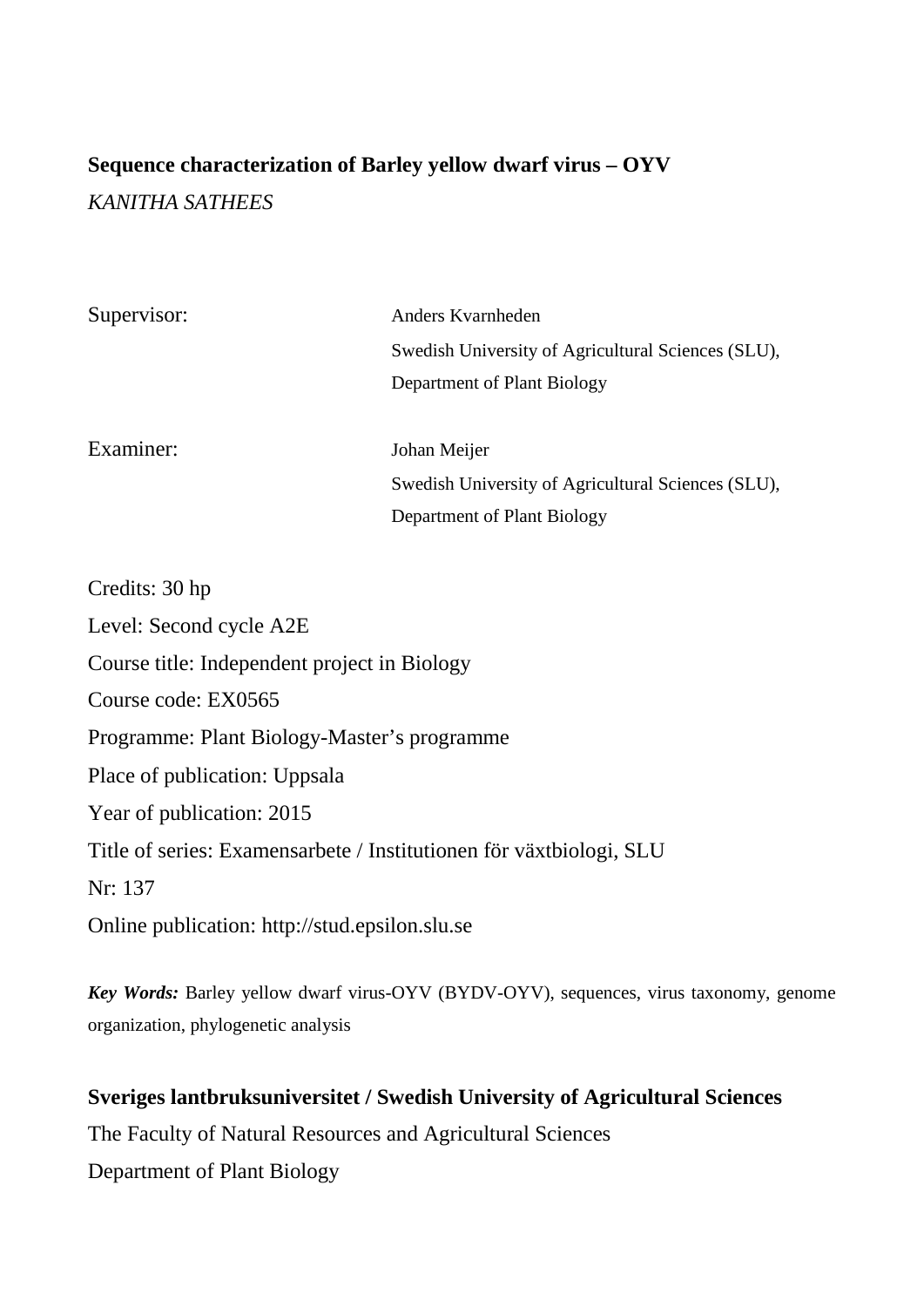**Sequence characterization of Barley yellow dwarf virus – OYV**

*KANITHA SATHEES*

Supervisor: Anders Kvarnheden
Swedish University of Agricultural Sciences (SLU),
Department of Plant Biology

Examiner: Johan Meijer
Swedish University of Agricultural Sciences (SLU),
Department of Plant Biology

Credits: 30 hp

Level: Second cycle A2E

Course title: Independent project in Biology

Course code: EX0565

Programme: Plant Biology-Master's programme

Place of publication: Uppsala

Year of publication: 2015

Title of series: Examensarbete / Institutionen för växtbiologi, SLU

Nr: 137

Online publication: http://stud.epsilon.slu.se

***Key Words:*** Barley yellow dwarf virus-OYV (BYDV-OYV), sequences, virus taxonomy, genome organization, phylogenetic analysis

**Sveriges lantbruksuniversitet / Swedish University of Agricultural Sciences**

The Faculty of Natural Resources and Agricultural Sciences

Department of Plant Biology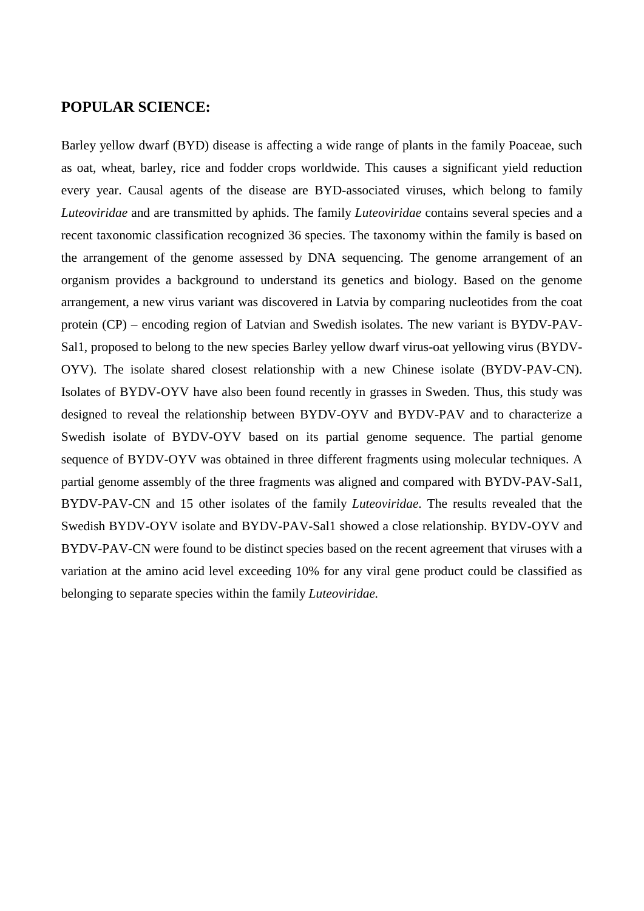## POPULAR SCIENCE:

Barley yellow dwarf (BYD) disease is affecting a wide range of plants in the family Poaceae, such as oat, wheat, barley, rice and fodder crops worldwide. This causes a significant yield reduction every year. Causal agents of the disease are BYD-associated viruses, which belong to family *Luteoviridae* and are transmitted by aphids. The family *Luteoviridae* contains several species and a recent taxonomic classification recognized 36 species. The taxonomy within the family is based on the arrangement of the genome assessed by DNA sequencing. The genome arrangement of an organism provides a background to understand its genetics and biology. Based on the genome arrangement, a new virus variant was discovered in Latvia by comparing nucleotides from the coat protein (CP) – encoding region of Latvian and Swedish isolates. The new variant is BYDV-PAV-Sal1, proposed to belong to the new species Barley yellow dwarf virus-oat yellowing virus (BYDV-OYV). The isolate shared closest relationship with a new Chinese isolate (BYDV-PAV-CN). Isolates of BYDV-OYV have also been found recently in grasses in Sweden. Thus, this study was designed to reveal the relationship between BYDV-OYV and BYDV-PAV and to characterize a Swedish isolate of BYDV-OYV based on its partial genome sequence. The partial genome sequence of BYDV-OYV was obtained in three different fragments using molecular techniques. A partial genome assembly of the three fragments was aligned and compared with BYDV-PAV-Sal1, BYDV-PAV-CN and 15 other isolates of the family *Luteoviridae*. The results revealed that the Swedish BYDV-OYV isolate and BYDV-PAV-Sal1 showed a close relationship. BYDV-OYV and BYDV-PAV-CN were found to be distinct species based on the recent agreement that viruses with a variation at the amino acid level exceeding 10% for any viral gene product could be classified as belonging to separate species within the family *Luteoviridae.*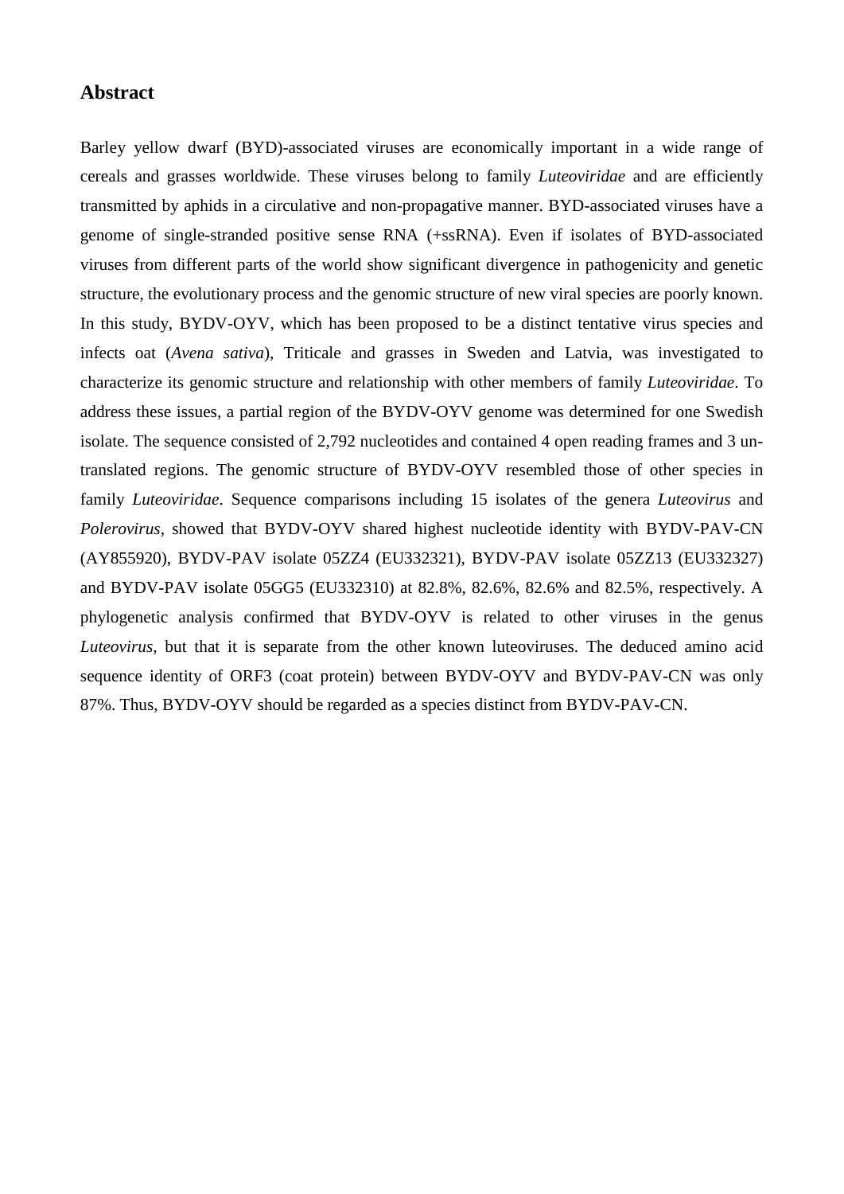## Abstract

Barley yellow dwarf (BYD)-associated viruses are economically important in a wide range of cereals and grasses worldwide. These viruses belong to family *Luteoviridae* and are efficiently transmitted by aphids in a circulative and non-propagative manner. BYD-associated viruses have a genome of single-stranded positive sense RNA (+ssRNA). Even if isolates of BYD-associated viruses from different parts of the world show significant divergence in pathogenicity and genetic structure, the evolutionary process and the genomic structure of new viral species are poorly known. In this study, BYDV-OYV, which has been proposed to be a distinct tentative virus species and infects oat (*Avena sativa*), Triticale and grasses in Sweden and Latvia, was investigated to characterize its genomic structure and relationship with other members of family *Luteoviridae*. To address these issues, a partial region of the BYDV-OYV genome was determined for one Swedish isolate. The sequence consisted of 2,792 nucleotides and contained 4 open reading frames and 3 un-translated regions. The genomic structure of BYDV-OYV resembled those of other species in family *Luteoviridae*. Sequence comparisons including 15 isolates of the genera *Luteovirus* and *Polerovirus*, showed that BYDV-OYV shared highest nucleotide identity with BYDV-PAV-CN (AY855920), BYDV-PAV isolate 05ZZ4 (EU332321), BYDV-PAV isolate 05ZZ13 (EU332327) and BYDV-PAV isolate 05GG5 (EU332310) at 82.8%, 82.6%, 82.6% and 82.5%, respectively. A phylogenetic analysis confirmed that BYDV-OYV is related to other viruses in the genus *Luteovirus*, but that it is separate from the other known luteoviruses. The deduced amino acid sequence identity of ORF3 (coat protein) between BYDV-OYV and BYDV-PAV-CN was only 87%. Thus, BYDV-OYV should be regarded as a species distinct from BYDV-PAV-CN.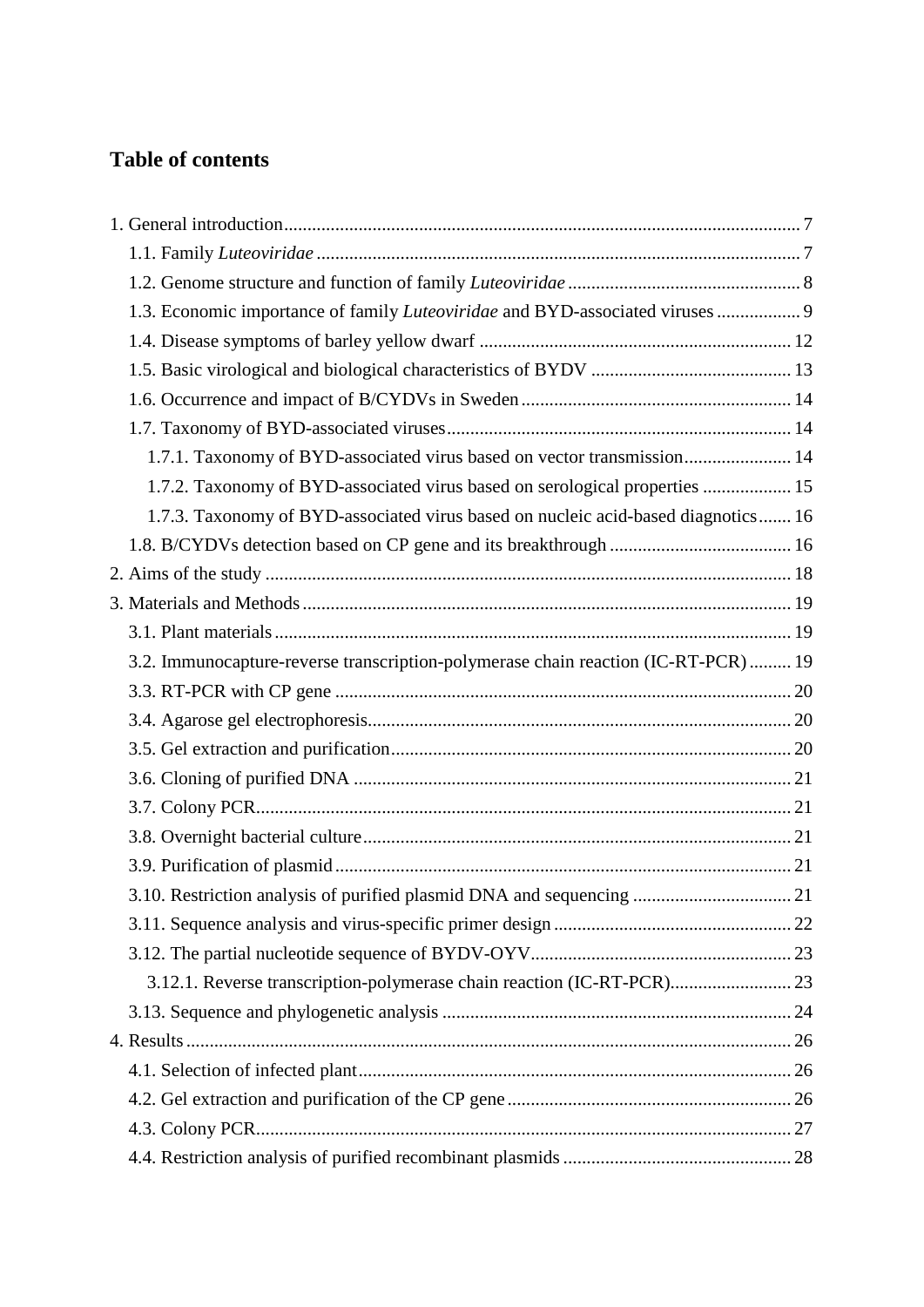## Table of contents

1. General introduction ... 7
   - 1.1. Family *Luteoviridae* ... 7
   - 1.2. Genome structure and function of family *Luteoviridae* ... 8
   - 1.3. Economic importance of family *Luteoviridae* and BYD-associated viruses ... 9
   - 1.4. Disease symptoms of barley yellow dwarf ... 12
   - 1.5. Basic virological and biological characteristics of BYDV ... 13
   - 1.6. Occurrence and impact of B/CYDVs in Sweden ... 14
   - 1.7. Taxonomy of BYD-associated viruses ... 14
     - 1.7.1. Taxonomy of BYD-associated virus based on vector transmission ... 14
     - 1.7.2. Taxonomy of BYD-associated virus based on serological properties ... 15
     - 1.7.3. Taxonomy of BYD-associated virus based on nucleic acid-based diagnostics ... 16
   - 1.8. B/CYDVs detection based on CP gene and its breakthrough ... 16
2. Aims of the study ... 18
3. Materials and Methods ... 19
   - 3.1. Plant materials ... 19
   - 3.2. Immunocapture-reverse transcription-polymerase chain reaction (IC-RT-PCR) ... 19
   - 3.3. RT-PCR with CP gene ... 20
   - 3.4. Agarose gel electrophoresis ... 20
   - 3.5. Gel extraction and purification ... 20
   - 3.6. Cloning of purified DNA ... 21
   - 3.7. Colony PCR ... 21
   - 3.8. Overnight bacterial culture ... 21
   - 3.9. Purification of plasmid ... 21
   - 3.10. Restriction analysis of purified plasmid DNA and sequencing ... 21
   - 3.11. Sequence analysis and virus-specific primer design ... 22
   - 3.12. The partial nucleotide sequence of BYDV-OYV ... 23
     - 3.12.1. Reverse transcription-polymerase chain reaction (IC-RT-PCR) ... 23
   - 3.13. Sequence and phylogenetic analysis ... 24
4. Results ... 26
   - 4.1. Selection of infected plant ... 26
   - 4.2. Gel extraction and purification of the CP gene ... 26
   - 4.3. Colony PCR ... 27
   - 4.4. Restriction analysis of purified recombinant plasmids ... 28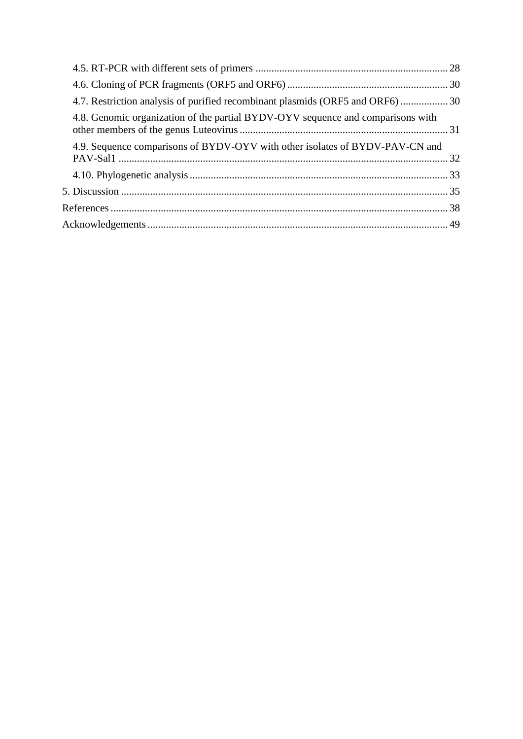4.5. RT-PCR with different sets of primers ........................................................................ 28

4.6. Cloning of PCR fragments (ORF5 and ORF6) ............................................................ 30

4.7. Restriction analysis of purified recombinant plasmids (ORF5 and ORF6) .................. 30

4.8. Genomic organization of the partial BYDV-OYV sequence and comparisons with other members of the genus Luteovirus .............................................................................. 31

4.9. Sequence comparisons of BYDV-OYV with other isolates of BYDV-PAV-CN and PAV-Sal1 ........................................................................................................................... 32

4.10. Phylogenetic analysis ................................................................................................. 33

5. Discussion ........................................................................................................................... 35

References .............................................................................................................................. 38

Acknowledgements ................................................................................................................ 49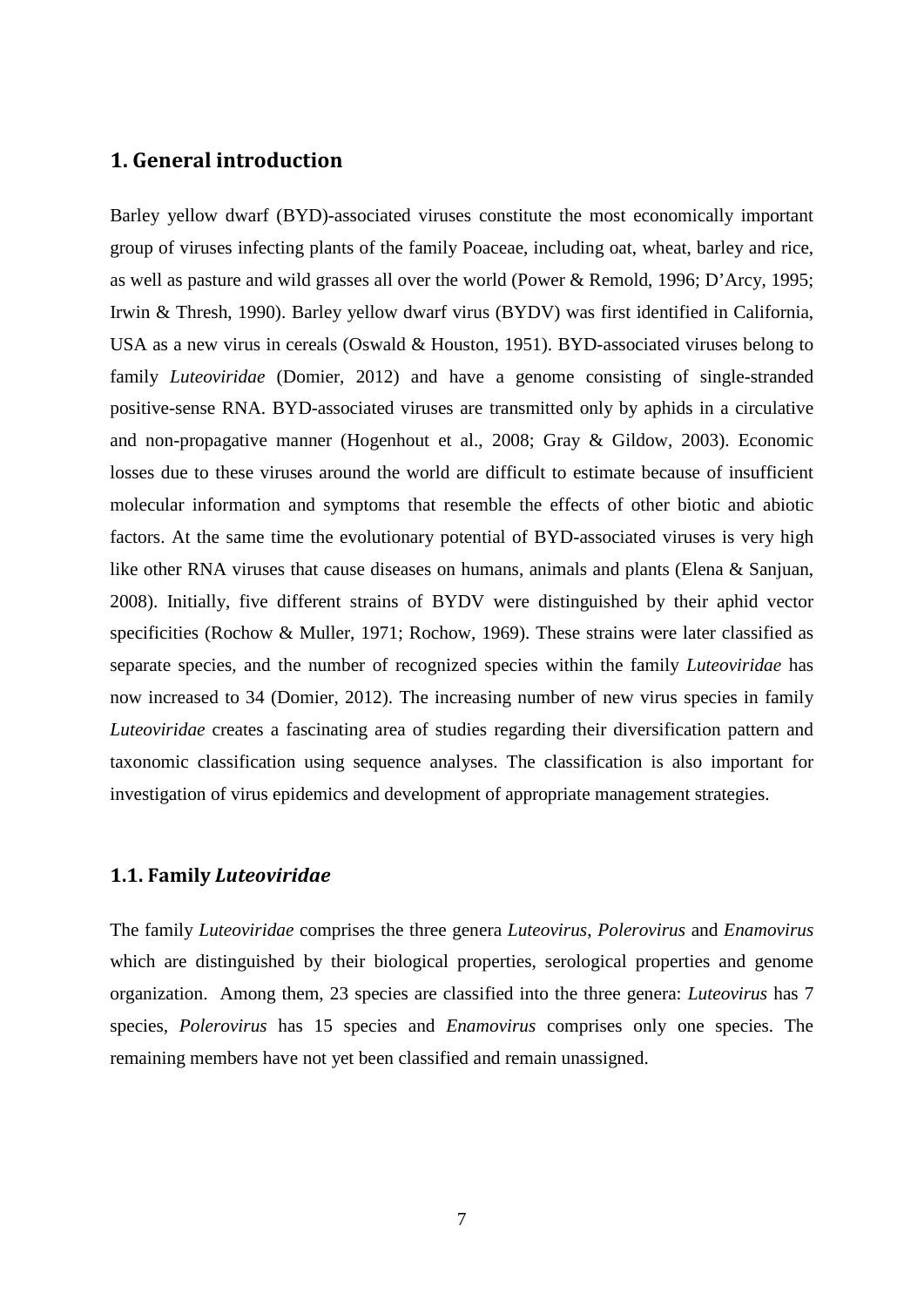# 1. General introduction

Barley yellow dwarf (BYD)-associated viruses constitute the most economically important group of viruses infecting plants of the family Poaceae, including oat, wheat, barley and rice, as well as pasture and wild grasses all over the world (Power & Remold, 1996; D'Arcy, 1995; Irwin & Thresh, 1990). Barley yellow dwarf virus (BYDV) was first identified in California, USA as a new virus in cereals (Oswald & Houston, 1951). BYD-associated viruses belong to family *Luteoviridae* (Domier, 2012) and have a genome consisting of single-stranded positive-sense RNA. BYD-associated viruses are transmitted only by aphids in a circulative and non-propagative manner (Hogenhout et al., 2008; Gray & Gildow, 2003). Economic losses due to these viruses around the world are difficult to estimate because of insufficient molecular information and symptoms that resemble the effects of other biotic and abiotic factors. At the same time the evolutionary potential of BYD-associated viruses is very high like other RNA viruses that cause diseases on humans, animals and plants (Elena & Sanjuan, 2008). Initially, five different strains of BYDV were distinguished by their aphid vector specificities (Rochow & Muller, 1971; Rochow, 1969). These strains were later classified as separate species, and the number of recognized species within the family *Luteoviridae* has now increased to 34 (Domier, 2012). The increasing number of new virus species in family *Luteoviridae* creates a fascinating area of studies regarding their diversification pattern and taxonomic classification using sequence analyses. The classification is also important for investigation of virus epidemics and development of appropriate management strategies.

## 1.1. Family *Luteoviridae*

The family *Luteoviridae* comprises the three genera *Luteovirus*, *Polerovirus* and *Enamovirus* which are distinguished by their biological properties, serological properties and genome organization. Among them, 23 species are classified into the three genera: *Luteovirus* has 7 species, *Polerovirus* has 15 species and *Enamovirus* comprises only one species. The remaining members have not yet been classified and remain unassigned.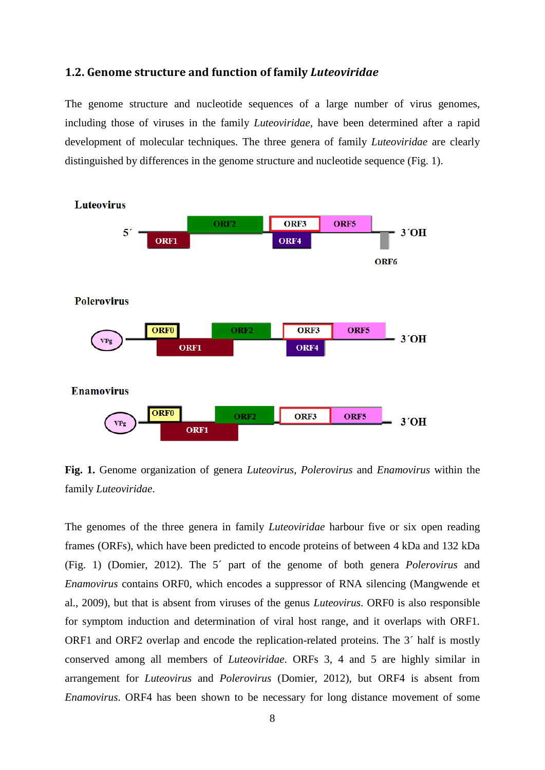### 1.2. Genome structure and function of family *Luteoviridae*

The genome structure and nucleotide sequences of a large number of virus genomes, including those of viruses in the family *Luteoviridae*, have been determined after a rapid development of molecular techniques. The three genera of family *Luteoviridae* are clearly distinguished by differences in the genome structure and nucleotide sequence (Fig. 1).

**Fig. 1.** Genome organization of genera *Luteovirus*, *Polerovirus* and *Enamovirus* within the family *Luteoviridae*.

The genomes of the three genera in family *Luteoviridae* harbour five or six open reading frames (ORFs), which have been predicted to encode proteins of between 4 kDa and 132 kDa (Fig. 1) (Domier, 2012). The 5´ part of the genome of both genera *Polerovirus* and *Enamovirus* contains ORF0, which encodes a suppressor of RNA silencing (Mangwende et al., 2009), but that is absent from viruses of the genus *Luteovirus*. ORF0 is also responsible for symptom induction and determination of viral host range, and it overlaps with ORF1. ORF1 and ORF2 overlap and encode the replication-related proteins. The 3´ half is mostly conserved among all members of *Luteoviridae*. ORFs 3, 4 and 5 are highly similar in arrangement for *Luteovirus* and *Polerovirus* (Domier, 2012), but ORF4 is absent from *Enamovirus*. ORF4 has been shown to be necessary for long distance movement of some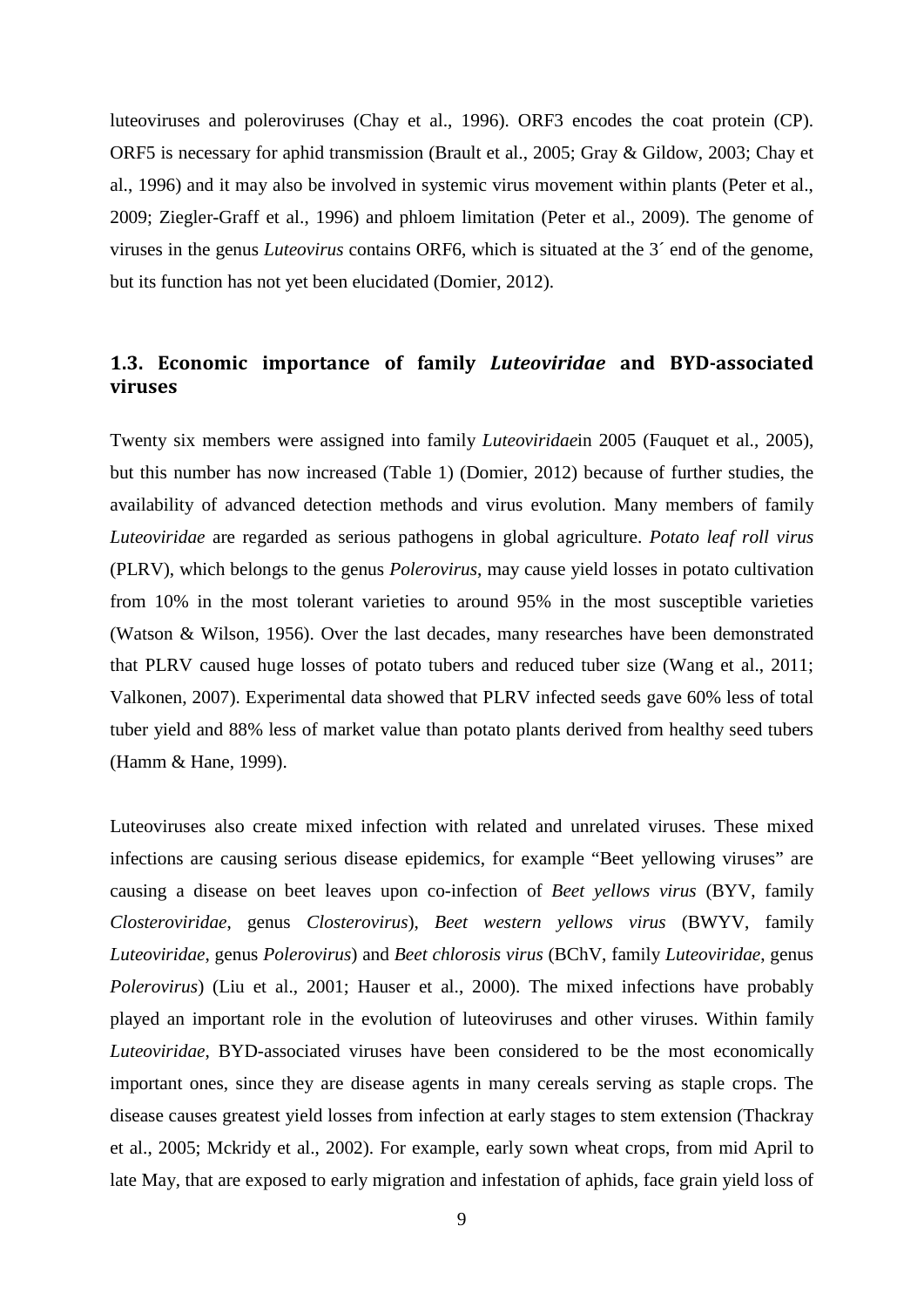luteoviruses and poleroviruses (Chay et al., 1996). ORF3 encodes the coat protein (CP). ORF5 is necessary for aphid transmission (Brault et al., 2005; Gray & Gildow, 2003; Chay et al., 1996) and it may also be involved in systemic virus movement within plants (Peter et al., 2009; Ziegler-Graff et al., 1996) and phloem limitation (Peter et al., 2009). The genome of viruses in the genus *Luteovirus* contains ORF6, which is situated at the 3´ end of the genome, but its function has not yet been elucidated (Domier, 2012).

## 1.3. Economic importance of family *Luteoviridae* and BYD-associated viruses

Twenty six members were assigned into family *Luteoviridae*in 2005 (Fauquet et al., 2005), but this number has now increased (Table 1) (Domier, 2012) because of further studies, the availability of advanced detection methods and virus evolution. Many members of family *Luteoviridae* are regarded as serious pathogens in global agriculture. *Potato leaf roll virus* (PLRV), which belongs to the genus *Polerovirus*, may cause yield losses in potato cultivation from 10% in the most tolerant varieties to around 95% in the most susceptible varieties (Watson & Wilson, 1956). Over the last decades, many researches have been demonstrated that PLRV caused huge losses of potato tubers and reduced tuber size (Wang et al., 2011; Valkonen, 2007). Experimental data showed that PLRV infected seeds gave 60% less of total tuber yield and 88% less of market value than potato plants derived from healthy seed tubers (Hamm & Hane, 1999).

Luteoviruses also create mixed infection with related and unrelated viruses. These mixed infections are causing serious disease epidemics, for example "Beet yellowing viruses" are causing a disease on beet leaves upon co-infection of *Beet yellows virus* (BYV, family *Closteroviridae*, genus *Closterovirus*), *Beet western yellows virus* (BWYV, family *Luteoviridae*, genus *Polerovirus*) and *Beet chlorosis virus* (BChV, family *Luteoviridae*, genus *Polerovirus*) (Liu et al., 2001; Hauser et al., 2000). The mixed infections have probably played an important role in the evolution of luteoviruses and other viruses. Within family *Luteoviridae*, BYD-associated viruses have been considered to be the most economically important ones, since they are disease agents in many cereals serving as staple crops. The disease causes greatest yield losses from infection at early stages to stem extension (Thackray et al., 2005; Mckridy et al., 2002). For example, early sown wheat crops, from mid April to late May, that are exposed to early migration and infestation of aphids, face grain yield loss of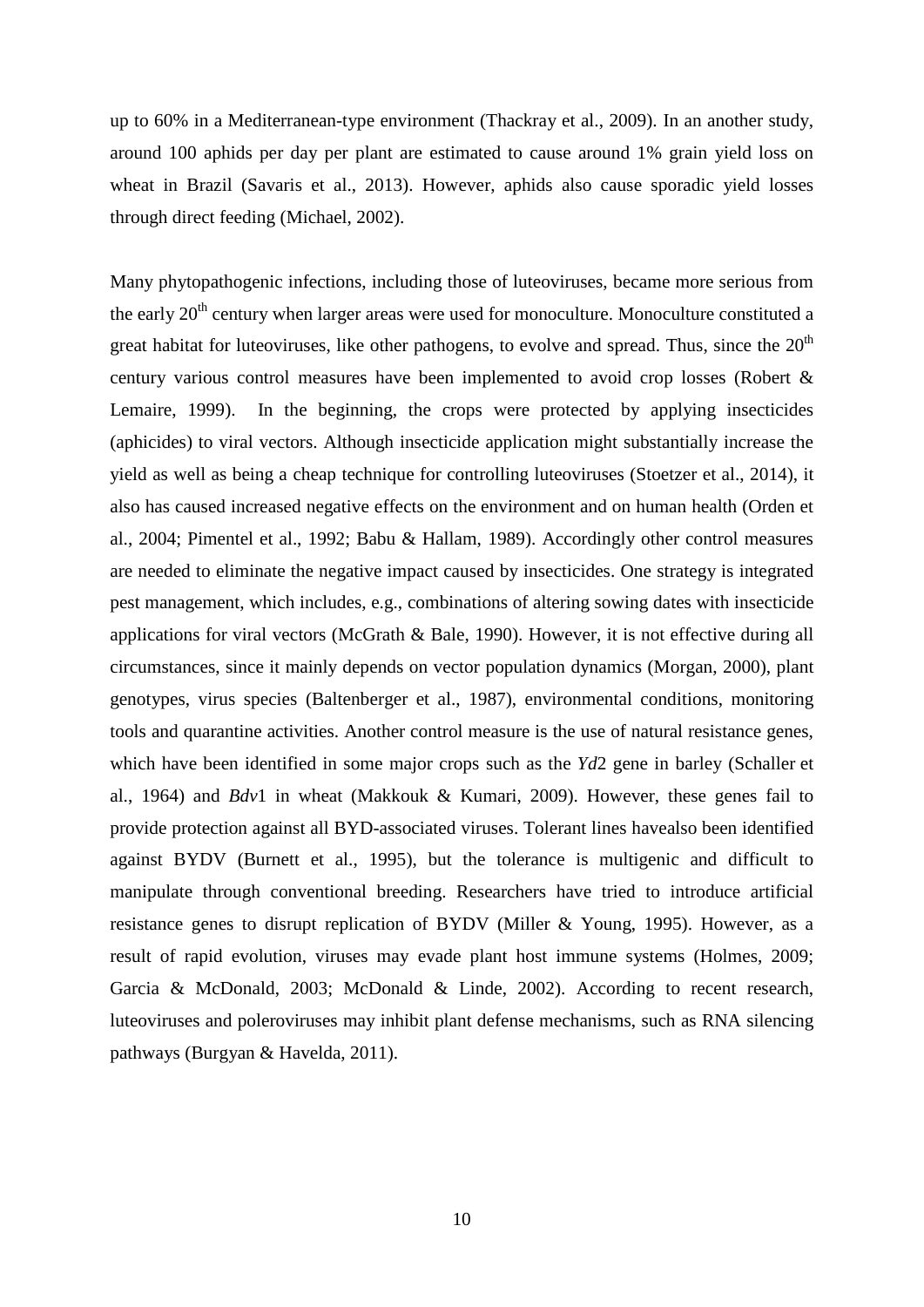up to 60% in a Mediterranean-type environment (Thackray et al., 2009). In an another study, around 100 aphids per day per plant are estimated to cause around 1% grain yield loss on wheat in Brazil (Savaris et al., 2013). However, aphids also cause sporadic yield losses through direct feeding (Michael, 2002).

Many phytopathogenic infections, including those of luteoviruses, became more serious from the early $20^{th}$ century when larger areas were used for monoculture. Monoculture constituted a great habitat for luteoviruses, like other pathogens, to evolve and spread. Thus, since the $20^{th}$ century various control measures have been implemented to avoid crop losses (Robert & Lemaire, 1999). In the beginning, the crops were protected by applying insecticides (aphicides) to viral vectors. Although insecticide application might substantially increase the yield as well as being a cheap technique for controlling luteoviruses (Stoetzer et al., 2014), it also has caused increased negative effects on the environment and on human health (Orden et al., 2004; Pimentel et al., 1992; Babu & Hallam, 1989). Accordingly other control measures are needed to eliminate the negative impact caused by insecticides. One strategy is integrated pest management, which includes, e.g., combinations of altering sowing dates with insecticide applications for viral vectors (McGrath & Bale, 1990). However, it is not effective during all circumstances, since it mainly depends on vector population dynamics (Morgan, 2000), plant genotypes, virus species (Baltenberger et al., 1987), environmental conditions, monitoring tools and quarantine activities. Another control measure is the use of natural resistance genes, which have been identified in some major crops such as the *Yd*2 gene in barley (Schaller et al., 1964) and *Bdv*1 in wheat (Makkouk & Kumari, 2009). However, these genes fail to provide protection against all BYD-associated viruses. Tolerant lines havealso been identified against BYDV (Burnett et al., 1995), but the tolerance is multigenic and difficult to manipulate through conventional breeding. Researchers have tried to introduce artificial resistance genes to disrupt replication of BYDV (Miller & Young, 1995). However, as a result of rapid evolution, viruses may evade plant host immune systems (Holmes, 2009; Garcia & McDonald, 2003; McDonald & Linde, 2002). According to recent research, luteoviruses and poleroviruses may inhibit plant defense mechanisms, such as RNA silencing pathways (Burgyan & Havelda, 2011).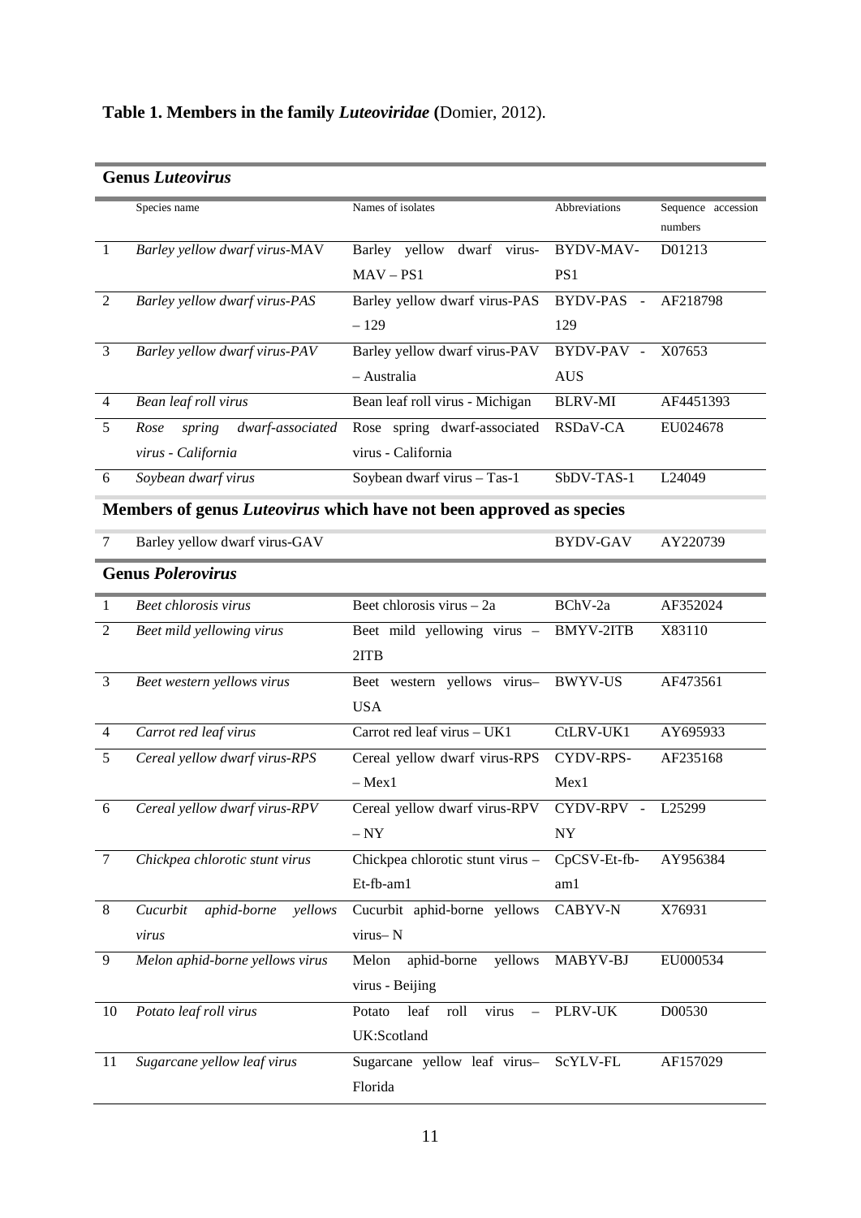**Table 1. Members in the family *Luteoviridae* (**Domier, 2012).

| | Species name | Names of isolates | Abbreviations | Sequence accession numbers |
|---|---|---|---|---|
| **Genus *Luteovirus*** | | | | |
| 1 | *Barley yellow dwarf virus-*MAV | Barley yellow dwarf virus-MAV – PS1 | BYDV-MAV-PS1 | D01213 |
| 2 | *Barley yellow dwarf virus-PAS* | Barley yellow dwarf virus-PAS – 129 | BYDV-PAS - 129 | AF218798 |
| 3 | *Barley yellow dwarf virus-PAV* | Barley yellow dwarf virus-PAV – Australia | BYDV-PAV - AUS | X07653 |
| 4 | *Bean leaf roll virus* | Bean leaf roll virus - Michigan | BLRV-MI | AF4451393 |
| 5 | *Rose spring dwarf-associated virus - California* | Rose spring dwarf-associated virus - California | RSDaV-CA | EU024678 |
| 6 | *Soybean dwarf virus* | Soybean dwarf virus – Tas-1 | SbDV-TAS-1 | L24049 |
| **Members of genus *Luteovirus* which have not been approved as species** | | | | |
| 7 | Barley yellow dwarf virus-GAV | | BYDV-GAV | AY220739 |
| **Genus *Polerovirus*** | | | | |
| 1 | *Beet chlorosis virus* | Beet chlorosis virus – 2a | BChV-2a | AF352024 |
| 2 | *Beet mild yellowing virus* | Beet mild yellowing virus – 2ITB | BMYV-2ITB | X83110 |
| 3 | *Beet western yellows virus* | Beet western yellows virus– USA | BWYV-US | AF473561 |
| 4 | *Carrot red leaf virus* | Carrot red leaf virus – UK1 | CtLRV-UK1 | AY695933 |
| 5 | *Cereal yellow dwarf virus-RPS* | Cereal yellow dwarf virus-RPS – Mex1 | CYDV-RPS-Mex1 | AF235168 |
| 6 | *Cereal yellow dwarf virus-RPV* | Cereal yellow dwarf virus-RPV – NY | CYDV-RPV - NY | L25299 |
| 7 | *Chickpea chlorotic stunt virus* | Chickpea chlorotic stunt virus – Et-fb-am1 | CpCSV-Et-fb-am1 | AY956384 |
| 8 | *Cucurbit aphid-borne yellows virus* | Cucurbit aphid-borne yellows virus– N | CABYV-N | X76931 |
| 9 | *Melon aphid-borne yellows virus* | Melon aphid-borne yellows virus - Beijing | MABYV-BJ | EU000534 |
| 10 | *Potato leaf roll virus* | Potato leaf roll virus – UK:Scotland | PLRV-UK | D00530 |
| 11 | *Sugarcane yellow leaf virus* | Sugarcane yellow leaf virus– Florida | ScYLV-FL | AF157029 |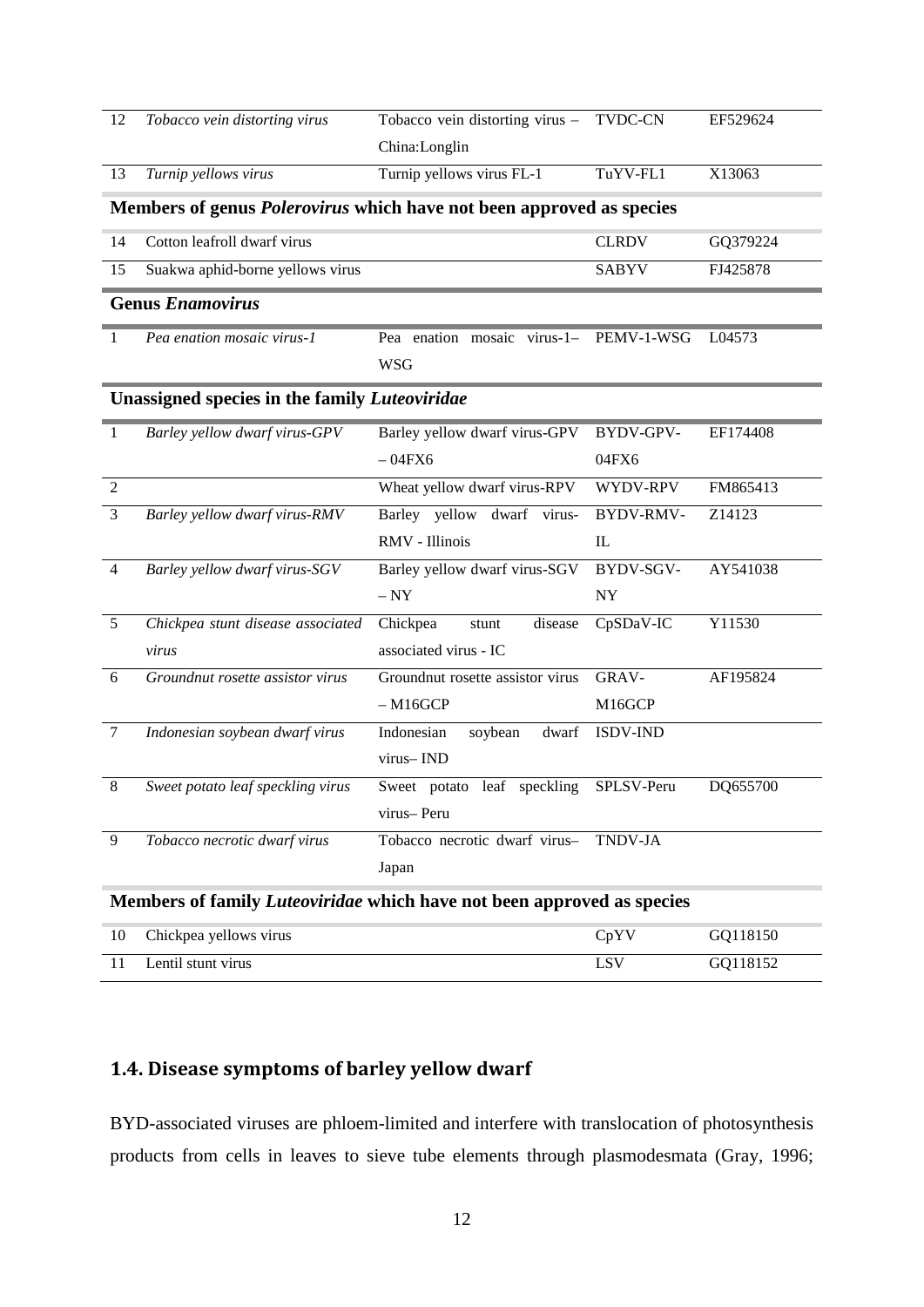| | | | | |
|---|---|---|---|---|
| 12 | *Tobacco vein distorting virus* | Tobacco vein distorting virus – China:Longlin | TVDC-CN | EF529624 |
| 13 | *Turnip yellows virus* | Turnip yellows virus FL-1 | TuYV-FL1 | X13063 |
| **Members of genus *Polerovirus* which have not been approved as species** | | | | |
| 14 | Cotton leafroll dwarf virus | | CLRDV | GQ379224 |
| 15 | Suakwa aphid-borne yellows virus | | SABYV | FJ425878 |
| **Genus *Enamovirus*** | | | | |
| 1 | *Pea enation mosaic virus-1* | Pea enation mosaic virus-1–WSG | PEMV-1-WSG | L04573 |
| **Unassigned species in the family *Luteoviridae*** | | | | |
| 1 | *Barley yellow dwarf virus-GPV* | Barley yellow dwarf virus-GPV – 04FX6 | BYDV-GPV-04FX6 | EF174408 |
| 2 | | Wheat yellow dwarf virus-RPV | WYDV-RPV | FM865413 |
| 3 | *Barley yellow dwarf virus-RMV* | Barley yellow dwarf virus-RMV - Illinois | BYDV-RMV-IL | Z14123 |
| 4 | *Barley yellow dwarf virus-SGV* | Barley yellow dwarf virus-SGV – NY | BYDV-SGV-NY | AY541038 |
| 5 | *Chickpea stunt disease associated virus* | Chickpea stunt disease associated virus - IC | CpSDaV-IC | Y11530 |
| 6 | *Groundnut rosette assistor virus* | Groundnut rosette assistor virus – M16GCP | GRAV-M16GCP | AF195824 |
| 7 | *Indonesian soybean dwarf virus* | Indonesian soybean dwarf virus– IND | ISDV-IND | |
| 8 | *Sweet potato leaf speckling virus* | Sweet potato leaf speckling virus– Peru | SPLSV-Peru | DQ655700 |
| 9 | *Tobacco necrotic dwarf virus* | Tobacco necrotic dwarf virus– Japan | TNDV-JA | |
| **Members of family *Luteoviridae* which have not been approved as species** | | | | |
| 10 | Chickpea yellows virus | | CpYV | GQ118150 |
| 11 | Lentil stunt virus | | LSV | GQ118152 |

## 1.4. Disease symptoms of barley yellow dwarf

BYD-associated viruses are phloem-limited and interfere with translocation of photosynthesis products from cells in leaves to sieve tube elements through plasmodesmata (Gray, 1996;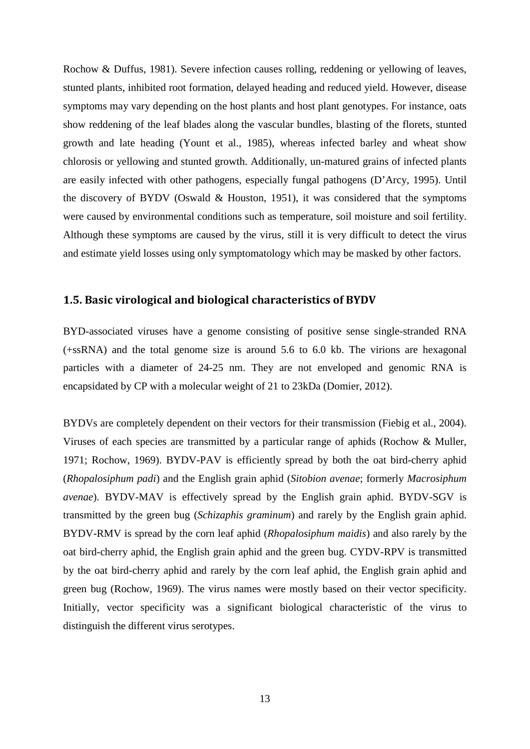Rochow & Duffus, 1981). Severe infection causes rolling, reddening or yellowing of leaves, stunted plants, inhibited root formation, delayed heading and reduced yield. However, disease symptoms may vary depending on the host plants and host plant genotypes. For instance, oats show reddening of the leaf blades along the vascular bundles, blasting of the florets, stunted growth and late heading (Yount et al., 1985), whereas infected barley and wheat show chlorosis or yellowing and stunted growth. Additionally, un-matured grains of infected plants are easily infected with other pathogens, especially fungal pathogens (D'Arcy, 1995). Until the discovery of BYDV (Oswald & Houston, 1951), it was considered that the symptoms were caused by environmental conditions such as temperature, soil moisture and soil fertility. Although these symptoms are caused by the virus, still it is very difficult to detect the virus and estimate yield losses using only symptomatology which may be masked by other factors.

## 1.5. Basic virological and biological characteristics of BYDV

BYD-associated viruses have a genome consisting of positive sense single-stranded RNA (+ssRNA) and the total genome size is around 5.6 to 6.0 kb. The virions are hexagonal particles with a diameter of 24-25 nm. They are not enveloped and genomic RNA is encapsidated by CP with a molecular weight of 21 to 23kDa (Domier, 2012).

BYDVs are completely dependent on their vectors for their transmission (Fiebig et al., 2004). Viruses of each species are transmitted by a particular range of aphids (Rochow & Muller, 1971; Rochow, 1969). BYDV-PAV is efficiently spread by both the oat bird-cherry aphid (*Rhopalosiphum padi*) and the English grain aphid (*Sitobion avenae*; formerly *Macrosiphum avenae*). BYDV-MAV is effectively spread by the English grain aphid. BYDV-SGV is transmitted by the green bug (*Schizaphis graminum*) and rarely by the English grain aphid. BYDV-RMV is spread by the corn leaf aphid (*Rhopalosiphum maidis*) and also rarely by the oat bird-cherry aphid, the English grain aphid and the green bug. CYDV-RPV is transmitted by the oat bird-cherry aphid and rarely by the corn leaf aphid, the English grain aphid and green bug (Rochow, 1969). The virus names were mostly based on their vector specificity. Initially, vector specificity was a significant biological characteristic of the virus to distinguish the different virus serotypes.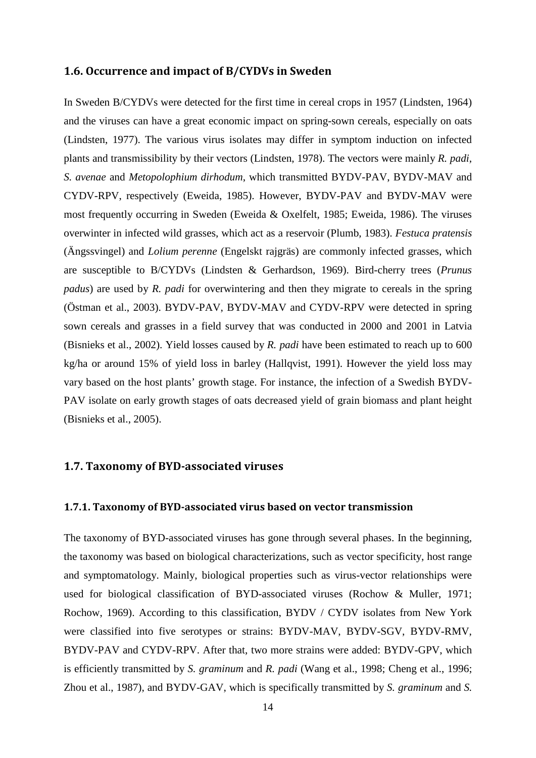## 1.6. Occurrence and impact of B/CYDVs in Sweden

In Sweden B/CYDVs were detected for the first time in cereal crops in 1957 (Lindsten, 1964) and the viruses can have a great economic impact on spring-sown cereals, especially on oats (Lindsten, 1977). The various virus isolates may differ in symptom induction on infected plants and transmissibility by their vectors (Lindsten, 1978). The vectors were mainly *R. padi*, *S. avenae* and *Metopolophium dirhodum*, which transmitted BYDV-PAV, BYDV-MAV and CYDV-RPV, respectively (Eweida, 1985). However, BYDV-PAV and BYDV-MAV were most frequently occurring in Sweden (Eweida & Oxelfelt, 1985; Eweida, 1986). The viruses overwinter in infected wild grasses, which act as a reservoir (Plumb, 1983). *Festuca pratensis* (Ängssvingel) and *Lolium perenne* (Engelskt rajgräs) are commonly infected grasses, which are susceptible to B/CYDVs (Lindsten & Gerhardson, 1969). Bird-cherry trees (*Prunus padus*) are used by *R. padi* for overwintering and then they migrate to cereals in the spring (Östman et al., 2003). BYDV-PAV, BYDV-MAV and CYDV-RPV were detected in spring sown cereals and grasses in a field survey that was conducted in 2000 and 2001 in Latvia (Bisnieks et al., 2002). Yield losses caused by *R. padi* have been estimated to reach up to 600 kg/ha or around 15% of yield loss in barley (Hallqvist, 1991). However the yield loss may vary based on the host plants' growth stage. For instance, the infection of a Swedish BYDV-PAV isolate on early growth stages of oats decreased yield of grain biomass and plant height (Bisnieks et al., 2005).

## 1.7. Taxonomy of BYD-associated viruses

### 1.7.1. Taxonomy of BYD-associated virus based on vector transmission

The taxonomy of BYD-associated viruses has gone through several phases. In the beginning, the taxonomy was based on biological characterizations, such as vector specificity, host range and symptomatology. Mainly, biological properties such as virus-vector relationships were used for biological classification of BYD-associated viruses (Rochow & Muller, 1971; Rochow, 1969). According to this classification, BYDV / CYDV isolates from New York were classified into five serotypes or strains: BYDV-MAV, BYDV-SGV, BYDV-RMV, BYDV-PAV and CYDV-RPV. After that, two more strains were added: BYDV-GPV, which is efficiently transmitted by *S. graminum* and *R. padi* (Wang et al., 1998; Cheng et al., 1996; Zhou et al., 1987), and BYDV-GAV, which is specifically transmitted by *S. graminum* and *S.*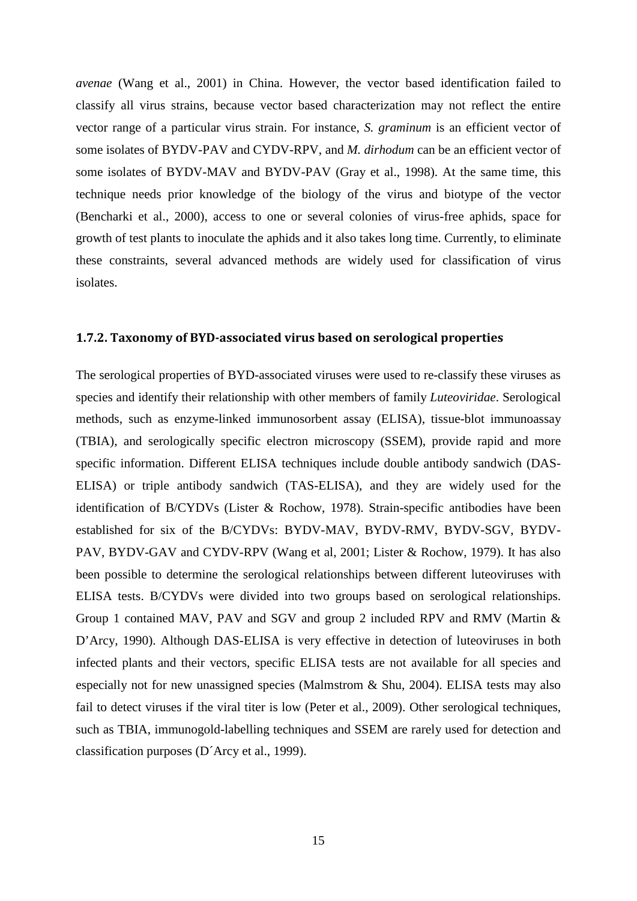*avenae* (Wang et al., 2001) in China. However, the vector based identification failed to classify all virus strains, because vector based characterization may not reflect the entire vector range of a particular virus strain. For instance, *S. graminum* is an efficient vector of some isolates of BYDV-PAV and CYDV-RPV, and *M. dirhodum* can be an efficient vector of some isolates of BYDV-MAV and BYDV-PAV (Gray et al., 1998). At the same time, this technique needs prior knowledge of the biology of the virus and biotype of the vector (Bencharki et al., 2000), access to one or several colonies of virus-free aphids, space for growth of test plants to inoculate the aphids and it also takes long time. Currently, to eliminate these constraints, several advanced methods are widely used for classification of virus isolates.

### 1.7.2. Taxonomy of BYD-associated virus based on serological properties

The serological properties of BYD-associated viruses were used to re-classify these viruses as species and identify their relationship with other members of family *Luteoviridae*. Serological methods, such as enzyme-linked immunosorbent assay (ELISA), tissue-blot immunoassay (TBIA), and serologically specific electron microscopy (SSEM), provide rapid and more specific information. Different ELISA techniques include double antibody sandwich (DAS-ELISA) or triple antibody sandwich (TAS-ELISA), and they are widely used for the identification of B/CYDVs (Lister & Rochow, 1978). Strain-specific antibodies have been established for six of the B/CYDVs: BYDV-MAV, BYDV-RMV, BYDV-SGV, BYDV-PAV, BYDV-GAV and CYDV-RPV (Wang et al, 2001; Lister & Rochow, 1979). It has also been possible to determine the serological relationships between different luteoviruses with ELISA tests. B/CYDVs were divided into two groups based on serological relationships. Group 1 contained MAV, PAV and SGV and group 2 included RPV and RMV (Martin & D'Arcy, 1990). Although DAS-ELISA is very effective in detection of luteoviruses in both infected plants and their vectors, specific ELISA tests are not available for all species and especially not for new unassigned species (Malmstrom & Shu, 2004). ELISA tests may also fail to detect viruses if the viral titer is low (Peter et al., 2009). Other serological techniques, such as TBIA, immunogold-labelling techniques and SSEM are rarely used for detection and classification purposes (D´Arcy et al., 1999).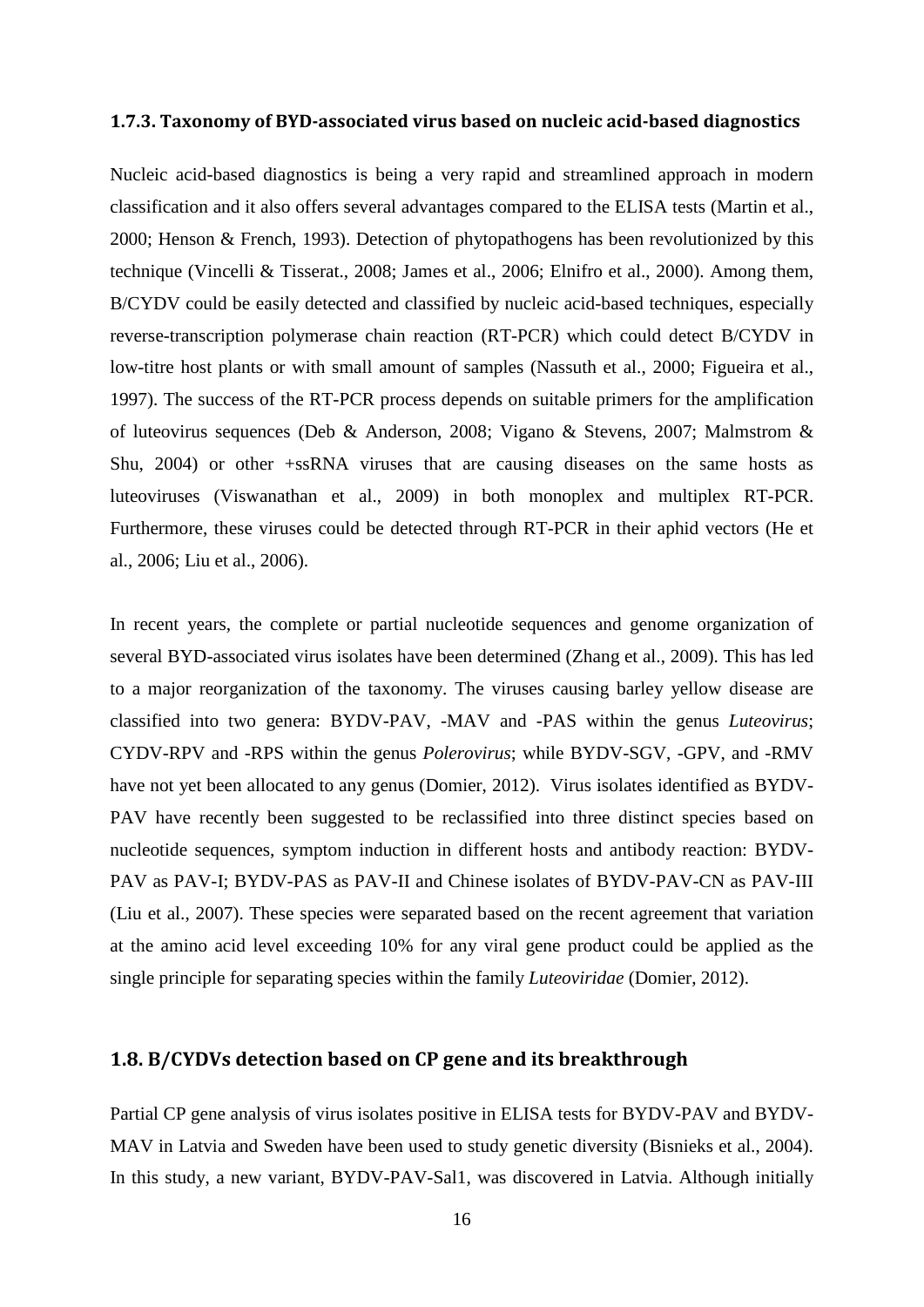### 1.7.3. Taxonomy of BYD-associated virus based on nucleic acid-based diagnostics

Nucleic acid-based diagnostics is being a very rapid and streamlined approach in modern classification and it also offers several advantages compared to the ELISA tests (Martin et al., 2000; Henson & French, 1993). Detection of phytopathogens has been revolutionized by this technique (Vincelli & Tisserat., 2008; James et al., 2006; Elnifro et al., 2000). Among them, B/CYDV could be easily detected and classified by nucleic acid-based techniques, especially reverse-transcription polymerase chain reaction (RT-PCR) which could detect B/CYDV in low-titre host plants or with small amount of samples (Nassuth et al., 2000; Figueira et al., 1997). The success of the RT-PCR process depends on suitable primers for the amplification of luteovirus sequences (Deb & Anderson, 2008; Vigano & Stevens, 2007; Malmstrom & Shu, 2004) or other +ssRNA viruses that are causing diseases on the same hosts as luteoviruses (Viswanathan et al., 2009) in both monoplex and multiplex RT-PCR. Furthermore, these viruses could be detected through RT-PCR in their aphid vectors (He et al., 2006; Liu et al., 2006).

In recent years, the complete or partial nucleotide sequences and genome organization of several BYD-associated virus isolates have been determined (Zhang et al., 2009). This has led to a major reorganization of the taxonomy. The viruses causing barley yellow disease are classified into two genera: BYDV-PAV, -MAV and -PAS within the genus *Luteovirus*; CYDV-RPV and -RPS within the genus *Polerovirus*; while BYDV-SGV, -GPV, and -RMV have not yet been allocated to any genus (Domier, 2012). Virus isolates identified as BYDV-PAV have recently been suggested to be reclassified into three distinct species based on nucleotide sequences, symptom induction in different hosts and antibody reaction: BYDV-PAV as PAV-I; BYDV-PAS as PAV-II and Chinese isolates of BYDV-PAV-CN as PAV-III (Liu et al., 2007). These species were separated based on the recent agreement that variation at the amino acid level exceeding 10% for any viral gene product could be applied as the single principle for separating species within the family *Luteoviridae* (Domier, 2012).

## 1.8. B/CYDVs detection based on CP gene and its breakthrough

Partial CP gene analysis of virus isolates positive in ELISA tests for BYDV-PAV and BYDV-MAV in Latvia and Sweden have been used to study genetic diversity (Bisnieks et al., 2004). In this study, a new variant, BYDV-PAV-Sal1, was discovered in Latvia. Although initially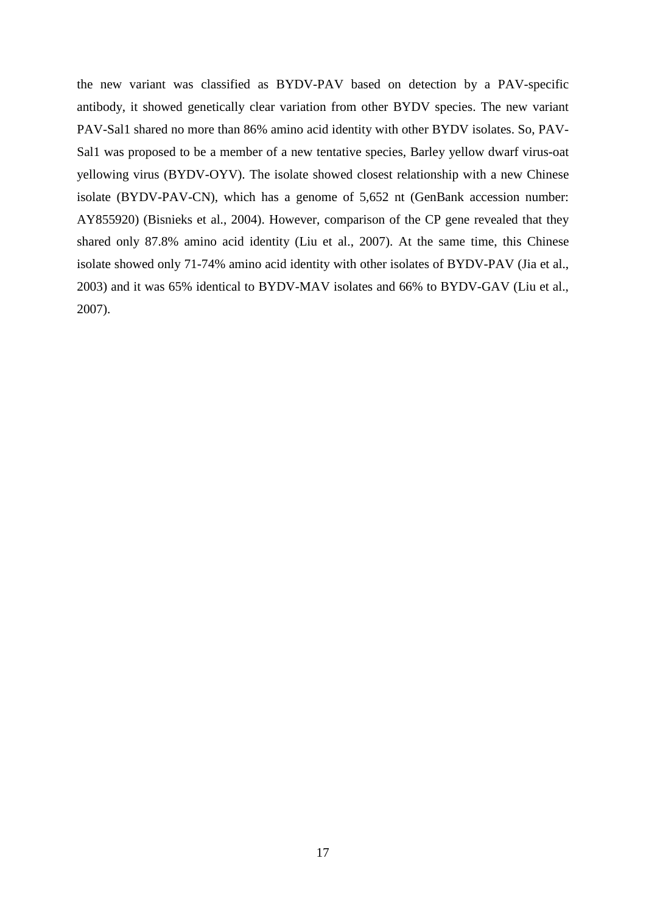the new variant was classified as BYDV-PAV based on detection by a PAV-specific antibody, it showed genetically clear variation from other BYDV species. The new variant PAV-Sal1 shared no more than 86% amino acid identity with other BYDV isolates. So, PAV-Sal1 was proposed to be a member of a new tentative species, Barley yellow dwarf virus-oat yellowing virus (BYDV-OYV). The isolate showed closest relationship with a new Chinese isolate (BYDV-PAV-CN), which has a genome of 5,652 nt (GenBank accession number: AY855920) (Bisnieks et al., 2004). However, comparison of the CP gene revealed that they shared only 87.8% amino acid identity (Liu et al., 2007). At the same time, this Chinese isolate showed only 71-74% amino acid identity with other isolates of BYDV-PAV (Jia et al., 2003) and it was 65% identical to BYDV-MAV isolates and 66% to BYDV-GAV (Liu et al., 2007).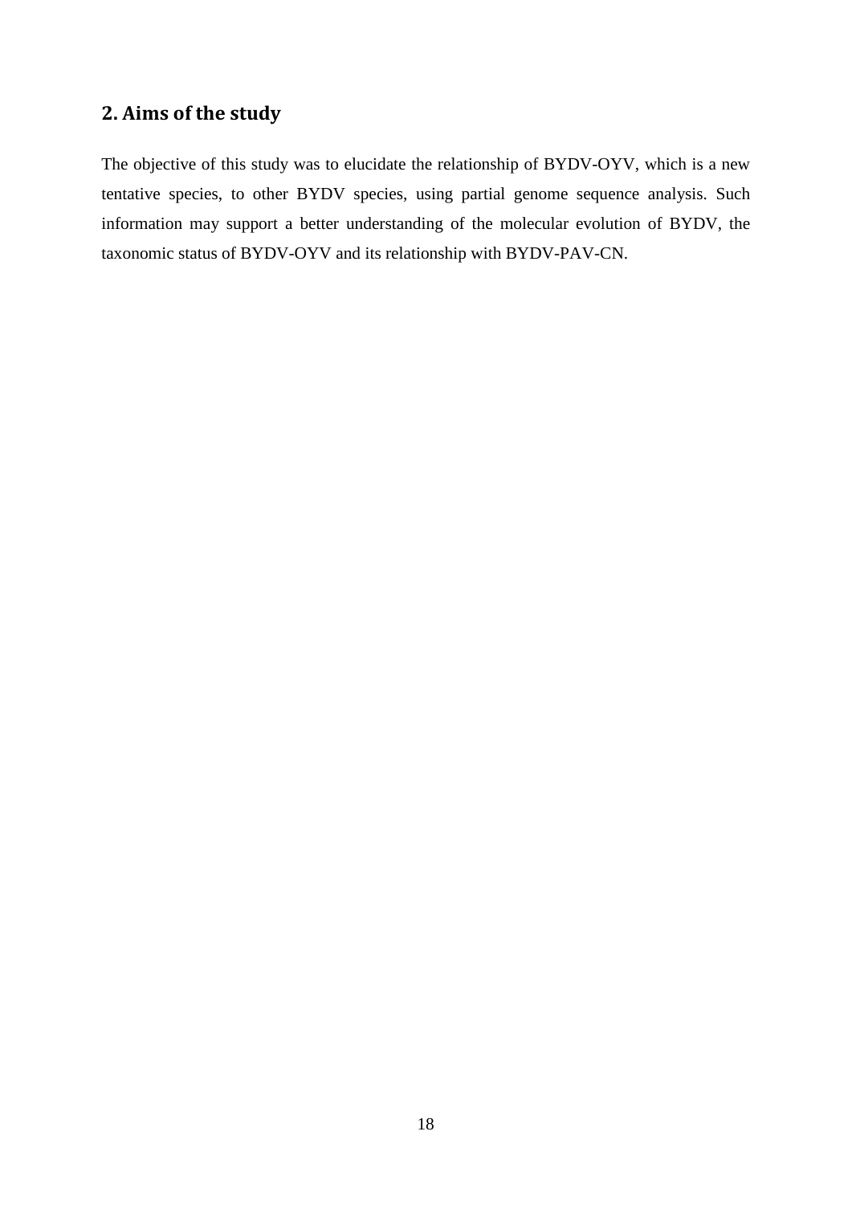## 2. Aims of the study

The objective of this study was to elucidate the relationship of BYDV-OYV, which is a new tentative species, to other BYDV species, using partial genome sequence analysis. Such information may support a better understanding of the molecular evolution of BYDV, the taxonomic status of BYDV-OYV and its relationship with BYDV-PAV-CN.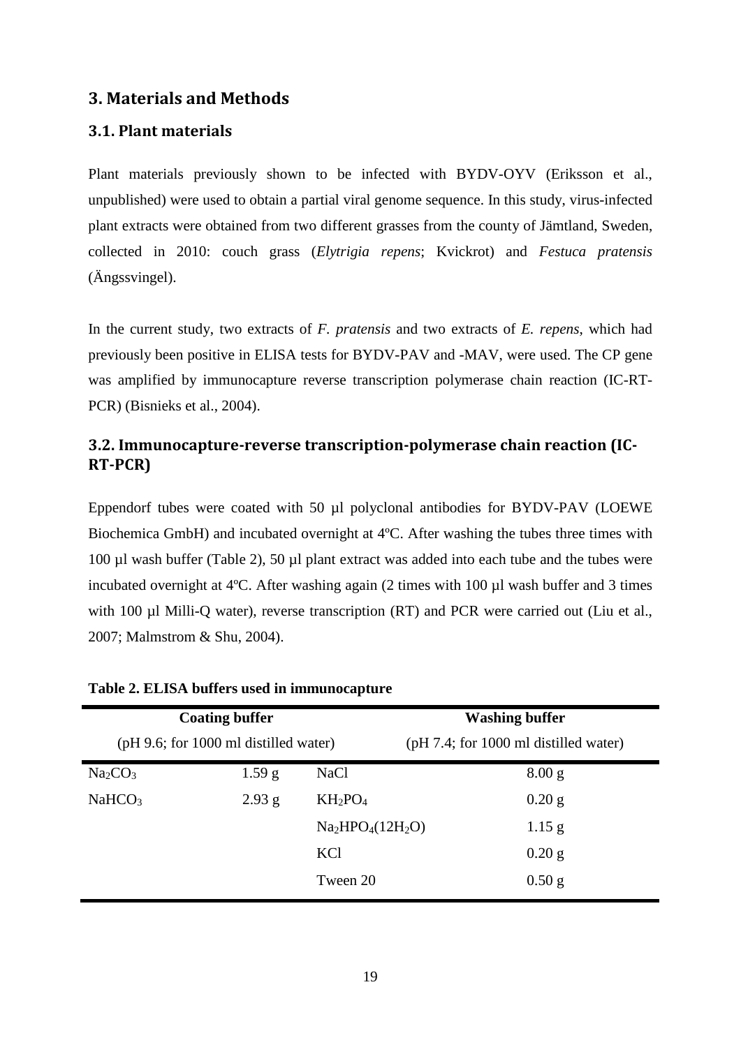## 3. Materials and Methods

### 3.1. Plant materials

Plant materials previously shown to be infected with BYDV-OYV (Eriksson et al., unpublished) were used to obtain a partial viral genome sequence. In this study, virus-infected plant extracts were obtained from two different grasses from the county of Jämtland, Sweden, collected in 2010: couch grass (*Elytrigia repens*; Kvickrot) and *Festuca pratensis* (Ängssvingel).

In the current study, two extracts of *F. pratensis* and two extracts of *E. repens*, which had previously been positive in ELISA tests for BYDV-PAV and -MAV, were used. The CP gene was amplified by immunocapture reverse transcription polymerase chain reaction (IC-RT-PCR) (Bisnieks et al., 2004).

### 3.2. Immunocapture-reverse transcription-polymerase chain reaction (IC-RT-PCR)

Eppendorf tubes were coated with 50 µl polyclonal antibodies for BYDV-PAV (LOEWE Biochemica GmbH) and incubated overnight at 4ºC. After washing the tubes three times with 100 µl wash buffer (Table 2), 50 µl plant extract was added into each tube and the tubes were incubated overnight at 4ºC. After washing again (2 times with 100 µl wash buffer and 3 times with 100 µl Milli-Q water), reverse transcription (RT) and PCR were carried out (Liu et al., 2007; Malmstrom & Shu, 2004).

**Table 2. ELISA buffers used in immunocapture**

| Coating buffer (pH 9.6; for 1000 ml distilled water) | | Washing buffer (pH 7.4; for 1000 ml distilled water) | |
|---|---|---|---|
| $Na_2CO_3$ | 1.59 g | NaCl | 8.00 g |
| $NaHCO_3$ | 2.93 g | $KH_2PO_4$ | 0.20 g |
| | | $Na_2HPO_4(12H_2O)$ | 1.15 g |
| | | KCl | 0.20 g |
| | | Tween 20 | 0.50 g |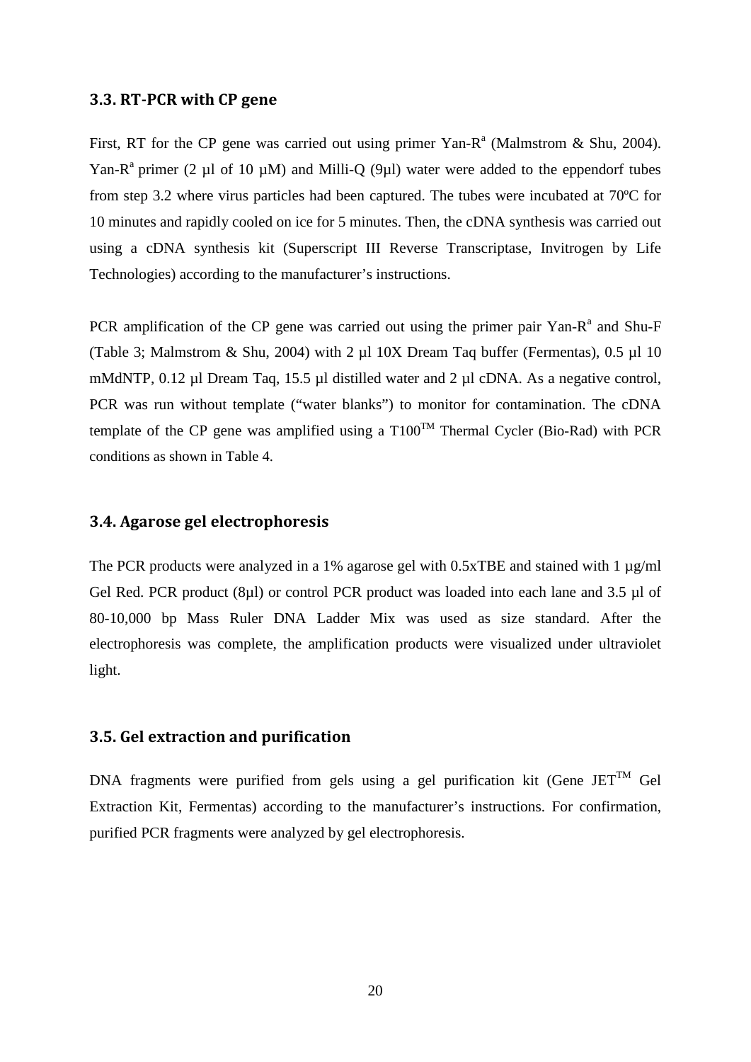### 3.3. RT-PCR with CP gene

First, RT for the CP gene was carried out using primer Yan-R[a] (Malmstrom & Shu, 2004). Yan-R[a] primer (2 µl of 10 µM) and Milli-Q (9µl) water were added to the eppendorf tubes from step 3.2 where virus particles had been captured. The tubes were incubated at 70ºC for 10 minutes and rapidly cooled on ice for 5 minutes. Then, the cDNA synthesis was carried out using a cDNA synthesis kit (Superscript III Reverse Transcriptase, Invitrogen by Life Technologies) according to the manufacturer's instructions.

PCR amplification of the CP gene was carried out using the primer pair Yan-R[a] and Shu-F (Table 3; Malmstrom & Shu, 2004) with 2 µl 10X Dream Taq buffer (Fermentas), 0.5 µl 10 mMdNTP, 0.12 µl Dream Taq, 15.5 µl distilled water and 2 µl cDNA. As a negative control, PCR was run without template ("water blanks") to monitor for contamination. The cDNA template of the CP gene was amplified using a T100™ Thermal Cycler (Bio-Rad) with PCR conditions as shown in Table 4.

### 3.4. Agarose gel electrophoresis

The PCR products were analyzed in a 1% agarose gel with 0.5xTBE and stained with 1 µg/ml Gel Red. PCR product (8µl) or control PCR product was loaded into each lane and 3.5 µl of 80-10,000 bp Mass Ruler DNA Ladder Mix was used as size standard. After the electrophoresis was complete, the amplification products were visualized under ultraviolet light.

### 3.5. Gel extraction and purification

DNA fragments were purified from gels using a gel purification kit (Gene JET™ Gel Extraction Kit, Fermentas) according to the manufacturer's instructions. For confirmation, purified PCR fragments were analyzed by gel electrophoresis.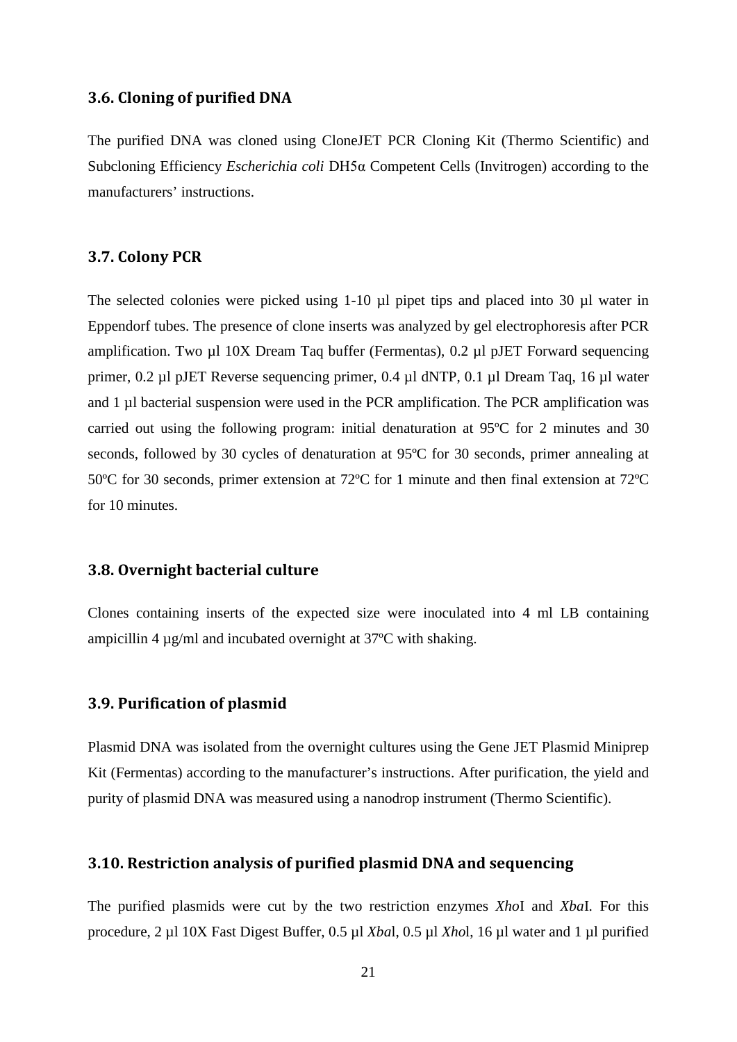### 3.6. Cloning of purified DNA

The purified DNA was cloned using CloneJET PCR Cloning Kit (Thermo Scientific) and Subcloning Efficiency *Escherichia coli* DH5α Competent Cells (Invitrogen) according to the manufacturers' instructions.

### 3.7. Colony PCR

The selected colonies were picked using 1-10 µl pipet tips and placed into 30 µl water in Eppendorf tubes. The presence of clone inserts was analyzed by gel electrophoresis after PCR amplification. Two µl 10X Dream Taq buffer (Fermentas), 0.2 µl pJET Forward sequencing primer, 0.2 µl pJET Reverse sequencing primer, 0.4 µl dNTP, 0.1 µl Dream Taq, 16 µl water and 1 µl bacterial suspension were used in the PCR amplification. The PCR amplification was carried out using the following program: initial denaturation at 95ºC for 2 minutes and 30 seconds, followed by 30 cycles of denaturation at 95ºC for 30 seconds, primer annealing at 50ºC for 30 seconds, primer extension at 72ºC for 1 minute and then final extension at 72ºC for 10 minutes.

### 3.8. Overnight bacterial culture

Clones containing inserts of the expected size were inoculated into 4 ml LB containing ampicillin 4 µg/ml and incubated overnight at 37ºC with shaking.

### 3.9. Purification of plasmid

Plasmid DNA was isolated from the overnight cultures using the Gene JET Plasmid Miniprep Kit (Fermentas) according to the manufacturer's instructions. After purification, the yield and purity of plasmid DNA was measured using a nanodrop instrument (Thermo Scientific).

### 3.10. Restriction analysis of purified plasmid DNA and sequencing

The purified plasmids were cut by the two restriction enzymes *Xho*I and *Xba*I. For this procedure, 2 µl 10X Fast Digest Buffer, 0.5 µl *Xba*l, 0.5 µl *Xho*l, 16 µl water and 1 µl purified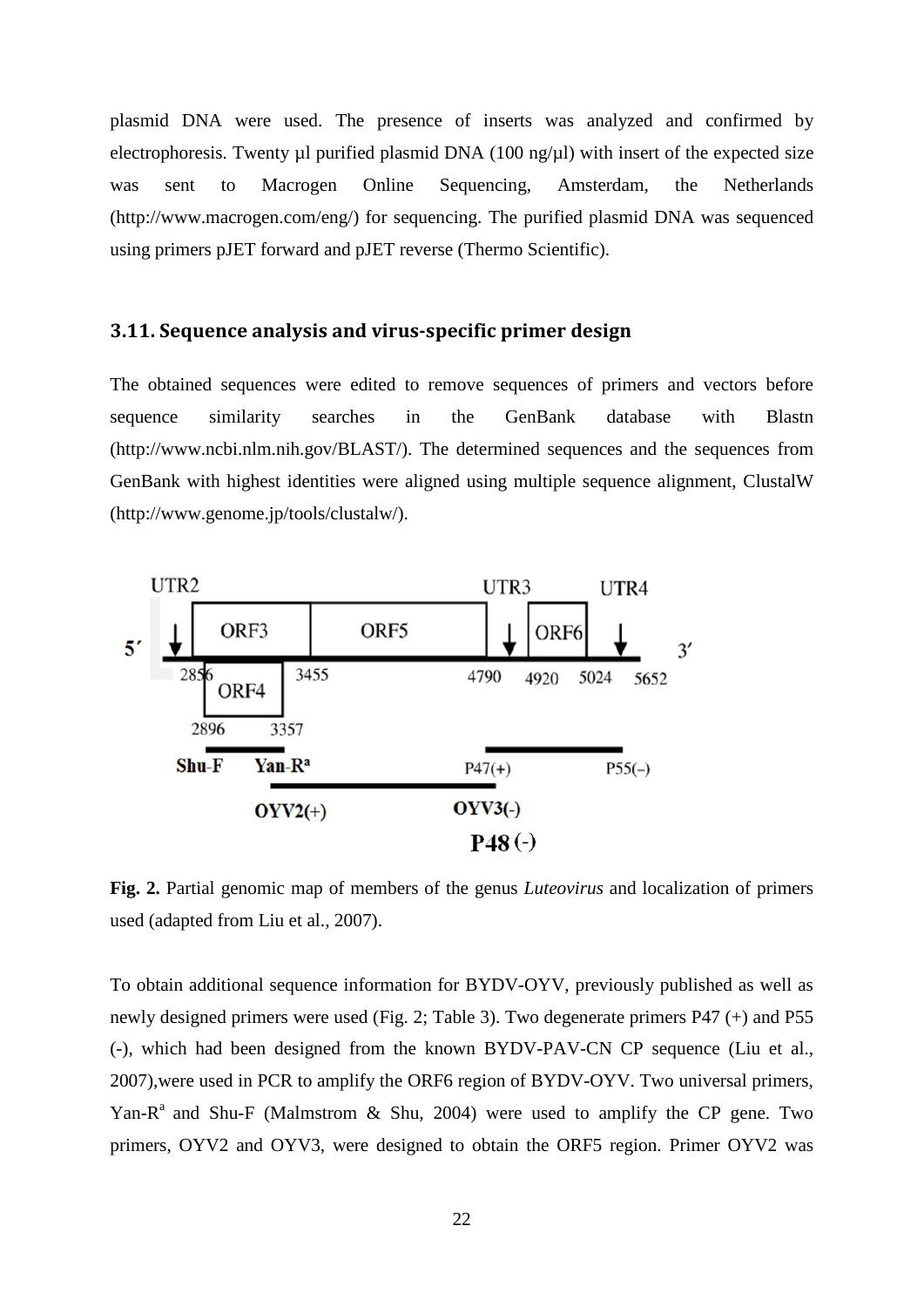plasmid DNA were used. The presence of inserts was analyzed and confirmed by electrophoresis. Twenty µl purified plasmid DNA (100 ng/µl) with insert of the expected size was sent to Macrogen Online Sequencing, Amsterdam, the Netherlands (http://www.macrogen.com/eng/) for sequencing. The purified plasmid DNA was sequenced using primers pJET forward and pJET reverse (Thermo Scientific).

### 3.11. Sequence analysis and virus-specific primer design

The obtained sequences were edited to remove sequences of primers and vectors before sequence similarity searches in the GenBank database with Blastn (http://www.ncbi.nlm.nih.gov/BLAST/). The determined sequences and the sequences from GenBank with highest identities were aligned using multiple sequence alignment, ClustalW (http://www.genome.jp/tools/clustalw/).

**Fig. 2.** Partial genomic map of members of the genus *Luteovirus* and localization of primers used (adapted from Liu et al., 2007).

To obtain additional sequence information for BYDV-OYV, previously published as well as newly designed primers were used (Fig. 2; Table 3). Two degenerate primers P47 (+) and P55 (-), which had been designed from the known BYDV-PAV-CN CP sequence (Liu et al., 2007),were used in PCR to amplify the ORF6 region of BYDV-OYV. Two universal primers, Yan-R[a] and Shu-F (Malmstrom & Shu, 2004) were used to amplify the CP gene. Two primers, OYV2 and OYV3, were designed to obtain the ORF5 region. Primer OYV2 was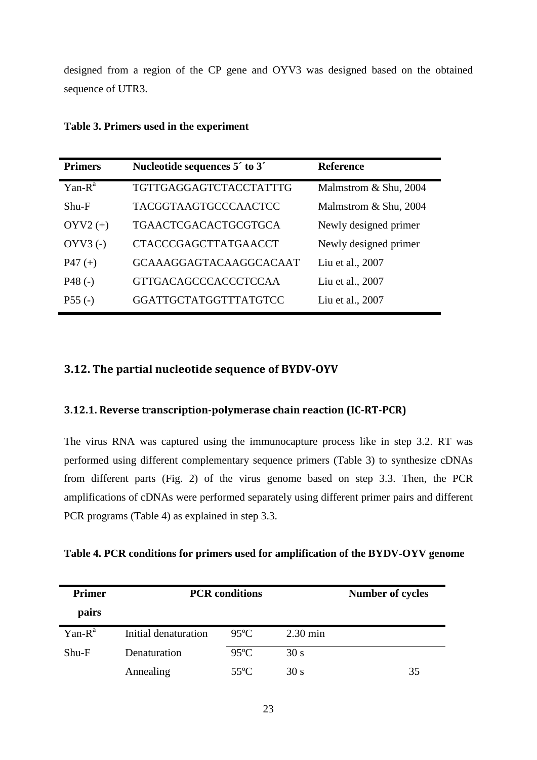designed from a region of the CP gene and OYV3 was designed based on the obtained sequence of UTR3.

**Table 3. Primers used in the experiment**

| Primers | Nucleotide sequences 5´ to 3´ | Reference |
|---|---|---|
| Yan-R[a] | TGTTGAGGAGTCTACCTATTTG | Malmstrom & Shu, 2004 |
| Shu-F | TACGGTAAGTGCCCAACTCC | Malmstrom & Shu, 2004 |
| OYV2 (+) | TGAACTCGACACTGCGTGCA | Newly designed primer |
| OYV3 (-) | CTACCCGAGCTTATGAACCT | Newly designed primer |
| P47 (+) | GCAAAGGAGTACAAGGCACAAT | Liu et al., 2007 |
| P48 (-) | GTTGACAGCCCACCCTCCAA | Liu et al., 2007 |
| P55 (-) | GGATTGCTATGGTTTATGTCC | Liu et al., 2007 |

## 3.12. The partial nucleotide sequence of BYDV-OYV

### 3.12.1. Reverse transcription-polymerase chain reaction (IC-RT-PCR)

The virus RNA was captured using the immunocapture process like in step 3.2. RT was performed using different complementary sequence primers (Table 3) to synthesize cDNAs from different parts (Fig. 2) of the virus genome based on step 3.3. Then, the PCR amplifications of cDNAs were performed separately using different primer pairs and different PCR programs (Table 4) as explained in step 3.3.

**Table 4. PCR conditions for primers used for amplification of the BYDV-OYV genome**

| Primer pairs | PCR conditions | | | Number of cycles |
|---|---|---|---|---|
| Yan-R[a] | Initial denaturation | 95ºC | 2.30 min | |
| Shu-F | Denaturation | 95ºC | 30 s | |
| | Annealing | 55ºC | 30 s | 35 |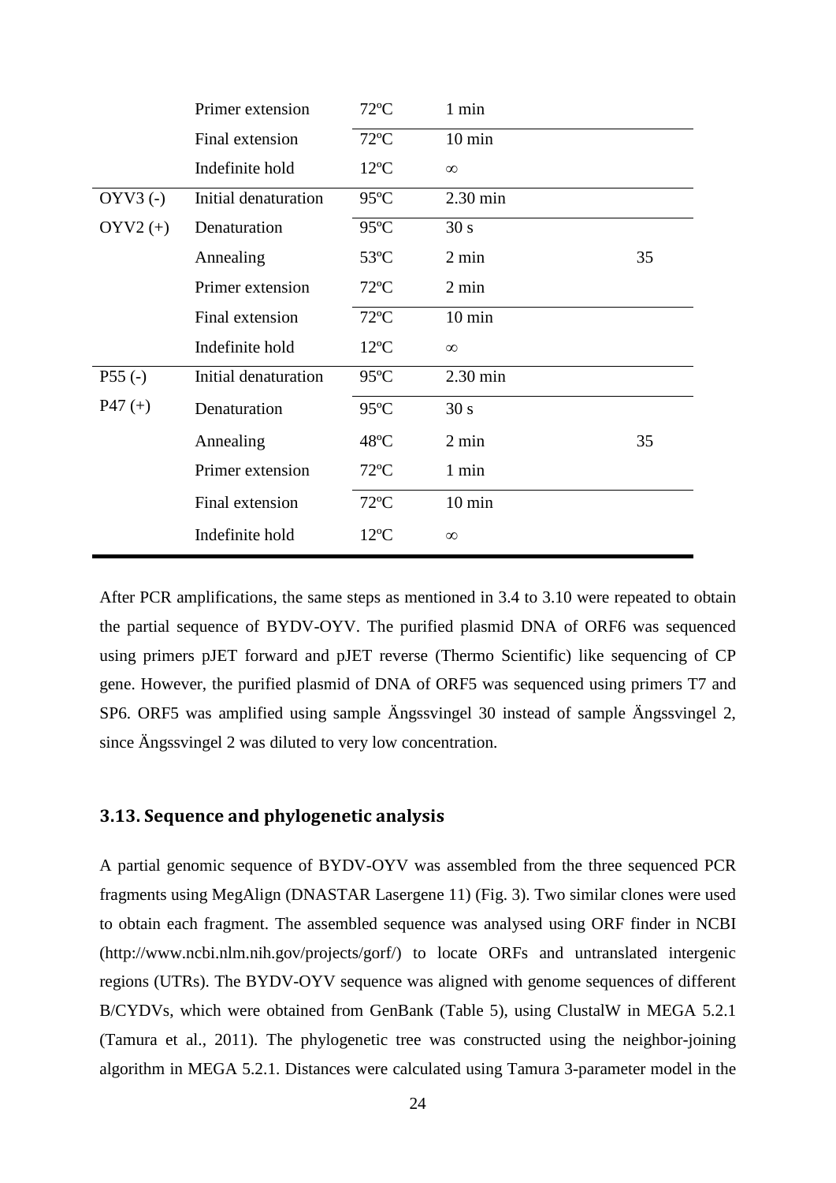|  | Primer extension | 72ºC | 1 min |  |
|---|---|---|---|---|
|  | Final extension | 72ºC | 10 min |  |
|  | Indefinite hold | 12ºC | ∞ |  |
| OYV3 (-) | Initial denaturation | 95ºC | 2.30 min |  |
| OYV2 (+) | Denaturation | 95ºC | 30 s |  |
|  | Annealing | 53ºC | 2 min | 35 |
|  | Primer extension | 72ºC | 2 min |  |
|  | Final extension | 72ºC | 10 min |  |
|  | Indefinite hold | 12ºC | ∞ |  |
| P55 (-) | Initial denaturation | 95ºC | 2.30 min |  |
| P47 (+) | Denaturation | 95ºC | 30 s |  |
|  | Annealing | 48ºC | 2 min | 35 |
|  | Primer extension | 72ºC | 1 min |  |
|  | Final extension | 72ºC | 10 min |  |
|  | Indefinite hold | 12ºC | ∞ |  |

After PCR amplifications, the same steps as mentioned in 3.4 to 3.10 were repeated to obtain the partial sequence of BYDV-OYV. The purified plasmid DNA of ORF6 was sequenced using primers pJET forward and pJET reverse (Thermo Scientific) like sequencing of CP gene. However, the purified plasmid of DNA of ORF5 was sequenced using primers T7 and SP6. ORF5 was amplified using sample Ängssvingel 30 instead of sample Ängssvingel 2, since Ängssvingel 2 was diluted to very low concentration.

### 3.13. Sequence and phylogenetic analysis

A partial genomic sequence of BYDV-OYV was assembled from the three sequenced PCR fragments using MegAlign (DNASTAR Lasergene 11) (Fig. 3). Two similar clones were used to obtain each fragment. The assembled sequence was analysed using ORF finder in NCBI (http://www.ncbi.nlm.nih.gov/projects/gorf/) to locate ORFs and untranslated intergenic regions (UTRs). The BYDV-OYV sequence was aligned with genome sequences of different B/CYDVs, which were obtained from GenBank (Table 5), using ClustalW in MEGA 5.2.1 (Tamura et al., 2011). The phylogenetic tree was constructed using the neighbor-joining algorithm in MEGA 5.2.1. Distances were calculated using Tamura 3-parameter model in the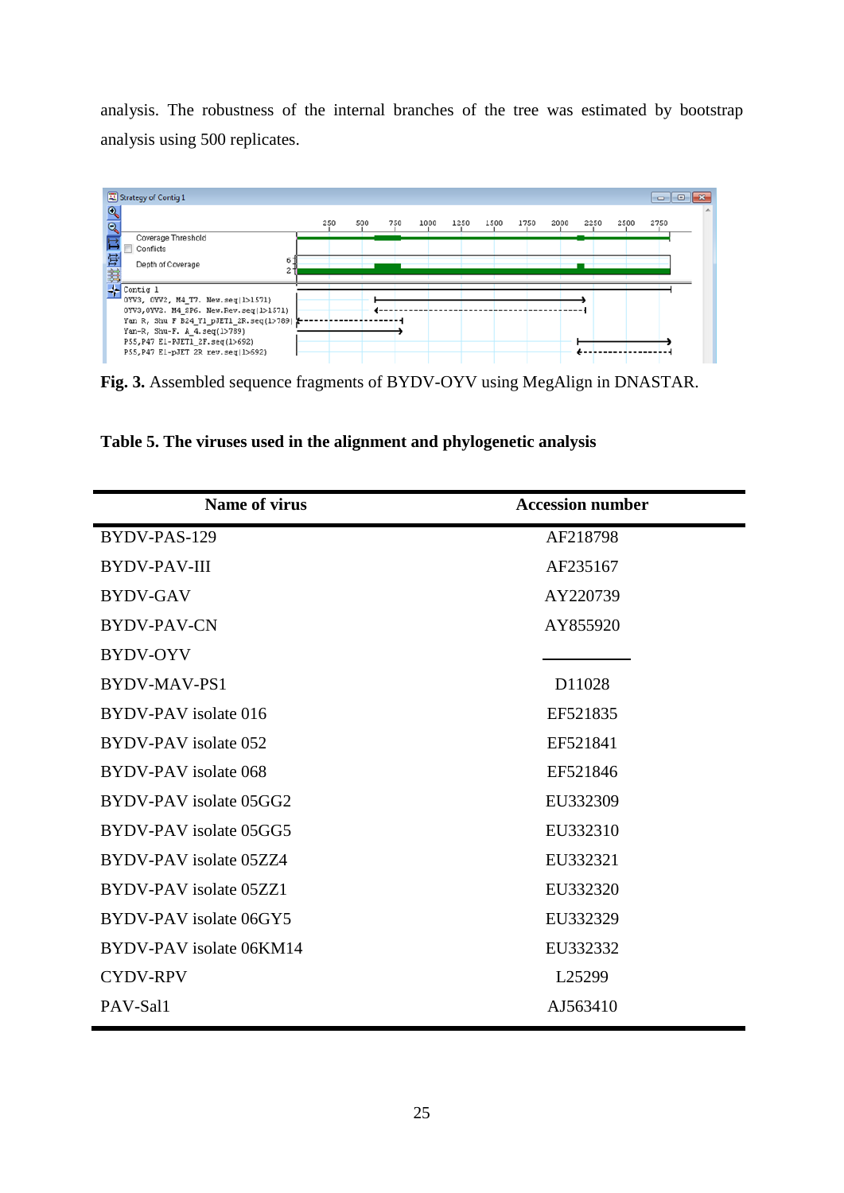analysis. The robustness of the internal branches of the tree was estimated by bootstrap analysis using 500 replicates.

**Fig. 3.** Assembled sequence fragments of BYDV-OYV using MegAlign in DNASTAR.

**Table 5. The viruses used in the alignment and phylogenetic analysis**

| Name of virus | Accession number |
|---|---|
| BYDV-PAS-129 | AF218798 |
| BYDV-PAV-III | AF235167 |
| BYDV-GAV | AY220739 |
| BYDV-PAV-CN | AY855920 |
| BYDV-OYV | ________ |
| BYDV-MAV-PS1 | D11028 |
| BYDV-PAV isolate 016 | EF521835 |
| BYDV-PAV isolate 052 | EF521841 |
| BYDV-PAV isolate 068 | EF521846 |
| BYDV-PAV isolate 05GG2 | EU332309 |
| BYDV-PAV isolate 05GG5 | EU332310 |
| BYDV-PAV isolate 05ZZ4 | EU332321 |
| BYDV-PAV isolate 05ZZ1 | EU332320 |
| BYDV-PAV isolate 06GY5 | EU332329 |
| BYDV-PAV isolate 06KM14 | EU332332 |
| CYDV-RPV | L25299 |
| PAV-Sal1 | AJ563410 |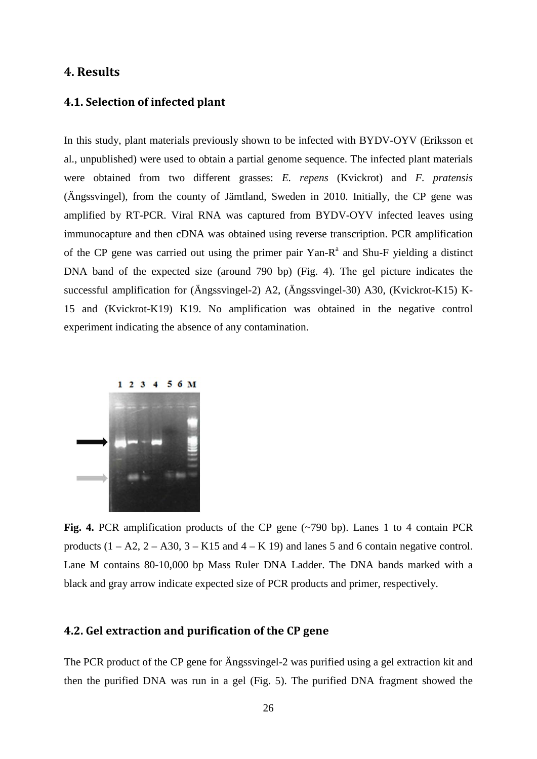# 4. Results

## 4.1. Selection of infected plant

In this study, plant materials previously shown to be infected with BYDV-OYV (Eriksson et al., unpublished) were used to obtain a partial genome sequence. The infected plant materials were obtained from two different grasses: *E. repens* (Kvickrot) and *F. pratensis* (Ängssvingel), from the county of Jämtland, Sweden in 2010. Initially, the CP gene was amplified by RT-PCR. Viral RNA was captured from BYDV-OYV infected leaves using immunocapture and then cDNA was obtained using reverse transcription. PCR amplification of the CP gene was carried out using the primer pair Yan-R[a] and Shu-F yielding a distinct DNA band of the expected size (around 790 bp) (Fig. 4). The gel picture indicates the successful amplification for (Ängssvingel-2) A2, (Ängssvingel-30) A30, (Kvickrot-K15) K-15 and (Kvickrot-K19) K19. No amplification was obtained in the negative control experiment indicating the absence of any contamination.

**Fig. 4.** PCR amplification products of the CP gene (~790 bp). Lanes 1 to 4 contain PCR products (1 – A2, 2 – A30, 3 – K15 and 4 – K 19) and lanes 5 and 6 contain negative control. Lane M contains 80-10,000 bp Mass Ruler DNA Ladder. The DNA bands marked with a black and gray arrow indicate expected size of PCR products and primer, respectively.

## 4.2. Gel extraction and purification of the CP gene

The PCR product of the CP gene for Ängssvingel-2 was purified using a gel extraction kit and then the purified DNA was run in a gel (Fig. 5). The purified DNA fragment showed the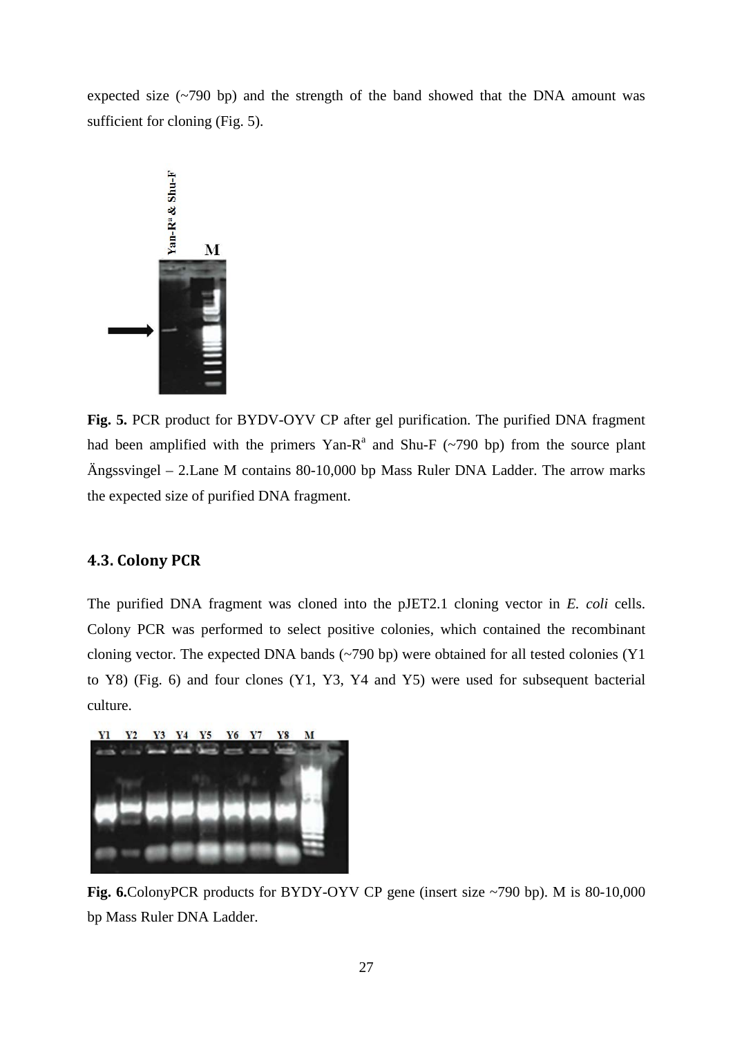expected size (~790 bp) and the strength of the band showed that the DNA amount was sufficient for cloning (Fig. 5).

**Fig. 5.** PCR product for BYDV-OYV CP after gel purification. The purified DNA fragment had been amplified with the primers Yan-R[a] and Shu-F (~790 bp) from the source plant Ängssvingel – 2.Lane M contains 80-10,000 bp Mass Ruler DNA Ladder. The arrow marks the expected size of purified DNA fragment.

### 4.3. Colony PCR

The purified DNA fragment was cloned into the pJET2.1 cloning vector in *E. coli* cells. Colony PCR was performed to select positive colonies, which contained the recombinant cloning vector. The expected DNA bands (~790 bp) were obtained for all tested colonies (Y1 to Y8) (Fig. 6) and four clones (Y1, Y3, Y4 and Y5) were used for subsequent bacterial culture.

**Fig. 6.**ColonyPCR products for BYDY-OYV CP gene (insert size ~790 bp). M is 80-10,000 bp Mass Ruler DNA Ladder.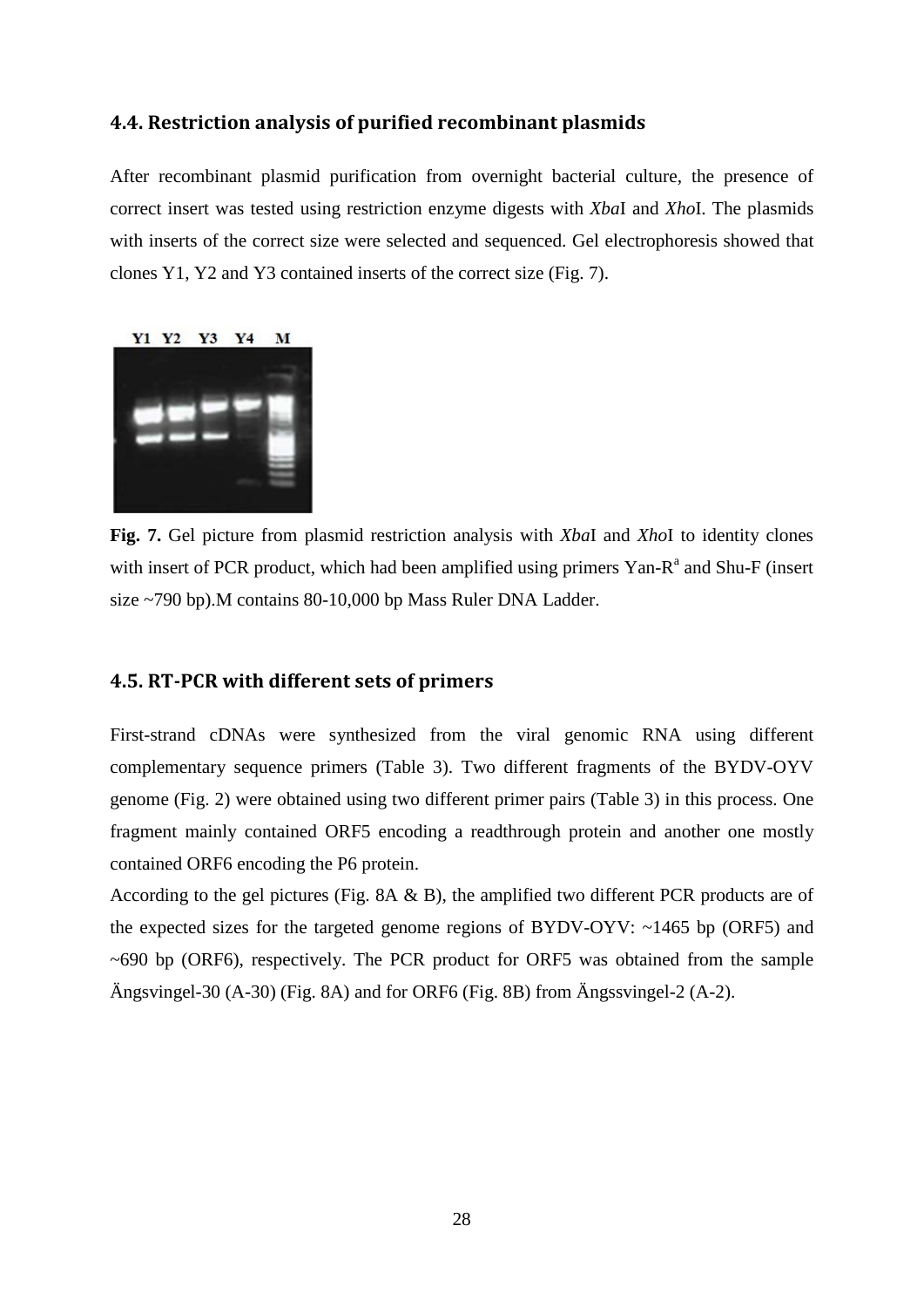## 4.4. Restriction analysis of purified recombinant plasmids

After recombinant plasmid purification from overnight bacterial culture, the presence of correct insert was tested using restriction enzyme digests with *Xba*I and *Xho*I. The plasmids with inserts of the correct size were selected and sequenced. Gel electrophoresis showed that clones Y1, Y2 and Y3 contained inserts of the correct size (Fig. 7).

**Fig. 7.** Gel picture from plasmid restriction analysis with *Xba*I and *Xho*I to identity clones with insert of PCR product, which had been amplified using primers Yan-R[a] and Shu-F (insert size ~790 bp).M contains 80-10,000 bp Mass Ruler DNA Ladder.

## 4.5. RT-PCR with different sets of primers

First-strand cDNAs were synthesized from the viral genomic RNA using different complementary sequence primers (Table 3). Two different fragments of the BYDV-OYV genome (Fig. 2) were obtained using two different primer pairs (Table 3) in this process. One fragment mainly contained ORF5 encoding a readthrough protein and another one mostly contained ORF6 encoding the P6 protein.

According to the gel pictures (Fig. 8A & B), the amplified two different PCR products are of the expected sizes for the targeted genome regions of BYDV-OYV: ~1465 bp (ORF5) and ~690 bp (ORF6), respectively. The PCR product for ORF5 was obtained from the sample Ängsvingel-30 (A-30) (Fig. 8A) and for ORF6 (Fig. 8B) from Ängssvingel-2 (A-2).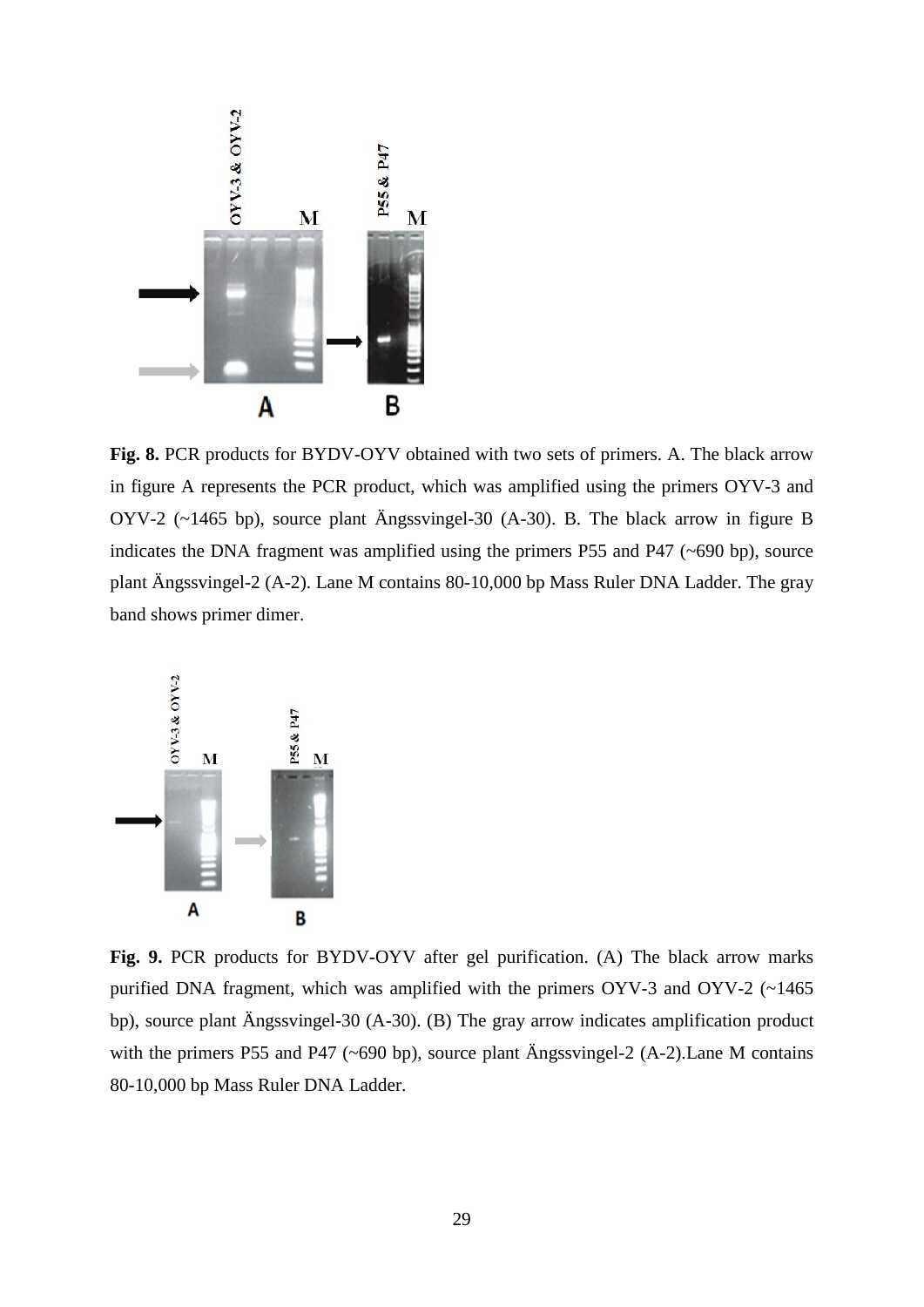**Fig. 8.** PCR products for BYDV-OYV obtained with two sets of primers. A. The black arrow in figure A represents the PCR product, which was amplified using the primers OYV-3 and OYV-2 (~1465 bp), source plant Ängssvingel-30 (A-30). B. The black arrow in figure B indicates the DNA fragment was amplified using the primers P55 and P47 (~690 bp), source plant Ängssvingel-2 (A-2). Lane M contains 80-10,000 bp Mass Ruler DNA Ladder. The gray band shows primer dimer.

**Fig. 9.** PCR products for BYDV-OYV after gel purification. (A) The black arrow marks purified DNA fragment, which was amplified with the primers OYV-3 and OYV-2 (~1465 bp), source plant Ängssvingel-30 (A-30). (B) The gray arrow indicates amplification product with the primers P55 and P47 (~690 bp), source plant Ängssvingel-2 (A-2).Lane M contains 80-10,000 bp Mass Ruler DNA Ladder.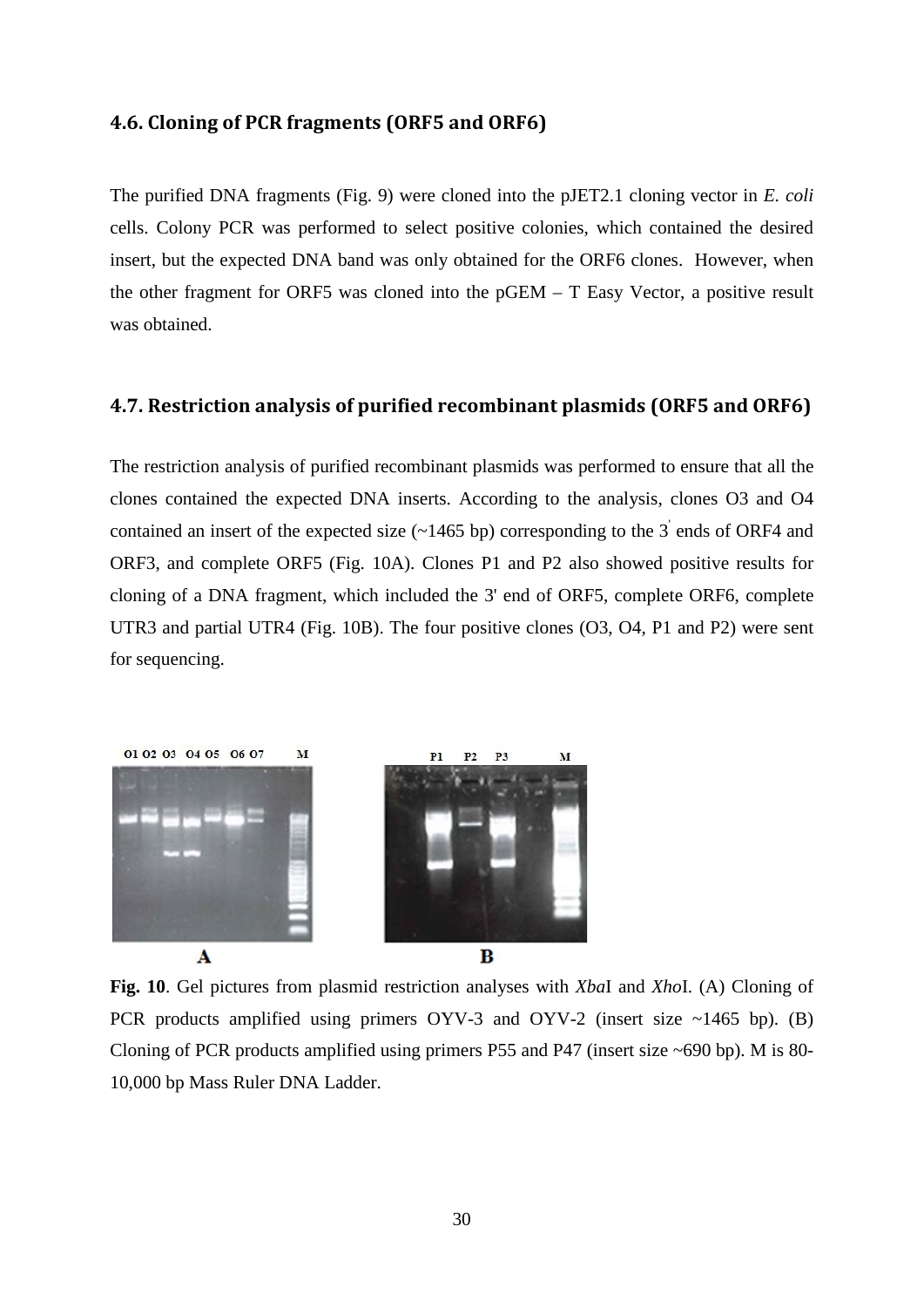### 4.6. Cloning of PCR fragments (ORF5 and ORF6)

The purified DNA fragments (Fig. 9) were cloned into the pJET2.1 cloning vector in *E. coli* cells. Colony PCR was performed to select positive colonies, which contained the desired insert, but the expected DNA band was only obtained for the ORF6 clones. However, when the other fragment for ORF5 was cloned into the pGEM – T Easy Vector, a positive result was obtained.

### 4.7. Restriction analysis of purified recombinant plasmids (ORF5 and ORF6)

The restriction analysis of purified recombinant plasmids was performed to ensure that all the clones contained the expected DNA inserts. According to the analysis, clones O3 and O4 contained an insert of the expected size (~1465 bp) corresponding to the 3′ ends of ORF4 and ORF3, and complete ORF5 (Fig. 10A). Clones P1 and P2 also showed positive results for cloning of a DNA fragment, which included the 3' end of ORF5, complete ORF6, complete UTR3 and partial UTR4 (Fig. 10B). The four positive clones (O3, O4, P1 and P2) were sent for sequencing.

**Fig. 10**. Gel pictures from plasmid restriction analyses with *Xba*I and *Xho*I. (A) Cloning of PCR products amplified using primers OYV-3 and OYV-2 (insert size ~1465 bp). (B) Cloning of PCR products amplified using primers P55 and P47 (insert size ~690 bp). M is 80-10,000 bp Mass Ruler DNA Ladder.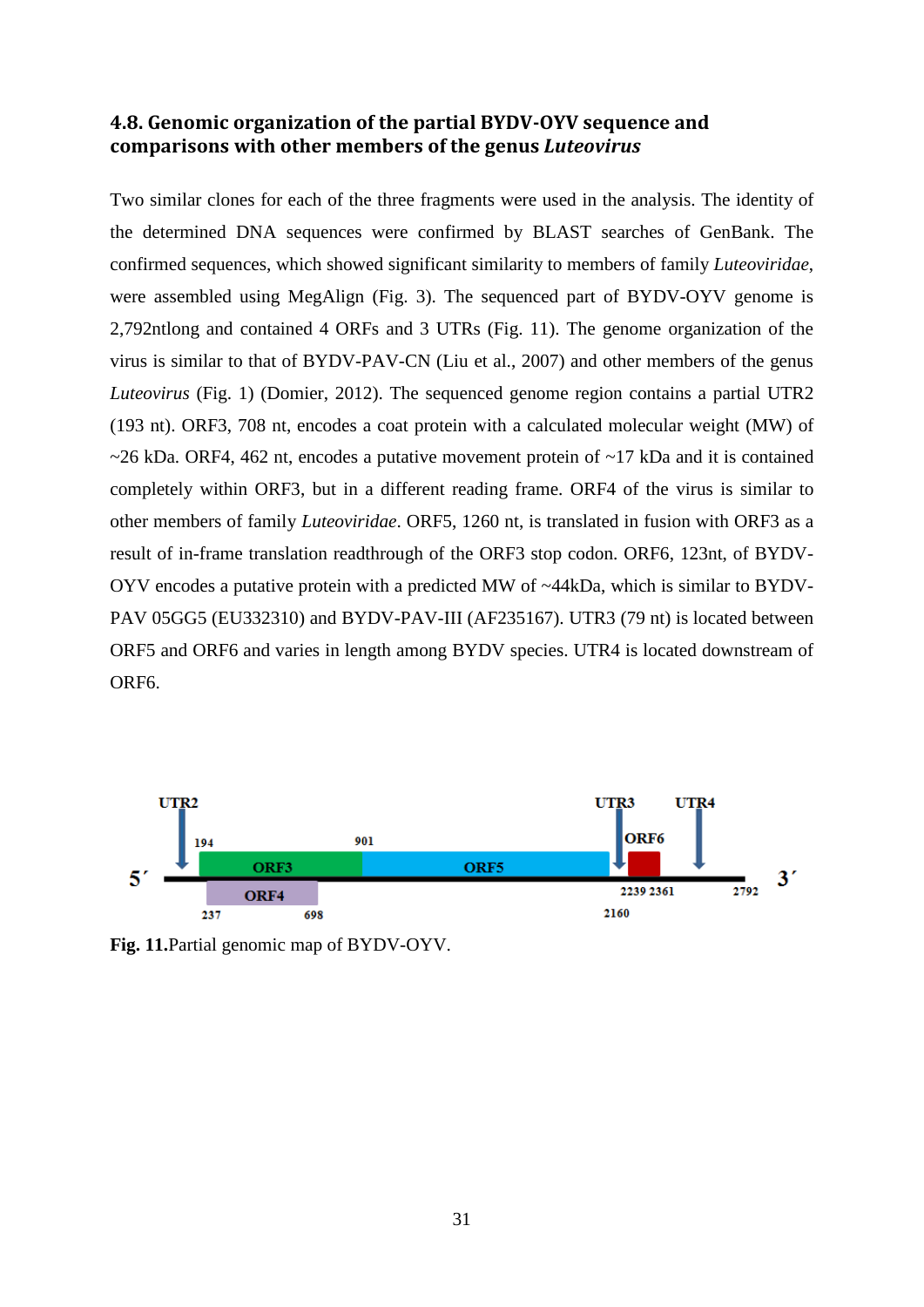## 4.8. Genomic organization of the partial BYDV-OYV sequence and comparisons with other members of the genus *Luteovirus*

Two similar clones for each of the three fragments were used in the analysis. The identity of the determined DNA sequences were confirmed by BLAST searches of GenBank. The confirmed sequences, which showed significant similarity to members of family *Luteoviridae*, were assembled using MegAlign (Fig. 3). The sequenced part of BYDV-OYV genome is 2,792ntlong and contained 4 ORFs and 3 UTRs (Fig. 11). The genome organization of the virus is similar to that of BYDV-PAV-CN (Liu et al., 2007) and other members of the genus *Luteovirus* (Fig. 1) (Domier, 2012). The sequenced genome region contains a partial UTR2 (193 nt). ORF3, 708 nt, encodes a coat protein with a calculated molecular weight (MW) of ~26 kDa. ORF4, 462 nt, encodes a putative movement protein of ~17 kDa and it is contained completely within ORF3, but in a different reading frame. ORF4 of the virus is similar to other members of family *Luteoviridae*. ORF5, 1260 nt, is translated in fusion with ORF3 as a result of in-frame translation readthrough of the ORF3 stop codon. ORF6, 123nt, of BYDV-OYV encodes a putative protein with a predicted MW of ~44kDa, which is similar to BYDV-PAV 05GG5 (EU332310) and BYDV-PAV-III (AF235167). UTR3 (79 nt) is located between ORF5 and ORF6 and varies in length among BYDV species. UTR4 is located downstream of ORF6.

**Fig. 11.**Partial genomic map of BYDV-OYV.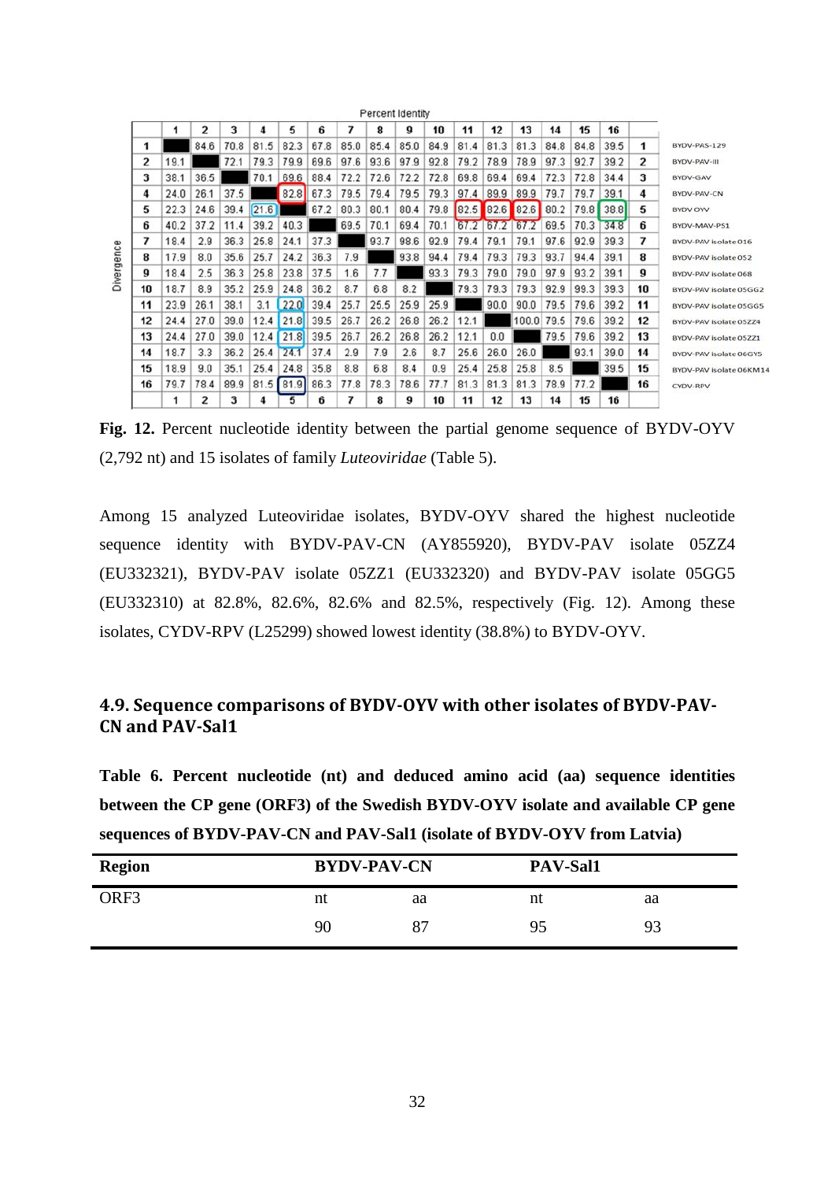Percent Identity

| | 1 | 2 | 3 | 4 | 5 | 6 | 7 | 8 | 9 | 10 | 11 | 12 | 13 | 14 | 15 | 16 | | |
|---|---|---|---|---|---|---|---|---|---|---|---|---|---|---|---|---|---|---|
| 1 | | 84.6 | 70.8 | 81.5 | 82.3 | 67.8 | 85.0 | 85.4 | 85.0 | 84.9 | 81.4 | 81.3 | 81.3 | 84.8 | 84.8 | 39.5 | 1 | BYDV-PAS-129 |
| 2 | 19.1 | | 72.1 | 79.3 | 79.9 | 69.6 | 97.6 | 93.6 | 97.9 | 92.8 | 79.2 | 78.9 | 78.9 | 97.3 | 92.7 | 39.2 | 2 | BYDV-PAV-III |
| 3 | 38.1 | 36.5 | | 70.1 | 69.6 | 88.4 | 72.2 | 72.6 | 72.2 | 72.8 | 69.8 | 69.4 | 69.4 | 72.3 | 72.8 | 34.4 | 3 | BYDV-GAV |
| 4 | 24.0 | 26.1 | 37.5 | | 82.8 | 67.3 | 79.5 | 79.4 | 79.5 | 79.3 | 97.4 | 89.9 | 89.9 | 79.7 | 79.7 | 39.1 | 4 | BYDV-PAV-CN |
| 5 | 22.3 | 24.6 | 39.4 | 21.6 | | 67.2 | 80.3 | 80.1 | 80.4 | 79.8 | 82.5 | 82.6 | 82.6 | 80.2 | 79.8 | 38.8 | 5 | BYDV OYV |
| 6 | 40.2 | 37.2 | 11.4 | 39.2 | 40.3 | | 69.5 | 70.1 | 69.4 | 70.1 | 67.2 | 67.2 | 67.2 | 69.5 | 70.3 | 34.8 | 6 | BYDV-MAV-PS1 |
| 7 | 18.4 | 2.9 | 36.3 | 25.8 | 24.1 | 37.3 | | 93.7 | 98.6 | 92.9 | 79.4 | 79.1 | 79.1 | 97.6 | 92.9 | 39.3 | 7 | BYDV-PAV isolate 016 |
| 8 | 17.9 | 8.0 | 35.6 | 25.7 | 24.2 | 36.3 | 7.9 | | 93.8 | 94.4 | 79.4 | 79.3 | 79.3 | 93.7 | 94.4 | 39.1 | 8 | BYDV-PAV isolate 052 |
| 9 | 18.4 | 2.5 | 36.3 | 25.8 | 23.8 | 37.5 | 1.6 | 7.7 | | 93.3 | 79.3 | 79.0 | 79.0 | 97.9 | 93.2 | 39.1 | 9 | BYDV-PAV isolate 068 |
| 10 | 18.7 | 8.9 | 35.2 | 25.9 | 24.8 | 36.2 | 8.7 | 6.8 | 8.2 | | 79.3 | 79.3 | 79.3 | 92.9 | 99.3 | 39.3 | 10 | BYDV-PAV isolate 05GG2 |
| 11 | 23.9 | 26.1 | 38.1 | 3.1 | 22.0 | 39.4 | 25.7 | 25.5 | 25.9 | 25.9 | | 90.0 | 90.0 | 79.5 | 79.6 | 39.2 | 11 | BYDV-PAV isolate 05GG5 |
| 12 | 24.4 | 27.0 | 39.0 | 12.4 | 21.8 | 39.5 | 26.7 | 26.2 | 26.8 | 26.2 | 12.1 | | 100.0 | 79.5 | 79.6 | 39.2 | 12 | BYDV-PAV isolate 05ZZ4 |
| 13 | 24.4 | 27.0 | 39.0 | 12.4 | 21.8 | 39.5 | 26.7 | 26.2 | 26.8 | 26.2 | 12.1 | 0.0 | | 79.5 | 79.6 | 39.2 | 13 | BYDV-PAV isolate 05ZZ1 |
| 14 | 18.7 | 3.3 | 36.2 | 25.4 | 24.1 | 37.4 | 2.9 | 7.9 | 2.6 | 8.7 | 25.6 | 26.0 | 26.0 | | 93.1 | 39.0 | 14 | BYDV-PAV isolate 06GY5 |
| 15 | 18.9 | 9.0 | 35.1 | 25.4 | 24.8 | 35.8 | 8.8 | 6.8 | 8.4 | 0.9 | 25.4 | 25.8 | 25.8 | 8.5 | | 39.5 | 15 | BYDV-PAV isolate 06KM14 |
| 16 | 79.7 | 78.4 | 89.9 | 81.5 | 81.9 | 86.3 | 77.8 | 78.3 | 78.6 | 77.7 | 81.3 | 81.3 | 81.3 | 78.9 | 77.2 | | 16 | CYDV-RPV |
| | 1 | 2 | 3 | 4 | 5 | 6 | 7 | 8 | 9 | 10 | 11 | 12 | 13 | 14 | 15 | 16 | | |

Divergence

**Fig. 12.** Percent nucleotide identity between the partial genome sequence of BYDV-OYV (2,792 nt) and 15 isolates of family *Luteoviridae* (Table 5).

Among 15 analyzed Luteoviridae isolates, BYDV-OYV shared the highest nucleotide sequence identity with BYDV-PAV-CN (AY855920), BYDV-PAV isolate 05ZZ4 (EU332321), BYDV-PAV isolate 05ZZ1 (EU332320) and BYDV-PAV isolate 05GG5 (EU332310) at 82.8%, 82.6%, 82.6% and 82.5%, respectively (Fig. 12). Among these isolates, CYDV-RPV (L25299) showed lowest identity (38.8%) to BYDV-OYV.

### 4.9. Sequence comparisons of BYDV-OYV with other isolates of BYDV-PAV-CN and PAV-Sal1

**Table 6. Percent nucleotide (nt) and deduced amino acid (aa) sequence identities between the CP gene (ORF3) of the Swedish BYDV-OYV isolate and available CP gene sequences of BYDV-PAV-CN and PAV-Sal1 (isolate of BYDV-OYV from Latvia)**

| Region | BYDV-PAV-CN | | PAV-Sal1 | |
|---|---|---|---|---|
| ORF3 | nt | aa | nt | aa |
| | 90 | 87 | 95 | 93 |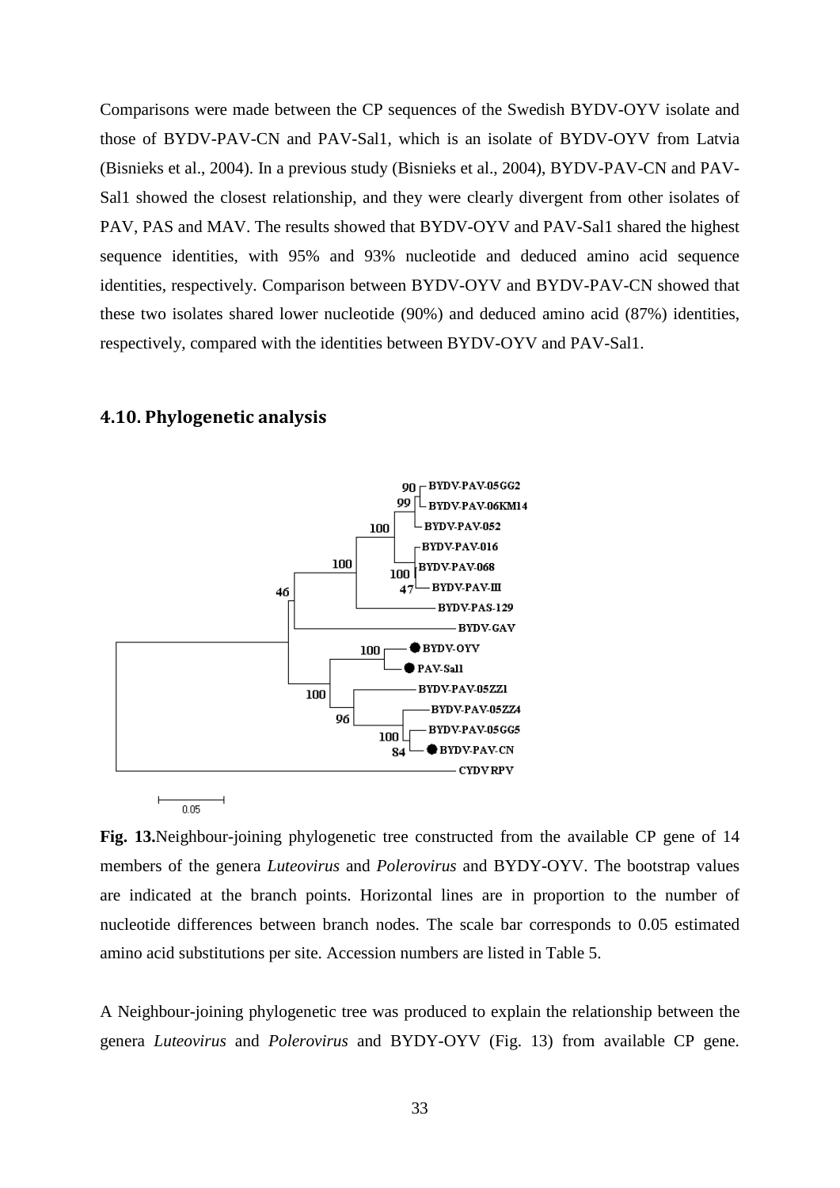Comparisons were made between the CP sequences of the Swedish BYDV-OYV isolate and those of BYDV-PAV-CN and PAV-Sal1, which is an isolate of BYDV-OYV from Latvia (Bisnieks et al., 2004). In a previous study (Bisnieks et al., 2004), BYDV-PAV-CN and PAV-Sal1 showed the closest relationship, and they were clearly divergent from other isolates of PAV, PAS and MAV. The results showed that BYDV-OYV and PAV-Sal1 shared the highest sequence identities, with 95% and 93% nucleotide and deduced amino acid sequence identities, respectively. Comparison between BYDV-OYV and BYDV-PAV-CN showed that these two isolates shared lower nucleotide (90%) and deduced amino acid (87%) identities, respectively, compared with the identities between BYDV-OYV and PAV-Sal1.

## 4.10. Phylogenetic analysis

**Fig. 13.** Neighbour-joining phylogenetic tree constructed from the available CP gene of 14 members of the genera *Luteovirus* and *Polerovirus* and BYDY-OYV. The bootstrap values are indicated at the branch points. Horizontal lines are in proportion to the number of nucleotide differences between branch nodes. The scale bar corresponds to 0.05 estimated amino acid substitutions per site. Accession numbers are listed in Table 5.

A Neighbour-joining phylogenetic tree was produced to explain the relationship between the genera *Luteovirus* and *Polerovirus* and BYDY-OYV (Fig. 13) from available CP gene.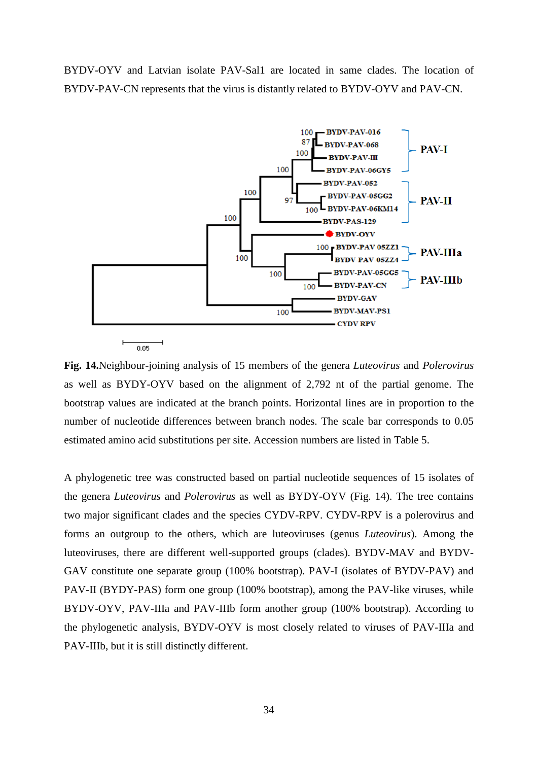BYDV-OYV and Latvian isolate PAV-Sal1 are located in same clades. The location of BYDV-PAV-CN represents that the virus is distantly related to BYDV-OYV and PAV-CN.

**Fig. 14.**Neighbour-joining analysis of 15 members of the genera *Luteovirus* and *Polerovirus* as well as BYDY-OYV based on the alignment of 2,792 nt of the partial genome. The bootstrap values are indicated at the branch points. Horizontal lines are in proportion to the number of nucleotide differences between branch nodes. The scale bar corresponds to 0.05 estimated amino acid substitutions per site. Accession numbers are listed in Table 5.

A phylogenetic tree was constructed based on partial nucleotide sequences of 15 isolates of the genera *Luteovirus* and *Polerovirus* as well as BYDY-OYV (Fig. 14). The tree contains two major significant clades and the species CYDV-RPV. CYDV-RPV is a polerovirus and forms an outgroup to the others, which are luteoviruses (genus *Luteovirus*). Among the luteoviruses, there are different well-supported groups (clades). BYDV-MAV and BYDV-GAV constitute one separate group (100% bootstrap). PAV-I (isolates of BYDV-PAV) and PAV-II (BYDY-PAS) form one group (100% bootstrap), among the PAV-like viruses, while BYDV-OYV, PAV-IIIa and PAV-IIIb form another group (100% bootstrap). According to the phylogenetic analysis, BYDV-OYV is most closely related to viruses of PAV-IIIa and PAV-IIIb, but it is still distinctly different.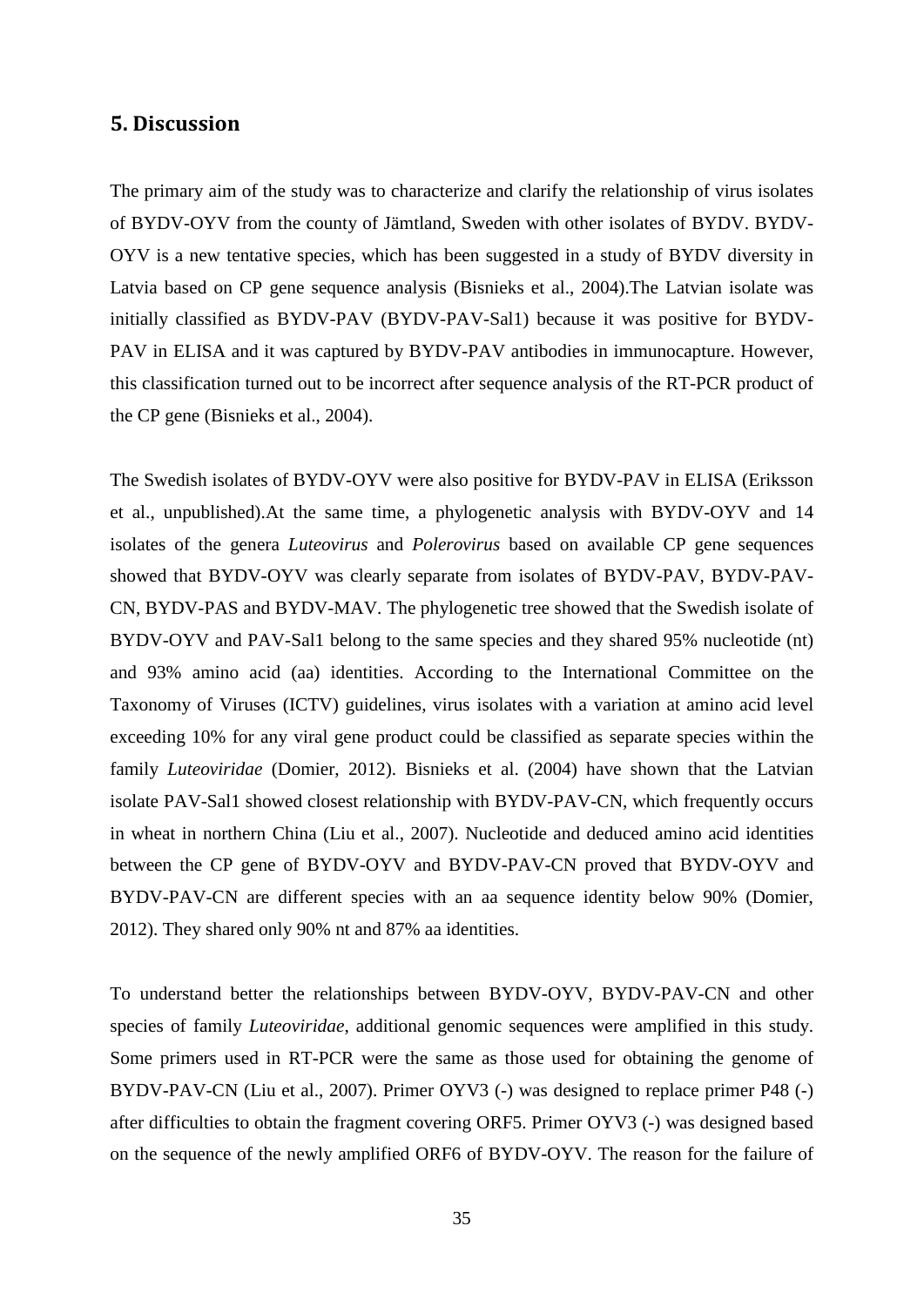## 5. Discussion

The primary aim of the study was to characterize and clarify the relationship of virus isolates of BYDV-OYV from the county of Jämtland, Sweden with other isolates of BYDV. BYDV-OYV is a new tentative species, which has been suggested in a study of BYDV diversity in Latvia based on CP gene sequence analysis (Bisnieks et al., 2004).The Latvian isolate was initially classified as BYDV-PAV (BYDV-PAV-Sal1) because it was positive for BYDV-PAV in ELISA and it was captured by BYDV-PAV antibodies in immunocapture. However, this classification turned out to be incorrect after sequence analysis of the RT-PCR product of the CP gene (Bisnieks et al., 2004).

The Swedish isolates of BYDV-OYV were also positive for BYDV-PAV in ELISA (Eriksson et al., unpublished).At the same time, a phylogenetic analysis with BYDV-OYV and 14 isolates of the genera *Luteovirus* and *Polerovirus* based on available CP gene sequences showed that BYDV-OYV was clearly separate from isolates of BYDV-PAV, BYDV-PAV-CN, BYDV-PAS and BYDV-MAV. The phylogenetic tree showed that the Swedish isolate of BYDV-OYV and PAV-Sal1 belong to the same species and they shared 95% nucleotide (nt) and 93% amino acid (aa) identities. According to the International Committee on the Taxonomy of Viruses (ICTV) guidelines, virus isolates with a variation at amino acid level exceeding 10% for any viral gene product could be classified as separate species within the family *Luteoviridae* (Domier, 2012). Bisnieks et al. (2004) have shown that the Latvian isolate PAV-Sal1 showed closest relationship with BYDV-PAV-CN, which frequently occurs in wheat in northern China (Liu et al., 2007). Nucleotide and deduced amino acid identities between the CP gene of BYDV-OYV and BYDV-PAV-CN proved that BYDV-OYV and BYDV-PAV-CN are different species with an aa sequence identity below 90% (Domier, 2012). They shared only 90% nt and 87% aa identities.

To understand better the relationships between BYDV-OYV, BYDV-PAV-CN and other species of family *Luteoviridae*, additional genomic sequences were amplified in this study. Some primers used in RT-PCR were the same as those used for obtaining the genome of BYDV-PAV-CN (Liu et al., 2007). Primer OYV3 (-) was designed to replace primer P48 (-) after difficulties to obtain the fragment covering ORF5. Primer OYV3 (-) was designed based on the sequence of the newly amplified ORF6 of BYDV-OYV. The reason for the failure of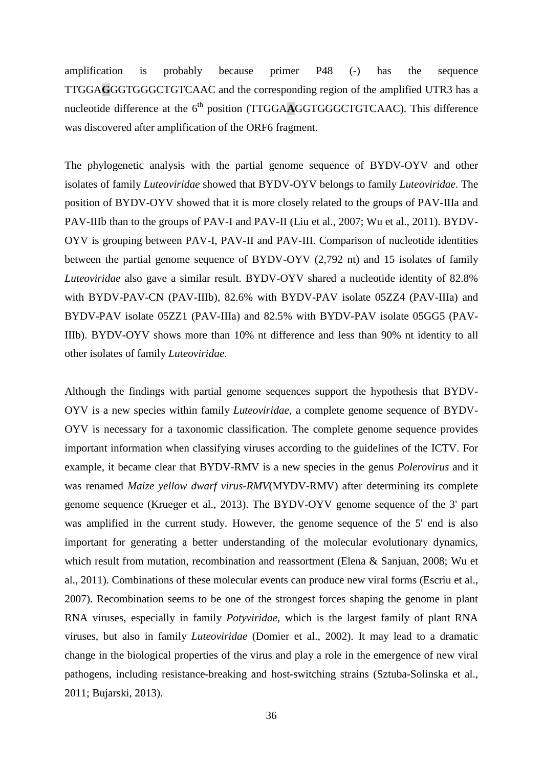amplification is probably because primer P48 (-) has the sequence TTGGA**G**GGTGGGCTGTCAAC and the corresponding region of the amplified UTR3 has a nucleotide difference at the 6$^{th}$ position (TTGGA**A**GGTGGGCTGTCAAC). This difference was discovered after amplification of the ORF6 fragment.

The phylogenetic analysis with the partial genome sequence of BYDV-OYV and other isolates of family *Luteoviridae* showed that BYDV-OYV belongs to family *Luteoviridae*. The position of BYDV-OYV showed that it is more closely related to the groups of PAV-IIIa and PAV-IIIb than to the groups of PAV-I and PAV-II (Liu et al., 2007; Wu et al., 2011). BYDV-OYV is grouping between PAV-I, PAV-II and PAV-III. Comparison of nucleotide identities between the partial genome sequence of BYDV-OYV (2,792 nt) and 15 isolates of family *Luteoviridae* also gave a similar result. BYDV-OYV shared a nucleotide identity of 82.8% with BYDV-PAV-CN (PAV-IIIb), 82.6% with BYDV-PAV isolate 05ZZ4 (PAV-IIIa) and BYDV-PAV isolate 05ZZ1 (PAV-IIIa) and 82.5% with BYDV-PAV isolate 05GG5 (PAV-IIIb). BYDV-OYV shows more than 10% nt difference and less than 90% nt identity to all other isolates of family *Luteoviridae*.

Although the findings with partial genome sequences support the hypothesis that BYDV-OYV is a new species within family *Luteoviridae*, a complete genome sequence of BYDV-OYV is necessary for a taxonomic classification. The complete genome sequence provides important information when classifying viruses according to the guidelines of the ICTV. For example, it became clear that BYDV-RMV is a new species in the genus *Polerovirus* and it was renamed *Maize yellow dwarf virus-RMV*(MYDV-RMV) after determining its complete genome sequence (Krueger et al., 2013). The BYDV-OYV genome sequence of the 3' part was amplified in the current study. However, the genome sequence of the 5' end is also important for generating a better understanding of the molecular evolutionary dynamics, which result from mutation, recombination and reassortment (Elena & Sanjuan, 2008; Wu et al., 2011). Combinations of these molecular events can produce new viral forms (Escriu et al., 2007). Recombination seems to be one of the strongest forces shaping the genome in plant RNA viruses, especially in family *Potyviridae*, which is the largest family of plant RNA viruses, but also in family *Luteoviridae* (Domier et al., 2002). It may lead to a dramatic change in the biological properties of the virus and play a role in the emergence of new viral pathogens, including resistance-breaking and host-switching strains (Sztuba-Solinska et al., 2011; Bujarski, 2013).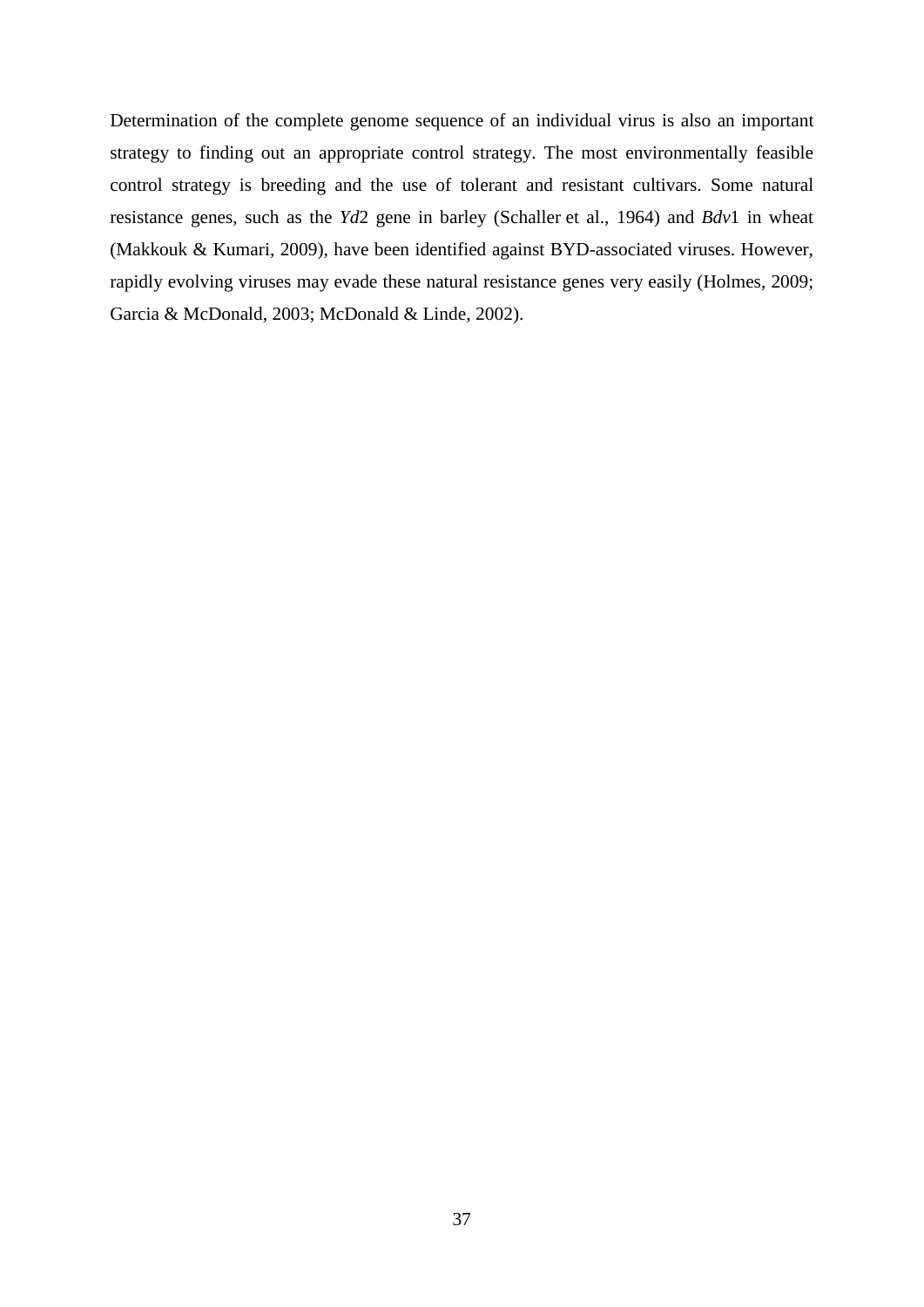Determination of the complete genome sequence of an individual virus is also an important strategy to finding out an appropriate control strategy. The most environmentally feasible control strategy is breeding and the use of tolerant and resistant cultivars. Some natural resistance genes, such as the *Yd*2 gene in barley (Schaller et al., 1964) and *Bdv*1 in wheat (Makkouk & Kumari, 2009), have been identified against BYD-associated viruses. However, rapidly evolving viruses may evade these natural resistance genes very easily (Holmes, 2009; Garcia & McDonald, 2003; McDonald & Linde, 2002).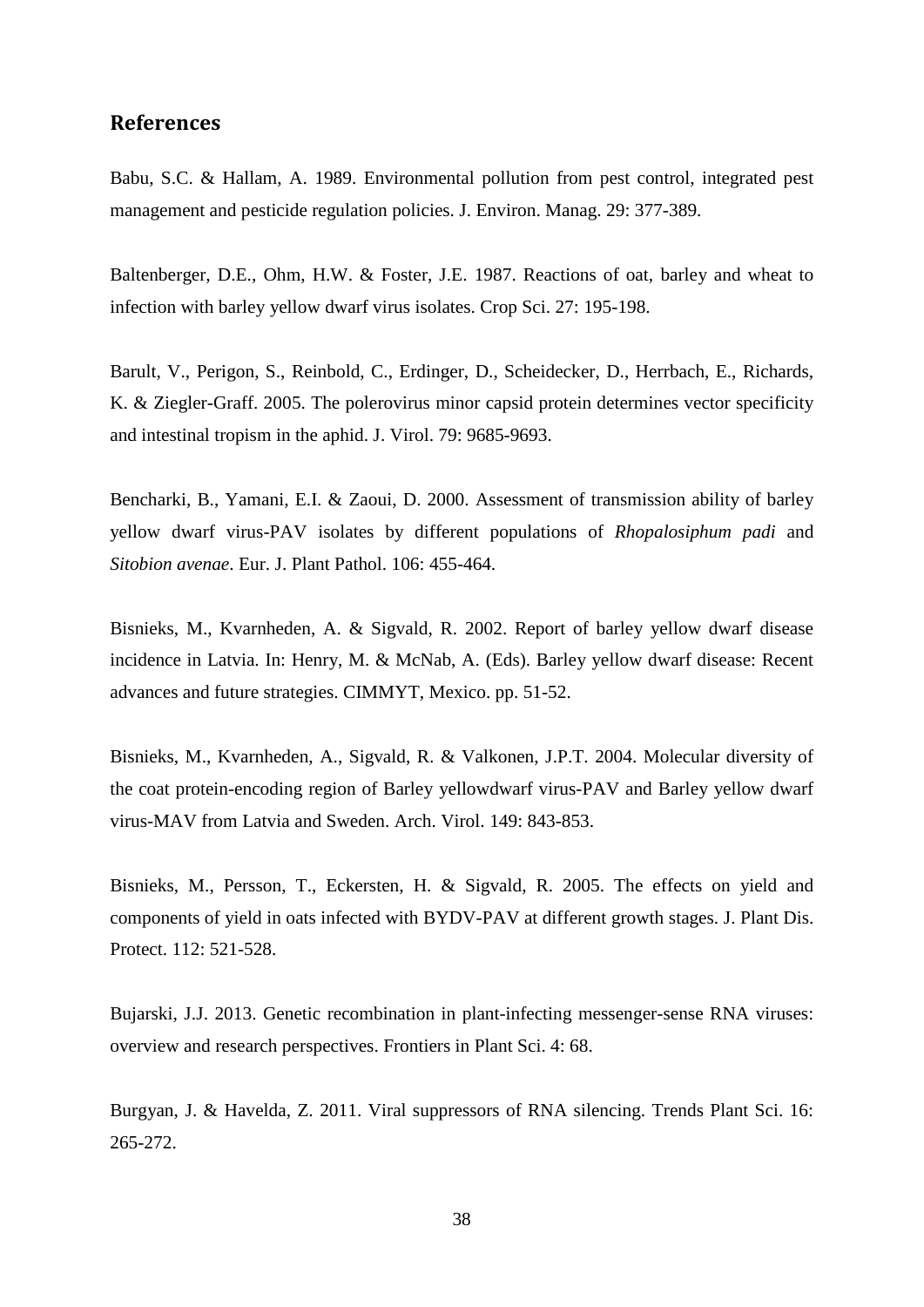## References

Babu, S.C. & Hallam, A. 1989. Environmental pollution from pest control, integrated pest management and pesticide regulation policies. J. Environ. Manag. 29: 377-389.

Baltenberger, D.E., Ohm, H.W. & Foster, J.E. 1987. Reactions of oat, barley and wheat to infection with barley yellow dwarf virus isolates. Crop Sci. 27: 195-198.

Barult, V., Perigon, S., Reinbold, C., Erdinger, D., Scheidecker, D., Herrbach, E., Richards, K. & Ziegler-Graff. 2005. The polerovirus minor capsid protein determines vector specificity and intestinal tropism in the aphid. J. Virol. 79: 9685-9693.

Bencharki, B., Yamani, E.I. & Zaoui, D. 2000. Assessment of transmission ability of barley yellow dwarf virus-PAV isolates by different populations of *Rhopalosiphum padi* and *Sitobion avenae*. Eur. J. Plant Pathol. 106: 455-464.

Bisnieks, M., Kvarnheden, A. & Sigvald, R. 2002. Report of barley yellow dwarf disease incidence in Latvia. In: Henry, M. & McNab, A. (Eds). Barley yellow dwarf disease: Recent advances and future strategies. CIMMYT, Mexico. pp. 51-52.

Bisnieks, M., Kvarnheden, A., Sigvald, R. & Valkonen, J.P.T. 2004. Molecular diversity of the coat protein-encoding region of Barley yellowdwarf virus-PAV and Barley yellow dwarf virus-MAV from Latvia and Sweden. Arch. Virol. 149: 843-853.

Bisnieks, M., Persson, T., Eckersten, H. & Sigvald, R. 2005. The effects on yield and components of yield in oats infected with BYDV-PAV at different growth stages. J. Plant Dis. Protect. 112: 521-528.

Bujarski, J.J. 2013. Genetic recombination in plant-infecting messenger-sense RNA viruses: overview and research perspectives. Frontiers in Plant Sci. 4: 68.

Burgyan, J. & Havelda, Z. 2011. Viral suppressors of RNA silencing. Trends Plant Sci. 16: 265-272.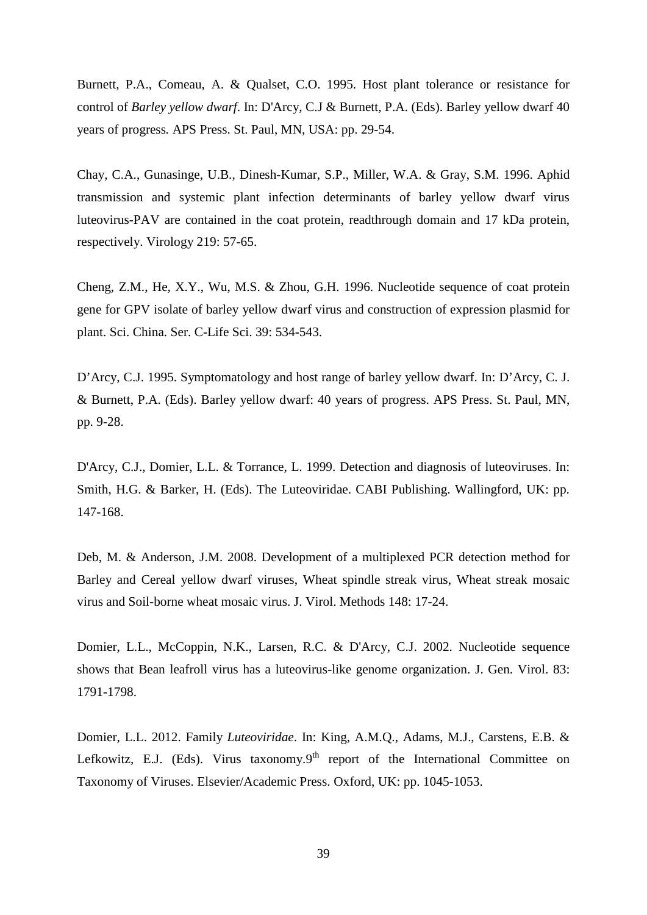Burnett, P.A., Comeau, A. & Qualset, C.O. 1995. Host plant tolerance or resistance for control of *Barley yellow dwarf*. In: D'Arcy, C.J & Burnett, P.A. (Eds). Barley yellow dwarf 40 years of progress*.* APS Press. St. Paul, MN, USA: pp. 29-54.

Chay, C.A., Gunasinge, U.B., Dinesh-Kumar, S.P., Miller, W.A. & Gray, S.M. 1996. Aphid transmission and systemic plant infection determinants of barley yellow dwarf virus luteovirus-PAV are contained in the coat protein, readthrough domain and 17 kDa protein, respectively. Virology 219: 57-65.

Cheng, Z.M., He, X.Y., Wu, M.S. & Zhou, G.H. 1996. Nucleotide sequence of coat protein gene for GPV isolate of barley yellow dwarf virus and construction of expression plasmid for plant. Sci. China. Ser. C-Life Sci. 39: 534-543.

D'Arcy, C.J. 1995. Symptomatology and host range of barley yellow dwarf. In: D'Arcy, C. J. & Burnett, P.A. (Eds). Barley yellow dwarf: 40 years of progress. APS Press. St. Paul, MN, pp. 9-28.

D'Arcy, C.J., Domier, L.L. & Torrance, L. 1999. Detection and diagnosis of luteoviruses. In: Smith, H.G. & Barker, H. (Eds). The Luteoviridae. CABI Publishing. Wallingford, UK: pp. 147-168.

Deb, M. & Anderson, J.M. 2008. Development of a multiplexed PCR detection method for Barley and Cereal yellow dwarf viruses, Wheat spindle streak virus, Wheat streak mosaic virus and Soil-borne wheat mosaic virus. J. Virol. Methods 148: 17-24.

Domier, L.L., McCoppin, N.K., Larsen, R.C. & D'Arcy, C.J. 2002. Nucleotide sequence shows that Bean leafroll virus has a luteovirus-like genome organization. J. Gen. Virol. 83: 1791-1798.

Domier, L.L. 2012. Family *Luteoviridae*. In: King, A.M.Q., Adams, M.J., Carstens, E.B. & Lefkowitz, E.J. (Eds). Virus taxonomy.9$^{th}$ report of the International Committee on Taxonomy of Viruses. Elsevier/Academic Press. Oxford, UK: pp. 1045-1053.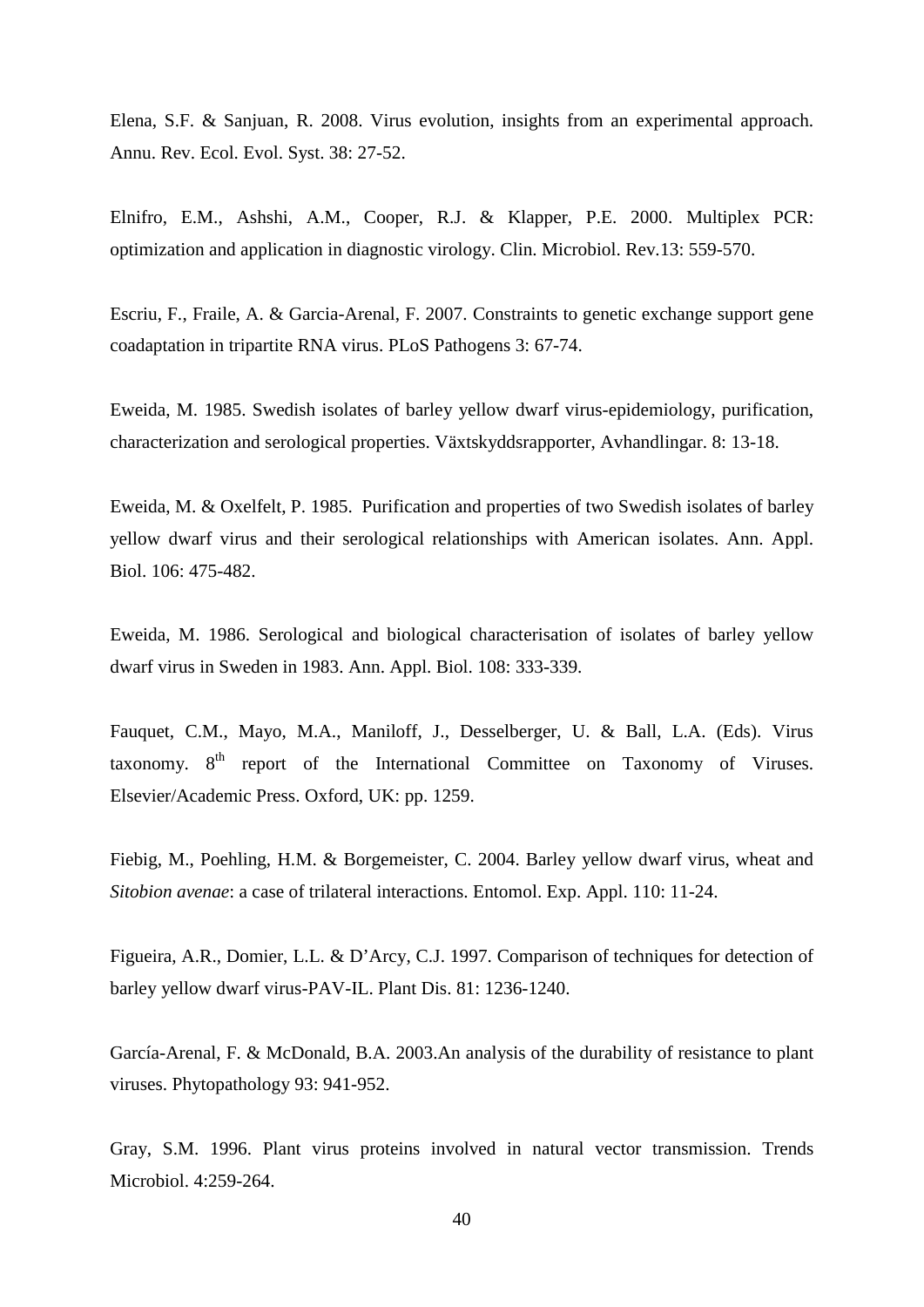Elena, S.F. & Sanjuan, R. 2008. Virus evolution, insights from an experimental approach. Annu. Rev. Ecol. Evol. Syst. 38: 27-52.

Elnifro, E.M., Ashshi, A.M., Cooper, R.J. & Klapper, P.E. 2000. Multiplex PCR: optimization and application in diagnostic virology. Clin. Microbiol. Rev.13: 559-570.

Escriu, F., Fraile, A. & Garcia-Arenal, F. 2007. Constraints to genetic exchange support gene coadaptation in tripartite RNA virus. PLoS Pathogens 3: 67-74.

Eweida, M. 1985. Swedish isolates of barley yellow dwarf virus-epidemiology, purification, characterization and serological properties. Växtskyddsrapporter, Avhandlingar. 8: 13-18.

Eweida, M. & Oxelfelt, P. 1985. Purification and properties of two Swedish isolates of barley yellow dwarf virus and their serological relationships with American isolates. Ann. Appl. Biol. 106: 475-482.

Eweida, M. 1986. Serological and biological characterisation of isolates of barley yellow dwarf virus in Sweden in 1983. Ann. Appl. Biol. 108: 333-339.

Fauquet, C.M., Mayo, M.A., Maniloff, J., Desselberger, U. & Ball, L.A. (Eds). Virus taxonomy. 8th report of the International Committee on Taxonomy of Viruses. Elsevier/Academic Press. Oxford, UK: pp. 1259.

Fiebig, M., Poehling, H.M. & Borgemeister, C. 2004. Barley yellow dwarf virus, wheat and *Sitobion avenae*: a case of trilateral interactions. Entomol. Exp. Appl. 110: 11-24.

Figueira, A.R., Domier, L.L. & D'Arcy, C.J. 1997. Comparison of techniques for detection of barley yellow dwarf virus-PAV-IL. Plant Dis. 81: 1236-1240.

García-Arenal, F. & McDonald, B.A. 2003.An analysis of the durability of resistance to plant viruses. Phytopathology 93: 941-952.

Gray, S.M. 1996. Plant virus proteins involved in natural vector transmission. Trends Microbiol. 4:259-264.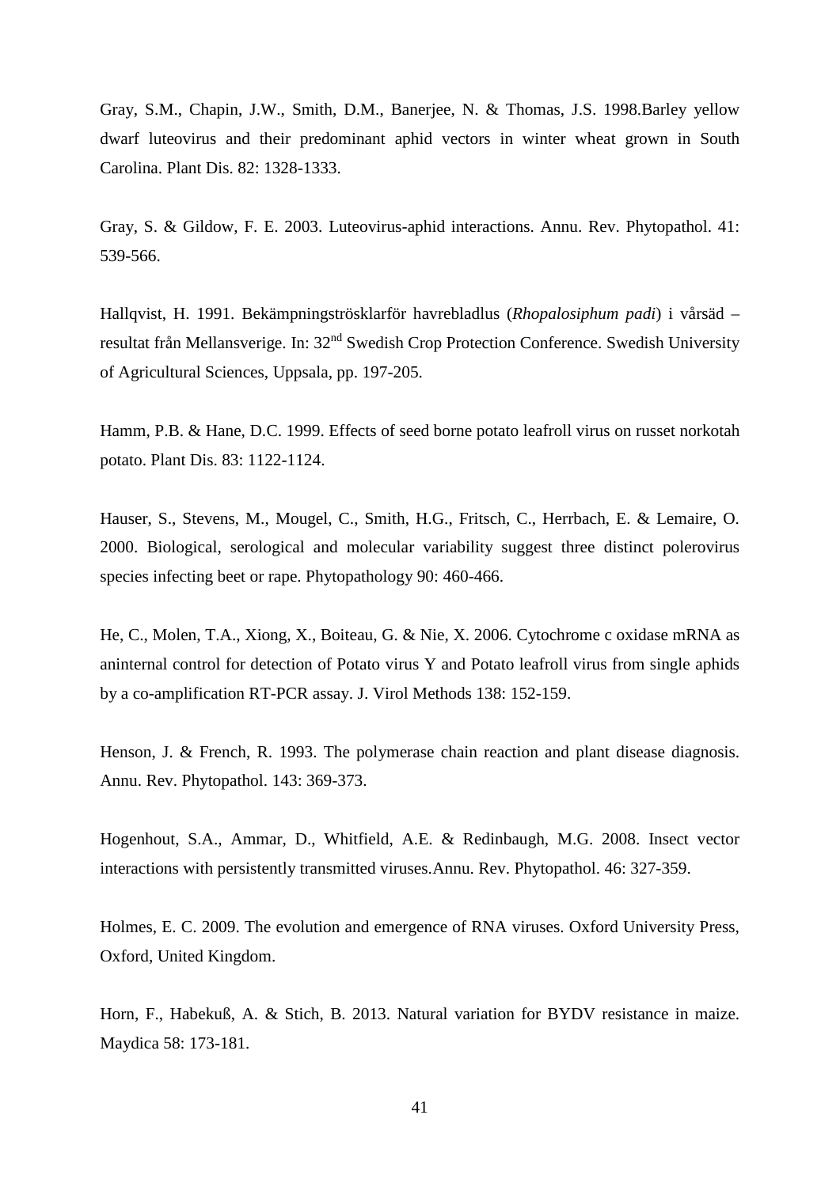Gray, S.M., Chapin, J.W., Smith, D.M., Banerjee, N. & Thomas, J.S. 1998.Barley yellow dwarf luteovirus and their predominant aphid vectors in winter wheat grown in South Carolina. Plant Dis. 82: 1328-1333.

Gray, S. & Gildow, F. E. 2003. Luteovirus-aphid interactions. Annu. Rev. Phytopathol. 41: 539-566.

Hallqvist, H. 1991. Bekämpningströsklarför havrebladlus (*Rhopalosiphum padi*) i vårsäd – resultat från Mellansverige. In: 32nd Swedish Crop Protection Conference. Swedish University of Agricultural Sciences, Uppsala, pp. 197-205.

Hamm, P.B. & Hane, D.C. 1999. Effects of seed borne potato leafroll virus on russet norkotah potato. Plant Dis. 83: 1122-1124.

Hauser, S., Stevens, M., Mougel, C., Smith, H.G., Fritsch, C., Herrbach, E. & Lemaire, O. 2000. Biological, serological and molecular variability suggest three distinct polerovirus species infecting beet or rape. Phytopathology 90: 460-466.

He, C., Molen, T.A., Xiong, X., Boiteau, G. & Nie, X. 2006. Cytochrome c oxidase mRNA as aninternal control for detection of Potato virus Y and Potato leafroll virus from single aphids by a co-amplification RT-PCR assay. J. Virol Methods 138: 152-159.

Henson, J. & French, R. 1993. The polymerase chain reaction and plant disease diagnosis. Annu. Rev. Phytopathol. 143: 369-373.

Hogenhout, S.A., Ammar, D., Whitfield, A.E. & Redinbaugh, M.G. 2008. Insect vector interactions with persistently transmitted viruses.Annu. Rev. Phytopathol. 46: 327-359.

Holmes, E. C. 2009. The evolution and emergence of RNA viruses. Oxford University Press, Oxford, United Kingdom.

Horn, F., Habekuß, A. & Stich, B. 2013. Natural variation for BYDV resistance in maize. Maydica 58: 173-181.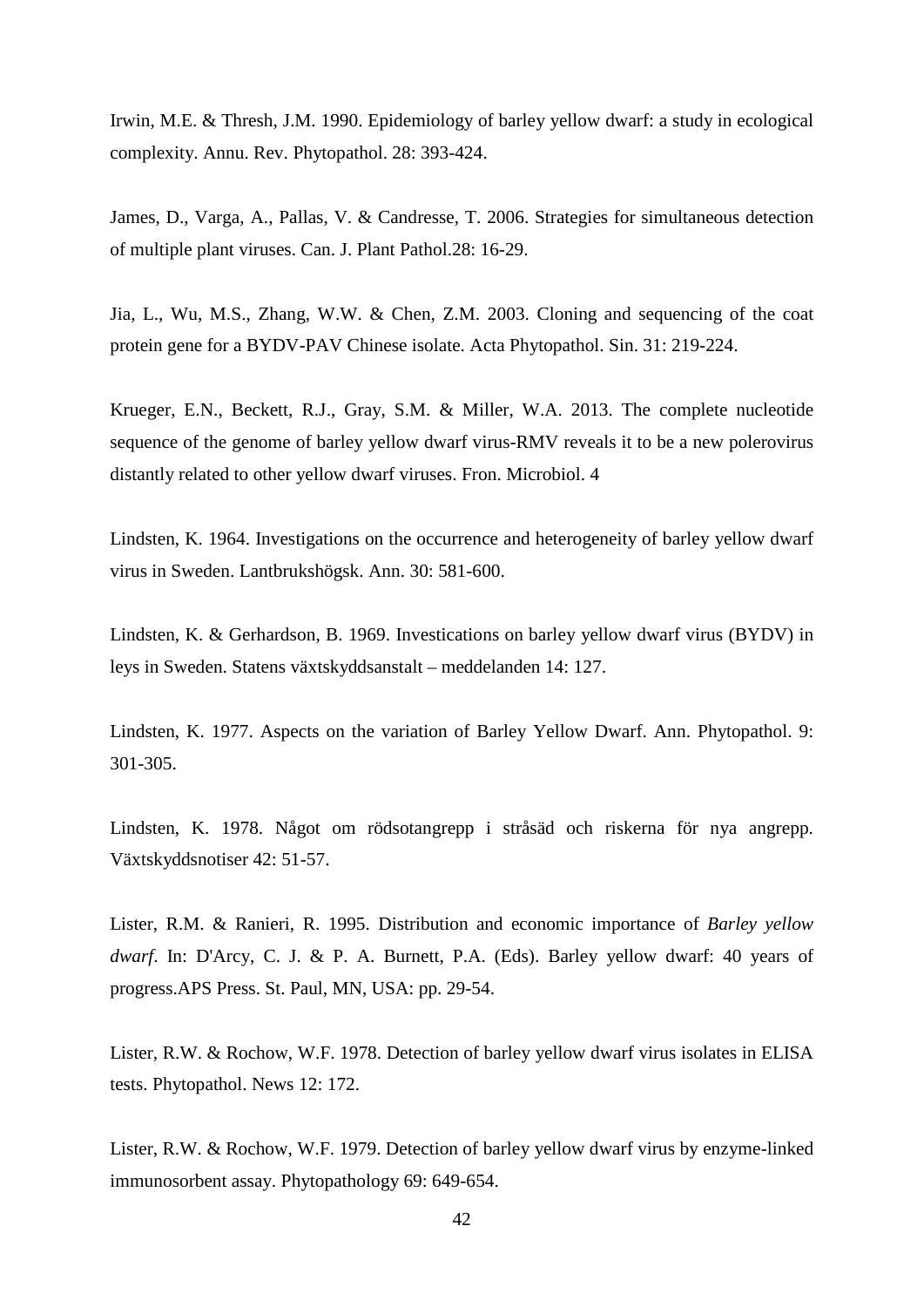Irwin, M.E. & Thresh, J.M. 1990. Epidemiology of barley yellow dwarf: a study in ecological complexity. Annu. Rev. Phytopathol. 28: 393-424.

James, D., Varga, A., Pallas, V. & Candresse, T. 2006. Strategies for simultaneous detection of multiple plant viruses. Can. J. Plant Pathol.28: 16-29.

Jia, L., Wu, M.S., Zhang, W.W. & Chen, Z.M. 2003. Cloning and sequencing of the coat protein gene for a BYDV-PAV Chinese isolate. Acta Phytopathol. Sin. 31: 219-224.

Krueger, E.N., Beckett, R.J., Gray, S.M. & Miller, W.A. 2013. The complete nucleotide sequence of the genome of barley yellow dwarf virus-RMV reveals it to be a new polerovirus distantly related to other yellow dwarf viruses. Fron. Microbiol. 4

Lindsten, K. 1964. Investigations on the occurrence and heterogeneity of barley yellow dwarf virus in Sweden. Lantbrukshögsk. Ann. 30: 581-600.

Lindsten, K. & Gerhardson, B. 1969. Investications on barley yellow dwarf virus (BYDV) in leys in Sweden. Statens växtskyddsanstalt – meddelanden 14: 127.

Lindsten, K. 1977. Aspects on the variation of Barley Yellow Dwarf. Ann. Phytopathol. 9: 301-305.

Lindsten, K. 1978. Något om rödsotangrepp i stråsäd och riskerna för nya angrepp. Växtskyddsnotiser 42: 51-57.

Lister, R.M. & Ranieri, R. 1995. Distribution and economic importance of *Barley yellow dwarf*. In: D'Arcy, C. J. & P. A. Burnett, P.A. (Eds). Barley yellow dwarf: 40 years of progress.APS Press. St. Paul, MN, USA: pp. 29-54.

Lister, R.W. & Rochow, W.F. 1978. Detection of barley yellow dwarf virus isolates in ELISA tests. Phytopathol. News 12: 172.

Lister, R.W. & Rochow, W.F. 1979. Detection of barley yellow dwarf virus by enzyme-linked immunosorbent assay. Phytopathology 69: 649-654.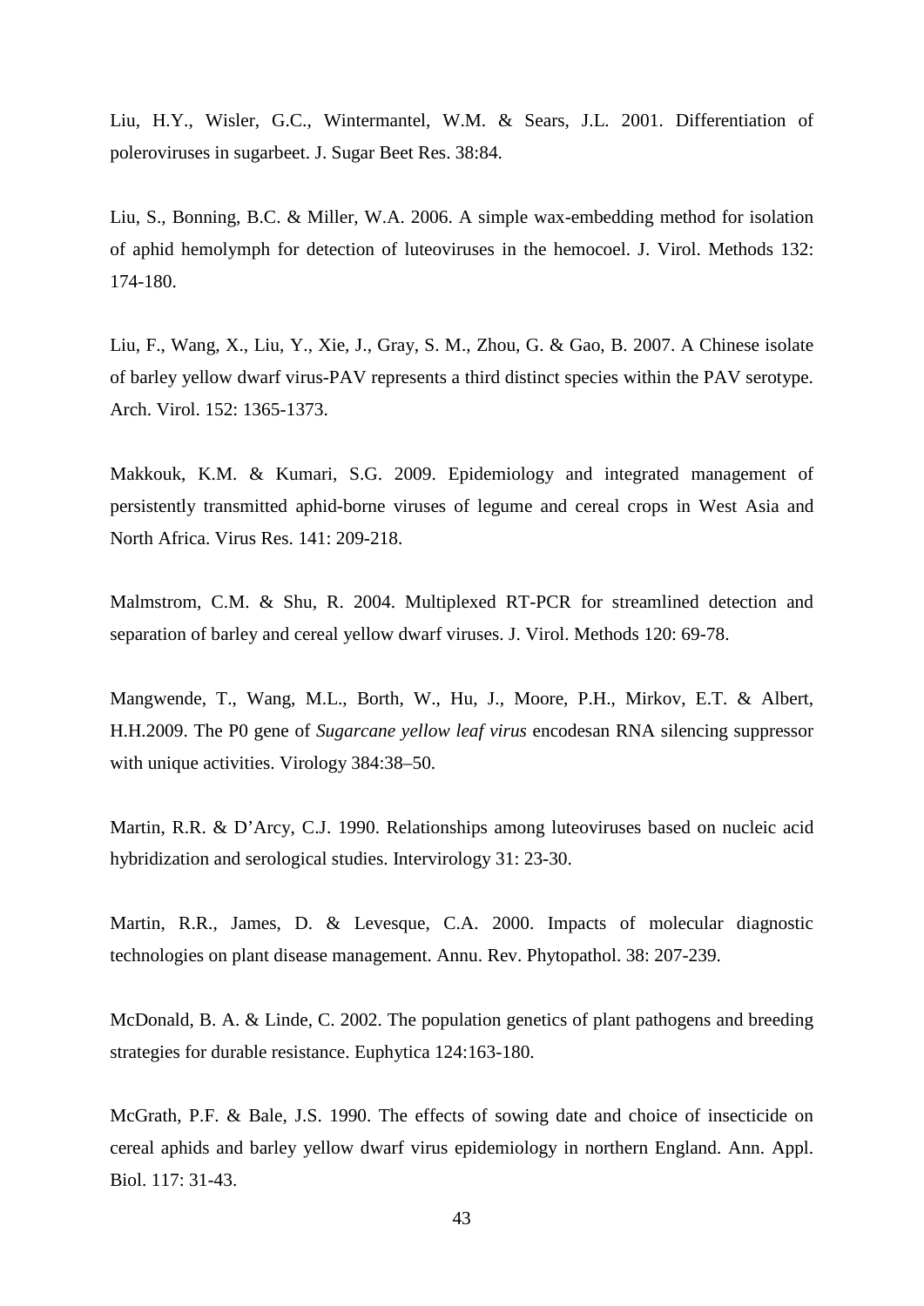Liu, H.Y., Wisler, G.C., Wintermantel, W.M. & Sears, J.L. 2001. Differentiation of poleroviruses in sugarbeet. J. Sugar Beet Res. 38:84.

Liu, S., Bonning, B.C. & Miller, W.A. 2006. A simple wax-embedding method for isolation of aphid hemolymph for detection of luteoviruses in the hemocoel. J. Virol. Methods 132: 174-180.

Liu, F., Wang, X., Liu, Y., Xie, J., Gray, S. M., Zhou, G. & Gao, B. 2007. A Chinese isolate of barley yellow dwarf virus-PAV represents a third distinct species within the PAV serotype. Arch. Virol. 152: 1365-1373.

Makkouk, K.M. & Kumari, S.G. 2009. Epidemiology and integrated management of persistently transmitted aphid-borne viruses of legume and cereal crops in West Asia and North Africa. Virus Res. 141: 209-218.

Malmstrom, C.M. & Shu, R. 2004. Multiplexed RT-PCR for streamlined detection and separation of barley and cereal yellow dwarf viruses. J. Virol. Methods 120: 69-78.

Mangwende, T., Wang, M.L., Borth, W., Hu, J., Moore, P.H., Mirkov, E.T. & Albert, H.H.2009. The P0 gene of *Sugarcane yellow leaf virus* encodesan RNA silencing suppressor with unique activities. Virology 384:38–50.

Martin, R.R. & D'Arcy, C.J. 1990. Relationships among luteoviruses based on nucleic acid hybridization and serological studies. Intervirology 31: 23-30.

Martin, R.R., James, D. & Levesque, C.A. 2000. Impacts of molecular diagnostic technologies on plant disease management. Annu. Rev. Phytopathol. 38: 207-239.

McDonald, B. A. & Linde, C. 2002. The population genetics of plant pathogens and breeding strategies for durable resistance. Euphytica 124:163-180.

McGrath, P.F. & Bale, J.S. 1990. The effects of sowing date and choice of insecticide on cereal aphids and barley yellow dwarf virus epidemiology in northern England. Ann. Appl. Biol. 117: 31-43.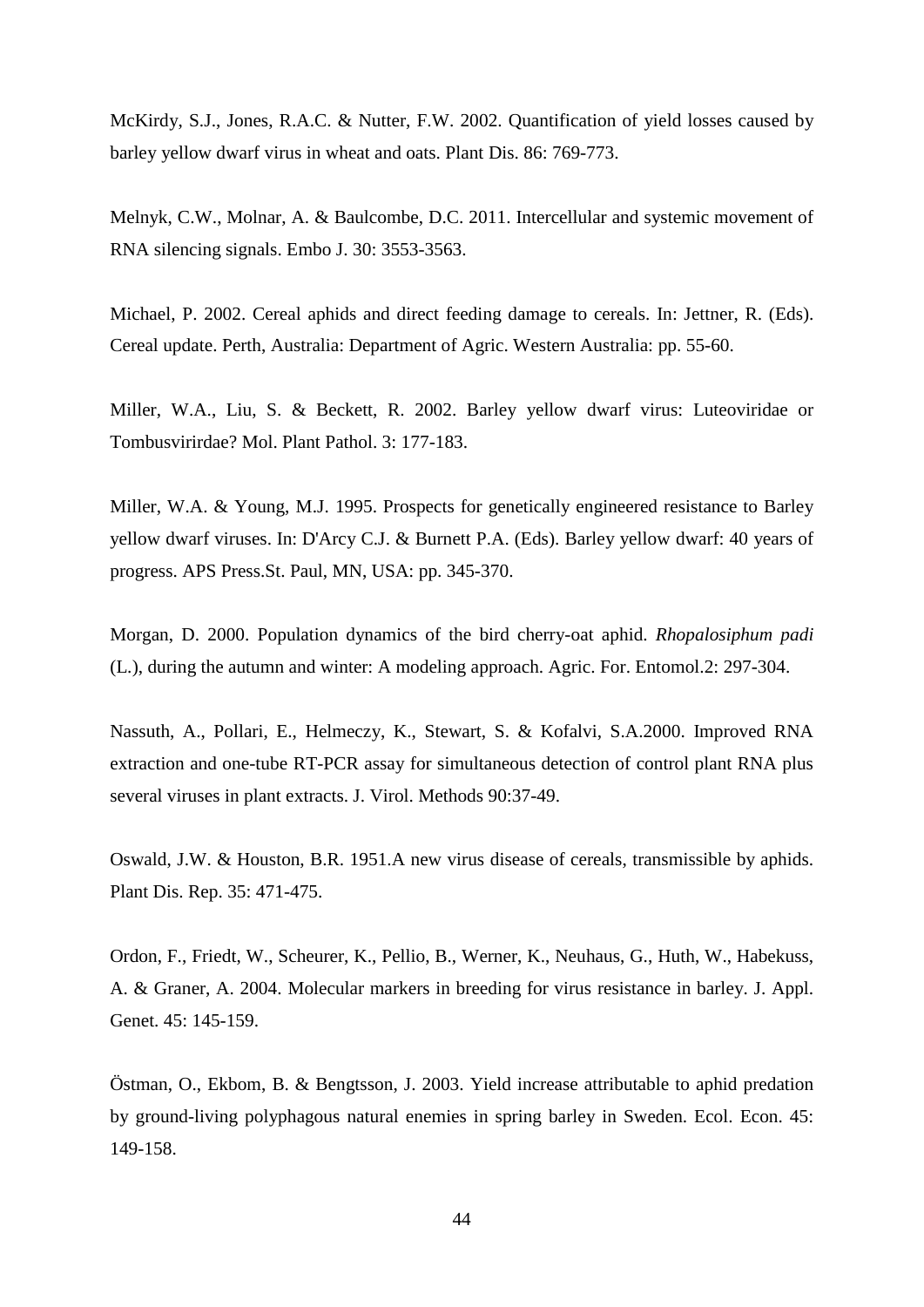McKirdy, S.J., Jones, R.A.C. & Nutter, F.W. 2002. Quantification of yield losses caused by barley yellow dwarf virus in wheat and oats. Plant Dis. 86: 769-773.

Melnyk, C.W., Molnar, A. & Baulcombe, D.C. 2011. Intercellular and systemic movement of RNA silencing signals. Embo J. 30: 3553-3563.

Michael, P. 2002. Cereal aphids and direct feeding damage to cereals. In: Jettner, R. (Eds). Cereal update. Perth, Australia: Department of Agric. Western Australia: pp. 55-60.

Miller, W.A., Liu, S. & Beckett, R. 2002. Barley yellow dwarf virus: Luteoviridae or Tombusvirirdae? Mol. Plant Pathol. 3: 177-183.

Miller, W.A. & Young, M.J. 1995. Prospects for genetically engineered resistance to Barley yellow dwarf viruses. In: D'Arcy C.J. & Burnett P.A. (Eds). Barley yellow dwarf: 40 years of progress. APS Press.St. Paul, MN, USA: pp. 345-370.

Morgan, D. 2000. Population dynamics of the bird cherry-oat aphid. *Rhopalosiphum padi* (L.), during the autumn and winter: A modeling approach. Agric. For. Entomol.2: 297-304.

Nassuth, A., Pollari, E., Helmeczy, K., Stewart, S. & Kofalvi, S.A.2000. Improved RNA extraction and one-tube RT-PCR assay for simultaneous detection of control plant RNA plus several viruses in plant extracts. J. Virol. Methods 90:37-49.

Oswald, J.W. & Houston, B.R. 1951.A new virus disease of cereals, transmissible by aphids. Plant Dis. Rep. 35: 471-475.

Ordon, F., Friedt, W., Scheurer, K., Pellio, B., Werner, K., Neuhaus, G., Huth, W., Habekuss, A. & Graner, A. 2004. Molecular markers in breeding for virus resistance in barley. J. Appl. Genet. 45: 145-159.

Östman, O., Ekbom, B. & Bengtsson, J. 2003. Yield increase attributable to aphid predation by ground-living polyphagous natural enemies in spring barley in Sweden. Ecol. Econ. 45: 149-158.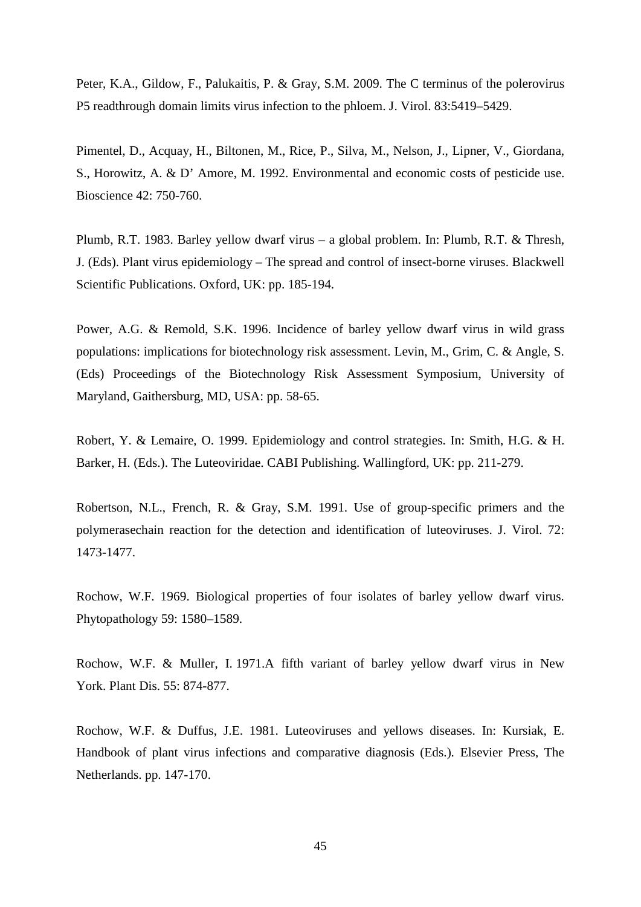Peter, K.A., Gildow, F., Palukaitis, P. & Gray, S.M. 2009. The C terminus of the polerovirus P5 readthrough domain limits virus infection to the phloem. J. Virol. 83:5419–5429.

Pimentel, D., Acquay, H., Biltonen, M., Rice, P., Silva, M., Nelson, J., Lipner, V., Giordana, S., Horowitz, A. & D' Amore, M. 1992. Environmental and economic costs of pesticide use. Bioscience 42: 750-760.

Plumb, R.T. 1983. Barley yellow dwarf virus – a global problem. In: Plumb, R.T. & Thresh, J. (Eds). Plant virus epidemiology – The spread and control of insect-borne viruses. Blackwell Scientific Publications. Oxford, UK: pp. 185-194.

Power, A.G. & Remold, S.K. 1996. Incidence of barley yellow dwarf virus in wild grass populations: implications for biotechnology risk assessment. Levin, M., Grim, C. & Angle, S. (Eds) Proceedings of the Biotechnology Risk Assessment Symposium, University of Maryland, Gaithersburg, MD, USA: pp. 58-65.

Robert, Y. & Lemaire, O. 1999. Epidemiology and control strategies. In: Smith, H.G. & H. Barker, H. (Eds.). The Luteoviridae. CABI Publishing. Wallingford, UK: pp. 211-279.

Robertson, N.L., French, R. & Gray, S.M. 1991. Use of group-specific primers and the polymerasechain reaction for the detection and identification of luteoviruses. J. Virol. 72: 1473-1477.

Rochow, W.F. 1969. Biological properties of four isolates of barley yellow dwarf virus. Phytopathology 59: 1580–1589.

Rochow, W.F. & Muller, I. 1971.A fifth variant of barley yellow dwarf virus in New York. Plant Dis. 55: 874-877.

Rochow, W.F. & Duffus, J.E. 1981. Luteoviruses and yellows diseases. In: Kursiak, E. Handbook of plant virus infections and comparative diagnosis (Eds.). Elsevier Press, The Netherlands. pp. 147-170.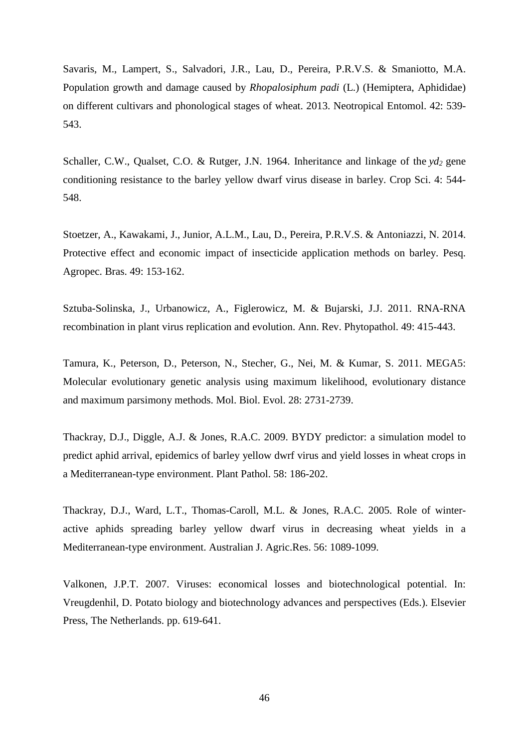Savaris, M., Lampert, S., Salvadori, J.R., Lau, D., Pereira, P.R.V.S. & Smaniotto, M.A. Population growth and damage caused by *Rhopalosiphum padi* (L.) (Hemiptera, Aphididae) on different cultivars and phonological stages of wheat. 2013. Neotropical Entomol. 42: 539-543.

Schaller, C.W., Qualset, C.O. & Rutger, J.N. 1964. Inheritance and linkage of the $yd_2$ gene conditioning resistance to the barley yellow dwarf virus disease in barley. Crop Sci. 4: 544-548.

Stoetzer, A., Kawakami, J., Junior, A.L.M., Lau, D., Pereira, P.R.V.S. & Antoniazzi, N. 2014. Protective effect and economic impact of insecticide application methods on barley. Pesq. Agropec. Bras. 49: 153-162.

Sztuba-Solinska, J., Urbanowicz, A., Figlerowicz, M. & Bujarski, J.J. 2011. RNA-RNA recombination in plant virus replication and evolution. Ann. Rev. Phytopathol. 49: 415-443.

Tamura, K., Peterson, D., Peterson, N., Stecher, G., Nei, M. & Kumar, S. 2011. MEGA5: Molecular evolutionary genetic analysis using maximum likelihood, evolutionary distance and maximum parsimony methods. Mol. Biol. Evol. 28: 2731-2739.

Thackray, D.J., Diggle, A.J. & Jones, R.A.C. 2009. BYDY predictor: a simulation model to predict aphid arrival, epidemics of barley yellow dwrf virus and yield losses in wheat crops in a Mediterranean-type environment. Plant Pathol. 58: 186-202.

Thackray, D.J., Ward, L.T., Thomas-Caroll, M.L. & Jones, R.A.C. 2005. Role of winter-active aphids spreading barley yellow dwarf virus in decreasing wheat yields in a Mediterranean-type environment. Australian J. Agric.Res. 56: 1089-1099.

Valkonen, J.P.T. 2007. Viruses: economical losses and biotechnological potential. In: Vreugdenhil, D. Potato biology and biotechnology advances and perspectives (Eds.). Elsevier Press, The Netherlands. pp. 619-641.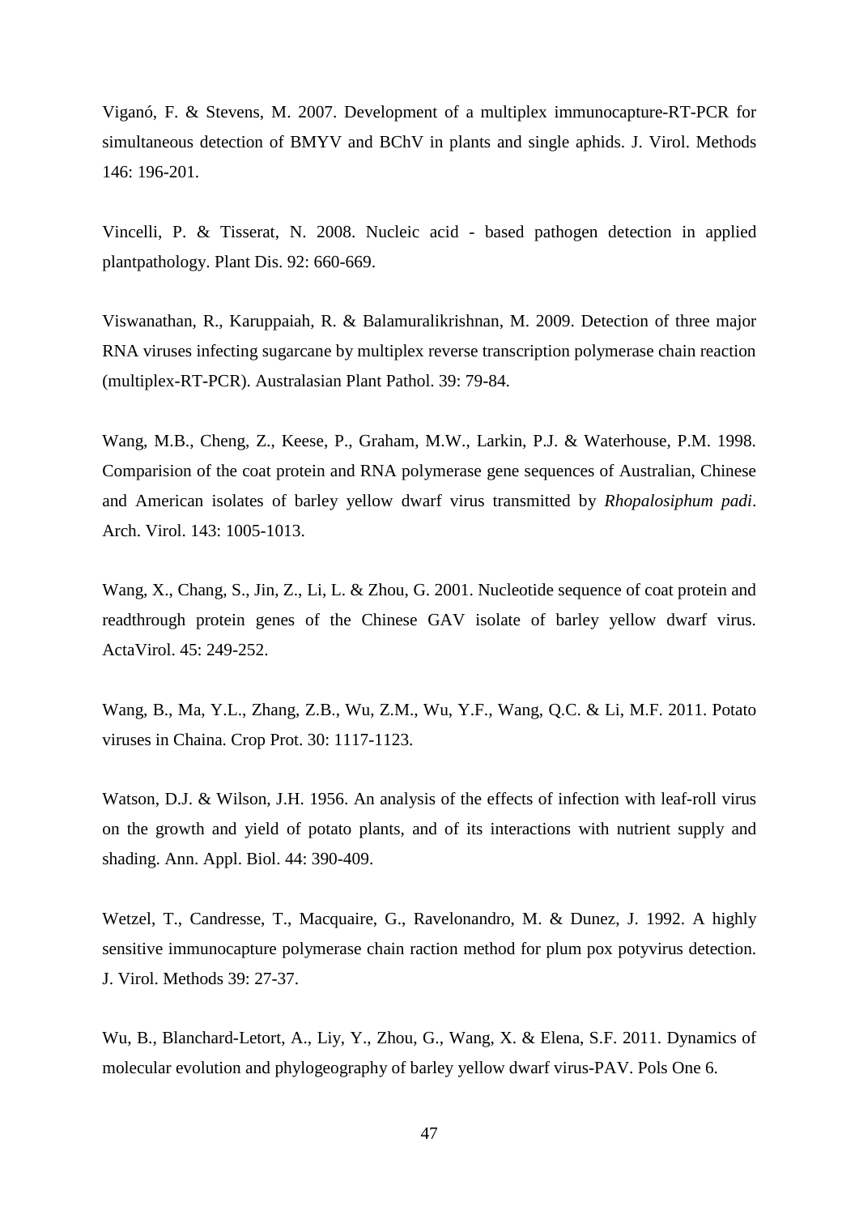Viganó, F. & Stevens, M. 2007. Development of a multiplex immunocapture-RT-PCR for simultaneous detection of BMYV and BChV in plants and single aphids. J. Virol. Methods 146: 196-201.

Vincelli, P. & Tisserat, N. 2008. Nucleic acid - based pathogen detection in applied plantpathology. Plant Dis. 92: 660-669.

Viswanathan, R., Karuppaiah, R. & Balamuralikrishnan, M. 2009. Detection of three major RNA viruses infecting sugarcane by multiplex reverse transcription polymerase chain reaction (multiplex-RT-PCR). Australasian Plant Pathol. 39: 79-84.

Wang, M.B., Cheng, Z., Keese, P., Graham, M.W., Larkin, P.J. & Waterhouse, P.M. 1998. Comparision of the coat protein and RNA polymerase gene sequences of Australian, Chinese and American isolates of barley yellow dwarf virus transmitted by *Rhopalosiphum padi*. Arch. Virol. 143: 1005-1013.

Wang, X., Chang, S., Jin, Z., Li, L. & Zhou, G. 2001. Nucleotide sequence of coat protein and readthrough protein genes of the Chinese GAV isolate of barley yellow dwarf virus. ActaVirol. 45: 249-252.

Wang, B., Ma, Y.L., Zhang, Z.B., Wu, Z.M., Wu, Y.F., Wang, Q.C. & Li, M.F. 2011. Potato viruses in Chaina. Crop Prot. 30: 1117-1123.

Watson, D.J. & Wilson, J.H. 1956. An analysis of the effects of infection with leaf-roll virus on the growth and yield of potato plants, and of its interactions with nutrient supply and shading. Ann. Appl. Biol. 44: 390-409.

Wetzel, T., Candresse, T., Macquaire, G., Ravelonandro, M. & Dunez, J. 1992. A highly sensitive immunocapture polymerase chain raction method for plum pox potyvirus detection. J. Virol. Methods 39: 27-37.

Wu, B., Blanchard-Letort, A., Liy, Y., Zhou, G., Wang, X. & Elena, S.F. 2011. Dynamics of molecular evolution and phylogeography of barley yellow dwarf virus-PAV. Pols One 6.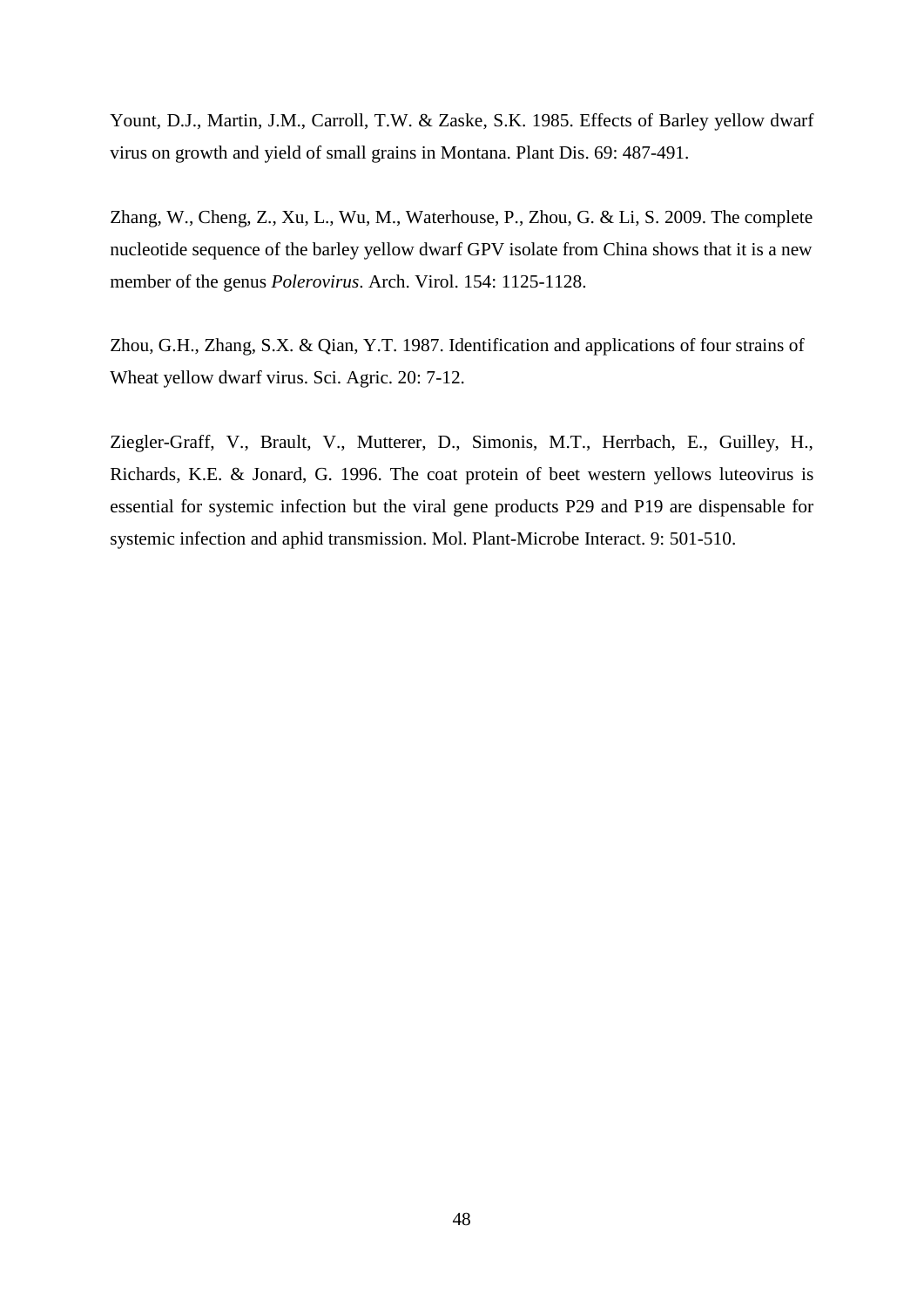Yount, D.J., Martin, J.M., Carroll, T.W. & Zaske, S.K. 1985. Effects of Barley yellow dwarf virus on growth and yield of small grains in Montana. Plant Dis. 69: 487-491.

Zhang, W., Cheng, Z., Xu, L., Wu, M., Waterhouse, P., Zhou, G. & Li, S. 2009. The complete nucleotide sequence of the barley yellow dwarf GPV isolate from China shows that it is a new member of the genus *Polerovirus*. Arch. Virol. 154: 1125-1128.

Zhou, G.H., Zhang, S.X. & Qian, Y.T. 1987. Identification and applications of four strains of Wheat yellow dwarf virus. Sci. Agric. 20: 7-12.

Ziegler-Graff, V., Brault, V., Mutterer, D., Simonis, M.T., Herrbach, E., Guilley, H., Richards, K.E. & Jonard, G. 1996. The coat protein of beet western yellows luteovirus is essential for systemic infection but the viral gene products P29 and P19 are dispensable for systemic infection and aphid transmission. Mol. Plant-Microbe Interact. 9: 501-510.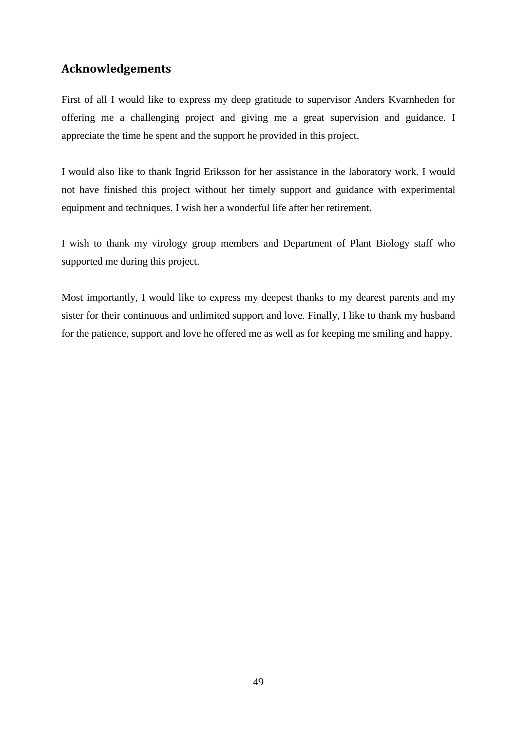## Acknowledgements

First of all I would like to express my deep gratitude to supervisor Anders Kvarnheden for offering me a challenging project and giving me a great supervision and guidance. I appreciate the time he spent and the support he provided in this project.

I would also like to thank Ingrid Eriksson for her assistance in the laboratory work. I would not have finished this project without her timely support and guidance with experimental equipment and techniques. I wish her a wonderful life after her retirement.

I wish to thank my virology group members and Department of Plant Biology staff who supported me during this project.

Most importantly, I would like to express my deepest thanks to my dearest parents and my sister for their continuous and unlimited support and love. Finally, I like to thank my husband for the patience, support and love he offered me as well as for keeping me smiling and happy.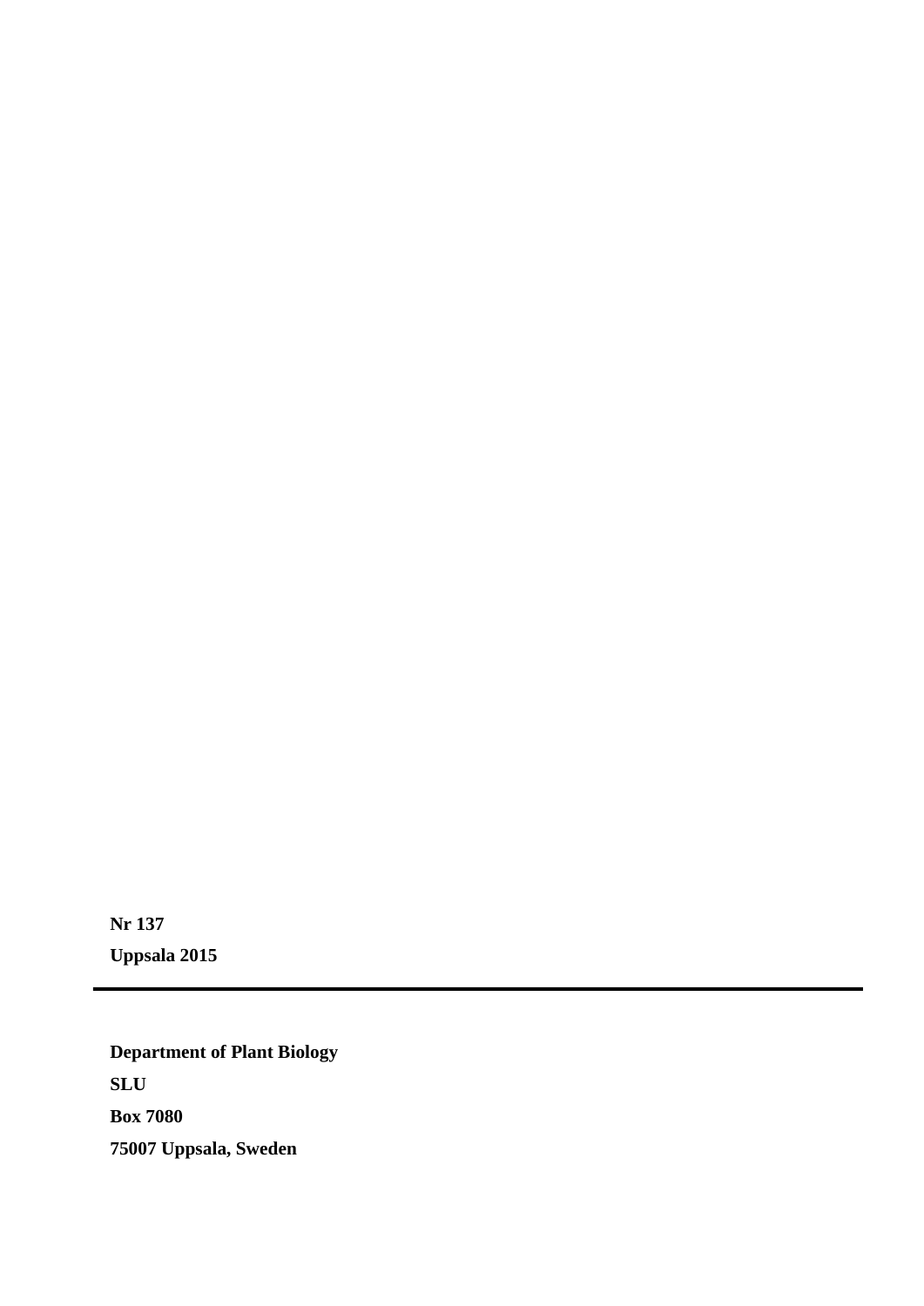**Nr 137**

**Uppsala 2015**

---

**Department of Plant Biology**

**SLU**

**Box 7080**

**75007 Uppsala, Sweden**